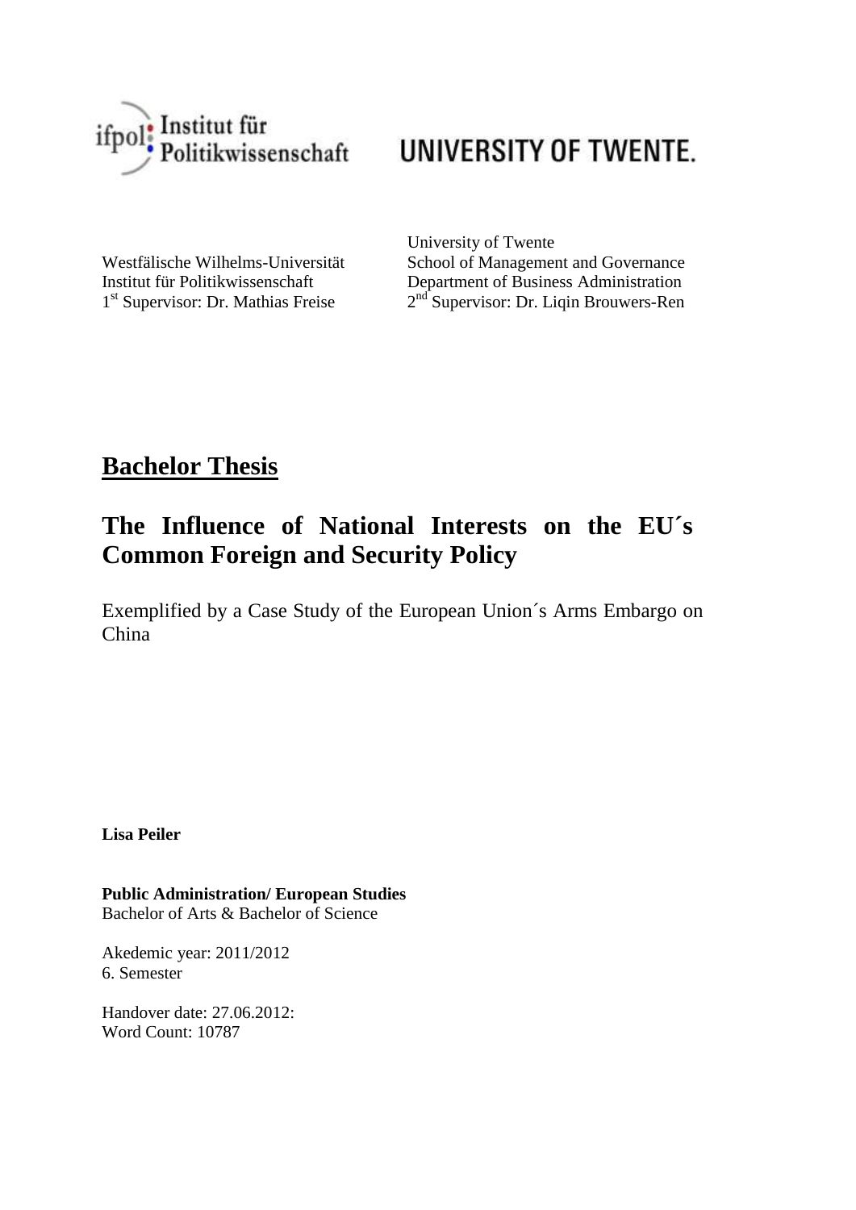ifpol: Institut für Politikwissenschaft

UNIVERSITY OF TWENTE.

Westfälische Wilhelms-Universität
Institut für Politikwissenschaft
1st Supervisor: Dr. Mathias Freise

University of Twente
School of Management and Governance
Department of Business Administration
2nd Supervisor: Dr. Liqin Brouwers-Ren

# Bachelor Thesis

## The Influence of National Interests on the EU´s Common Foreign and Security Policy

Exemplified by a Case Study of the European Union´s Arms Embargo on China

**Lisa Peiler**

**Public Administration/ European Studies**
Bachelor of Arts & Bachelor of Science

Akedemic year: 2011/2012
6. Semester

Handover date: 27.06.2012:
Word Count: 10787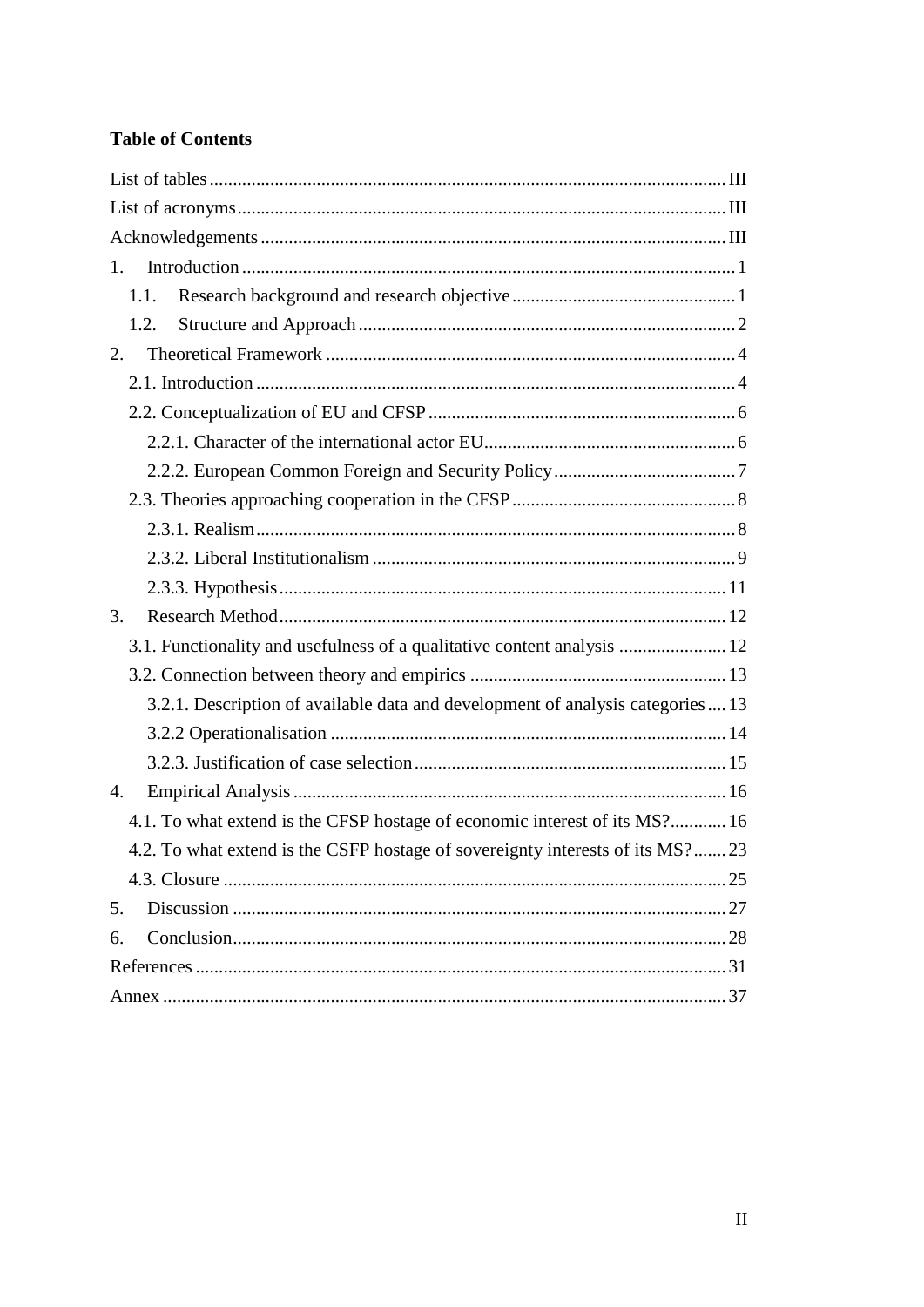**Table of Contents**

List of tables .......... III
List of acronyms .......... III
Acknowledgements .......... III
1. Introduction .......... 1
  1.1. Research background and research objective .......... 1
  1.2. Structure and Approach .......... 2
2. Theoretical Framework .......... 4
  2.1. Introduction .......... 4
  2.2. Conceptualization of EU and CFSP .......... 6
    2.2.1. Character of the international actor EU .......... 6
    2.2.2. European Common Foreign and Security Policy .......... 7
  2.3. Theories approaching cooperation in the CFSP .......... 8
    2.3.1. Realism .......... 8
    2.3.2. Liberal Institutionalism .......... 9
    2.3.3. Hypothesis .......... 11
3. Research Method .......... 12
  3.1. Functionality and usefulness of a qualitative content analysis .......... 12
  3.2. Connection between theory and empirics .......... 13
    3.2.1. Description of available data and development of analysis categories .......... 13
    3.2.2 Operationalisation .......... 14
    3.2.3. Justification of case selection .......... 15
4. Empirical Analysis .......... 16
  4.1. To what extend is the CFSP hostage of economic interest of its MS? .......... 16
  4.2. To what extend is the CSFP hostage of sovereignty interests of its MS? .......... 23
  4.3. Closure .......... 25
5. Discussion .......... 27
6. Conclusion .......... 28
References .......... 31
Annex .......... 37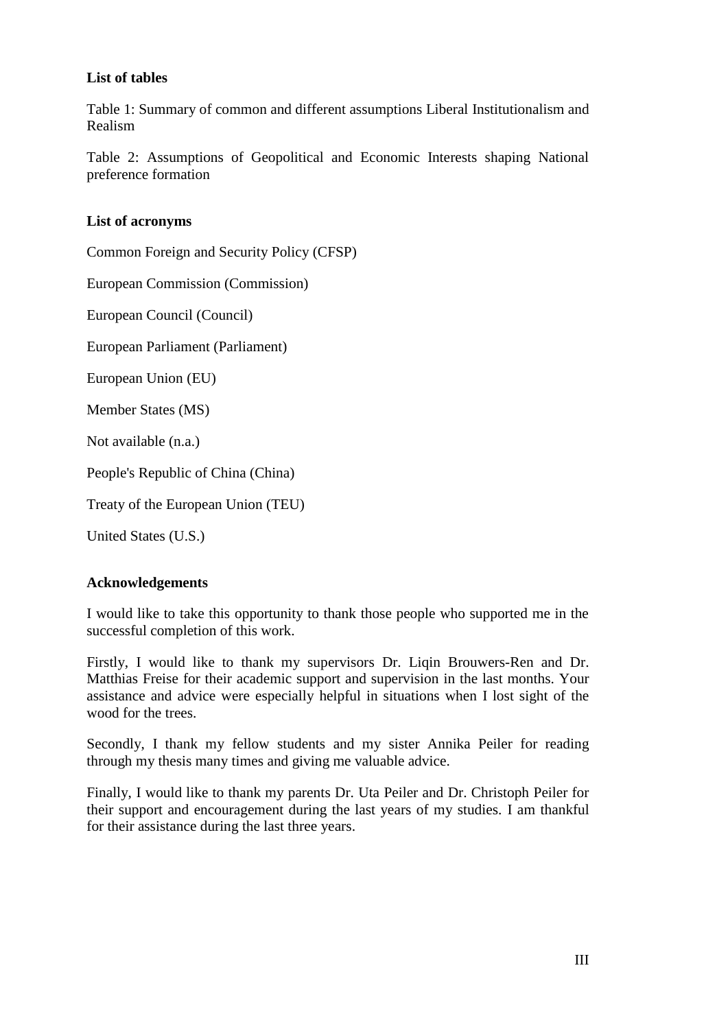## List of tables

Table 1: Summary of common and different assumptions Liberal Institutionalism and Realism

Table 2: Assumptions of Geopolitical and Economic Interests shaping National preference formation

## List of acronyms

Common Foreign and Security Policy (CFSP)

European Commission (Commission)

European Council (Council)

European Parliament (Parliament)

European Union (EU)

Member States (MS)

Not available (n.a.)

People's Republic of China (China)

Treaty of the European Union (TEU)

United States (U.S.)

## Acknowledgements

I would like to take this opportunity to thank those people who supported me in the successful completion of this work.

Firstly, I would like to thank my supervisors Dr. Liqin Brouwers-Ren and Dr. Matthias Freise for their academic support and supervision in the last months. Your assistance and advice were especially helpful in situations when I lost sight of the wood for the trees.

Secondly, I thank my fellow students and my sister Annika Peiler for reading through my thesis many times and giving me valuable advice.

Finally, I would like to thank my parents Dr. Uta Peiler and Dr. Christoph Peiler for their support and encouragement during the last years of my studies. I am thankful for their assistance during the last three years.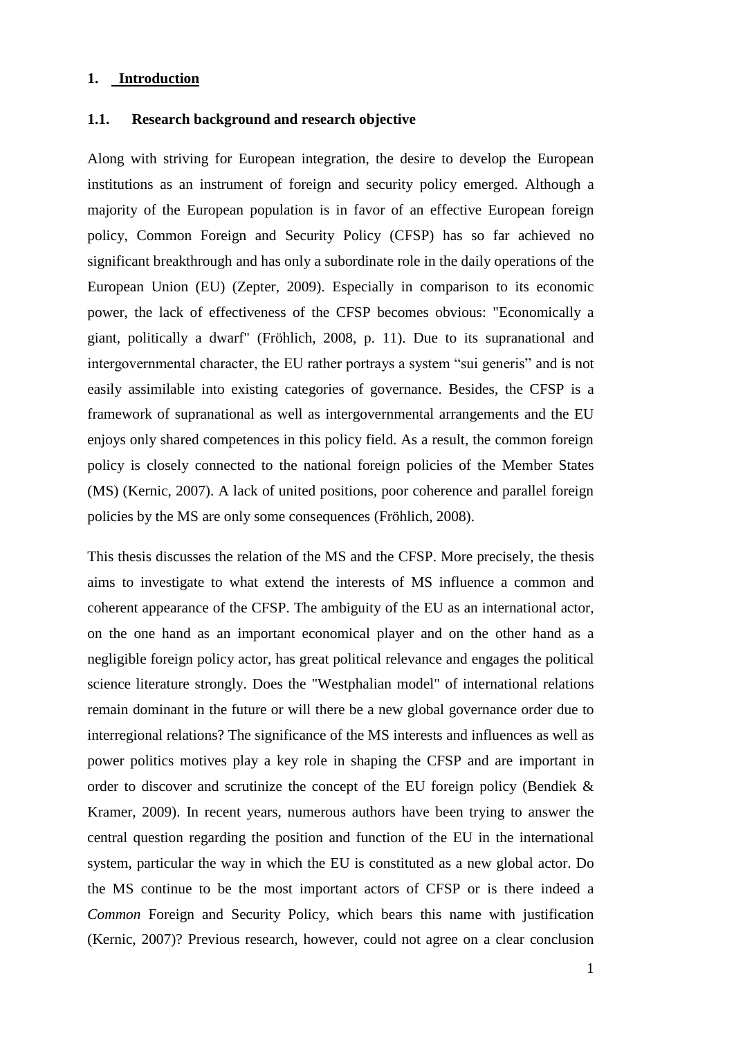# 1. Introduction

## 1.1. Research background and research objective

Along with striving for European integration, the desire to develop the European institutions as an instrument of foreign and security policy emerged. Although a majority of the European population is in favor of an effective European foreign policy, Common Foreign and Security Policy (CFSP) has so far achieved no significant breakthrough and has only a subordinate role in the daily operations of the European Union (EU) (Zepter, 2009). Especially in comparison to its economic power, the lack of effectiveness of the CFSP becomes obvious: "Economically a giant, politically a dwarf" (Fröhlich, 2008, p. 11). Due to its supranational and intergovernmental character, the EU rather portrays a system "sui generis" and is not easily assimilable into existing categories of governance. Besides, the CFSP is a framework of supranational as well as intergovernmental arrangements and the EU enjoys only shared competences in this policy field. As a result, the common foreign policy is closely connected to the national foreign policies of the Member States (MS) (Kernic, 2007). A lack of united positions, poor coherence and parallel foreign policies by the MS are only some consequences (Fröhlich, 2008).

This thesis discusses the relation of the MS and the CFSP. More precisely, the thesis aims to investigate to what extend the interests of MS influence a common and coherent appearance of the CFSP. The ambiguity of the EU as an international actor, on the one hand as an important economical player and on the other hand as a negligible foreign policy actor, has great political relevance and engages the political science literature strongly. Does the "Westphalian model" of international relations remain dominant in the future or will there be a new global governance order due to interregional relations? The significance of the MS interests and influences as well as power politics motives play a key role in shaping the CFSP and are important in order to discover and scrutinize the concept of the EU foreign policy (Bendiek & Kramer, 2009). In recent years, numerous authors have been trying to answer the central question regarding the position and function of the EU in the international system, particular the way in which the EU is constituted as a new global actor. Do the MS continue to be the most important actors of CFSP or is there indeed a *Common* Foreign and Security Policy, which bears this name with justification (Kernic, 2007)? Previous research, however, could not agree on a clear conclusion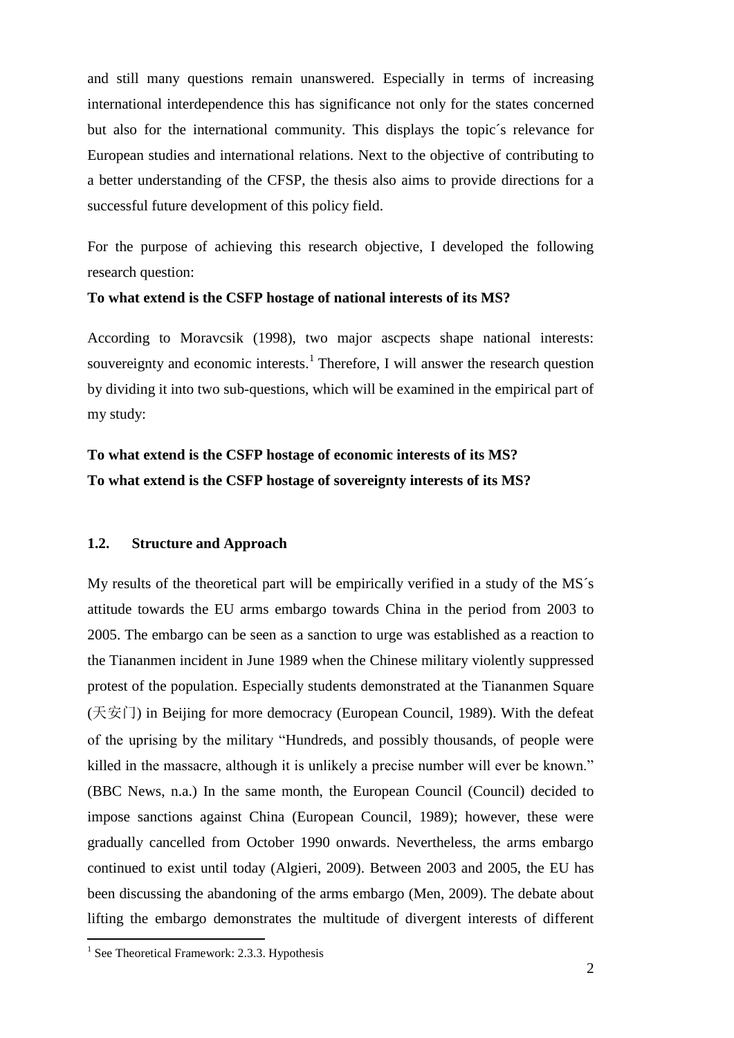and still many questions remain unanswered. Especially in terms of increasing international interdependence this has significance not only for the states concerned but also for the international community. This displays the topic´s relevance for European studies and international relations. Next to the objective of contributing to a better understanding of the CFSP, the thesis also aims to provide directions for a successful future development of this policy field.

For the purpose of achieving this research objective, I developed the following research question:

**To what extend is the CSFP hostage of national interests of its MS?**

According to Moravcsik (1998), two major ascpects shape national interests: souvereignty and economic interests.[1] Therefore, I will answer the research question by dividing it into two sub-questions, which will be examined in the empirical part of my study:

**To what extend is the CSFP hostage of economic interests of its MS?**
**To what extend is the CSFP hostage of sovereignty interests of its MS?**

### 1.2. Structure and Approach

My results of the theoretical part will be empirically verified in a study of the MS´s attitude towards the EU arms embargo towards China in the period from 2003 to 2005. The embargo can be seen as a sanction to urge was established as a reaction to the Tiananmen incident in June 1989 when the Chinese military violently suppressed protest of the population. Especially students demonstrated at the Tiananmen Square (天安门) in Beijing for more democracy (European Council, 1989). With the defeat of the uprising by the military "Hundreds, and possibly thousands, of people were killed in the massacre, although it is unlikely a precise number will ever be known." (BBC News, n.a.) In the same month, the European Council (Council) decided to impose sanctions against China (European Council, 1989); however, these were gradually cancelled from October 1990 onwards. Nevertheless, the arms embargo continued to exist until today (Algieri, 2009). Between 2003 and 2005, the EU has been discussing the abandoning of the arms embargo (Men, 2009). The debate about lifting the embargo demonstrates the multitude of divergent interests of different

[1] See Theoretical Framework: 2.3.3. Hypothesis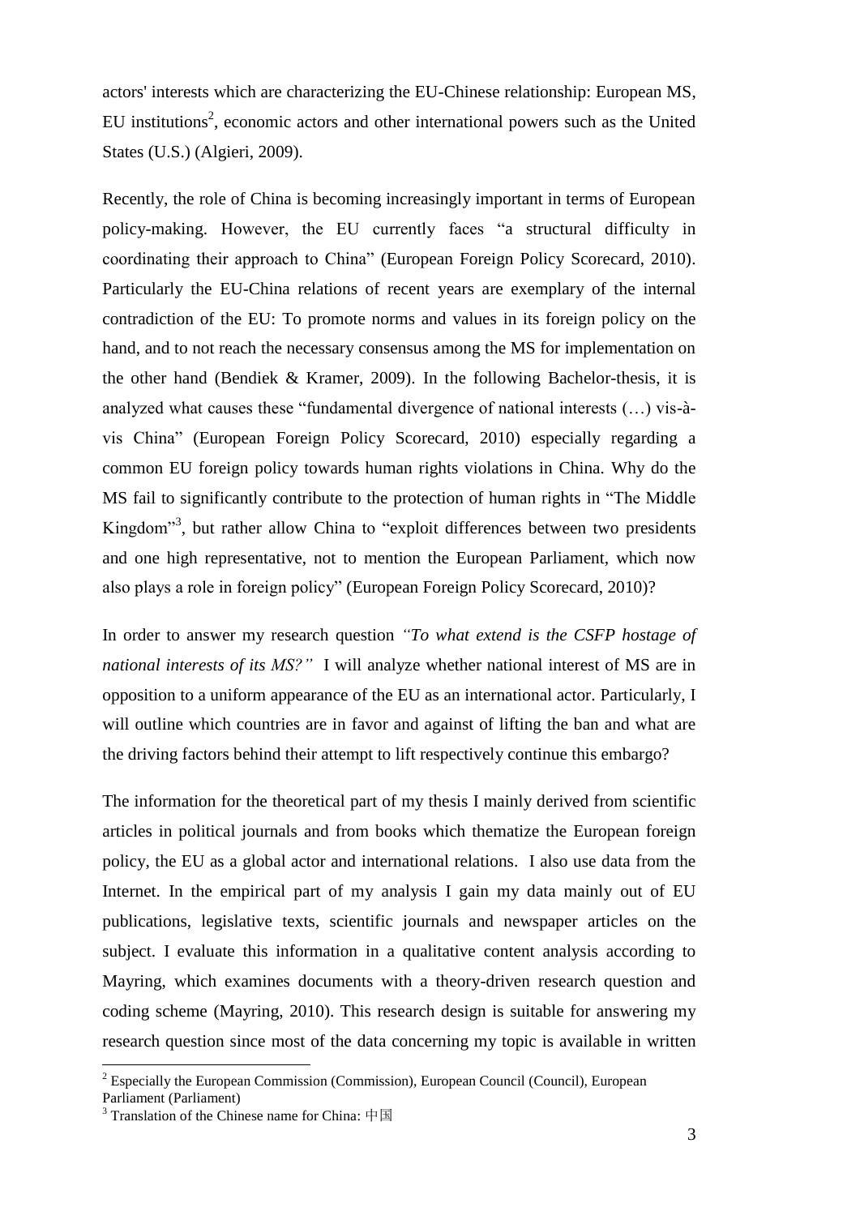actors' interests which are characterizing the EU-Chinese relationship: European MS, EU institutions[2], economic actors and other international powers such as the United States (U.S.) (Algieri, 2009).

Recently, the role of China is becoming increasingly important in terms of European policy-making. However, the EU currently faces "a structural difficulty in coordinating their approach to China" (European Foreign Policy Scorecard, 2010). Particularly the EU-China relations of recent years are exemplary of the internal contradiction of the EU: To promote norms and values in its foreign policy on the hand, and to not reach the necessary consensus among the MS for implementation on the other hand (Bendiek & Kramer, 2009). In the following Bachelor-thesis, it is analyzed what causes these "fundamental divergence of national interests (…) vis-à-vis China" (European Foreign Policy Scorecard, 2010) especially regarding a common EU foreign policy towards human rights violations in China. Why do the MS fail to significantly contribute to the protection of human rights in "The Middle Kingdom"[3], but rather allow China to "exploit differences between two presidents and one high representative, not to mention the European Parliament, which now also plays a role in foreign policy" (European Foreign Policy Scorecard, 2010)?

In order to answer my research question *"To what extend is the CSFP hostage of national interests of its MS?"* I will analyze whether national interest of MS are in opposition to a uniform appearance of the EU as an international actor. Particularly, I will outline which countries are in favor and against of lifting the ban and what are the driving factors behind their attempt to lift respectively continue this embargo?

The information for the theoretical part of my thesis I mainly derived from scientific articles in political journals and from books which thematize the European foreign policy, the EU as a global actor and international relations. I also use data from the Internet. In the empirical part of my analysis I gain my data mainly out of EU publications, legislative texts, scientific journals and newspaper articles on the subject. I evaluate this information in a qualitative content analysis according to Mayring, which examines documents with a theory-driven research question and coding scheme (Mayring, 2010). This research design is suitable for answering my research question since most of the data concerning my topic is available in written

---

[2] Especially the European Commission (Commission), European Council (Council), European Parliament (Parliament)

[3] Translation of the Chinese name for China: 中国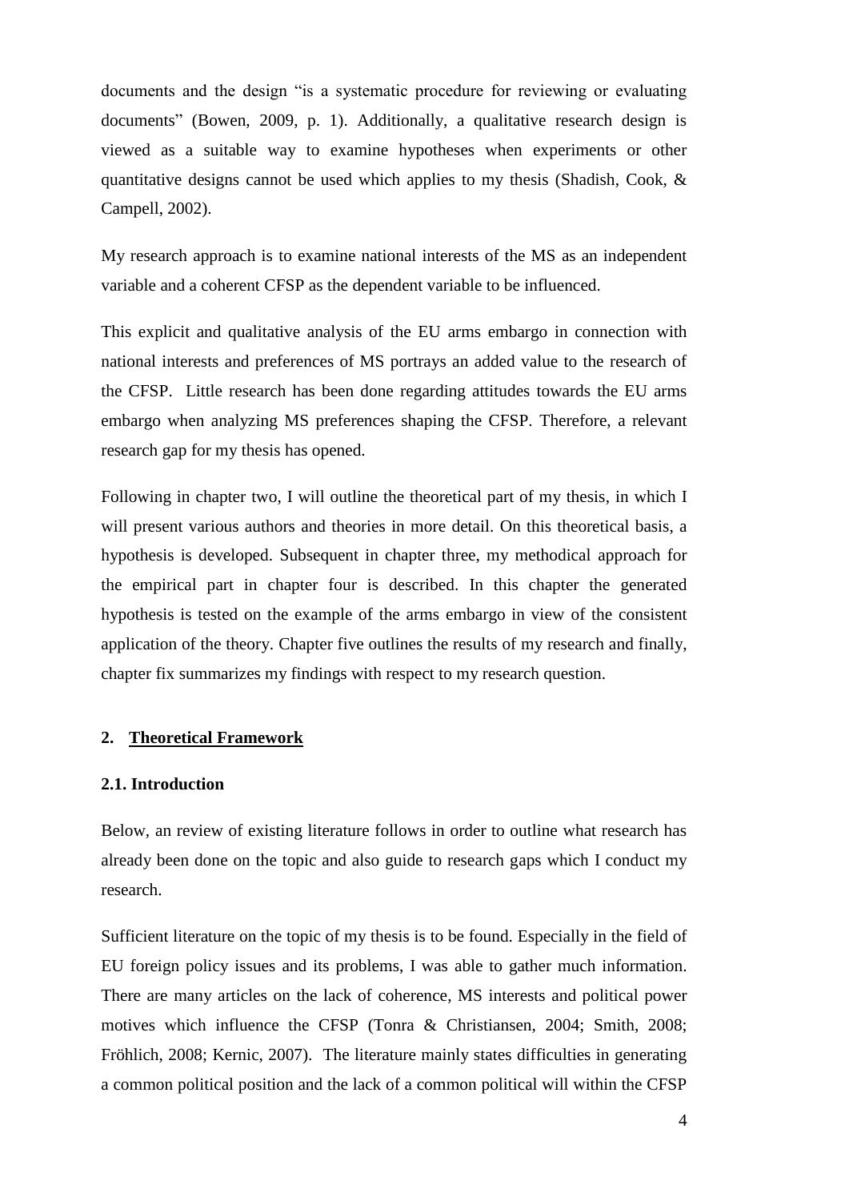documents and the design "is a systematic procedure for reviewing or evaluating documents" (Bowen, 2009, p. 1). Additionally, a qualitative research design is viewed as a suitable way to examine hypotheses when experiments or other quantitative designs cannot be used which applies to my thesis (Shadish, Cook, & Campell, 2002).

My research approach is to examine national interests of the MS as an independent variable and a coherent CFSP as the dependent variable to be influenced.

This explicit and qualitative analysis of the EU arms embargo in connection with national interests and preferences of MS portrays an added value to the research of the CFSP. Little research has been done regarding attitudes towards the EU arms embargo when analyzing MS preferences shaping the CFSP. Therefore, a relevant research gap for my thesis has opened.

Following in chapter two, I will outline the theoretical part of my thesis, in which I will present various authors and theories in more detail. On this theoretical basis, a hypothesis is developed. Subsequent in chapter three, my methodical approach for the empirical part in chapter four is described. In this chapter the generated hypothesis is tested on the example of the arms embargo in view of the consistent application of the theory. Chapter five outlines the results of my research and finally, chapter fix summarizes my findings with respect to my research question.

## 2. <u>Theoretical Framework</u>

### 2.1. Introduction

Below, an review of existing literature follows in order to outline what research has already been done on the topic and also guide to research gaps which I conduct my research.

Sufficient literature on the topic of my thesis is to be found. Especially in the field of EU foreign policy issues and its problems, I was able to gather much information. There are many articles on the lack of coherence, MS interests and political power motives which influence the CFSP (Tonra & Christiansen, 2004; Smith, 2008; Fröhlich, 2008; Kernic, 2007). The literature mainly states difficulties in generating a common political position and the lack of a common political will within the CFSP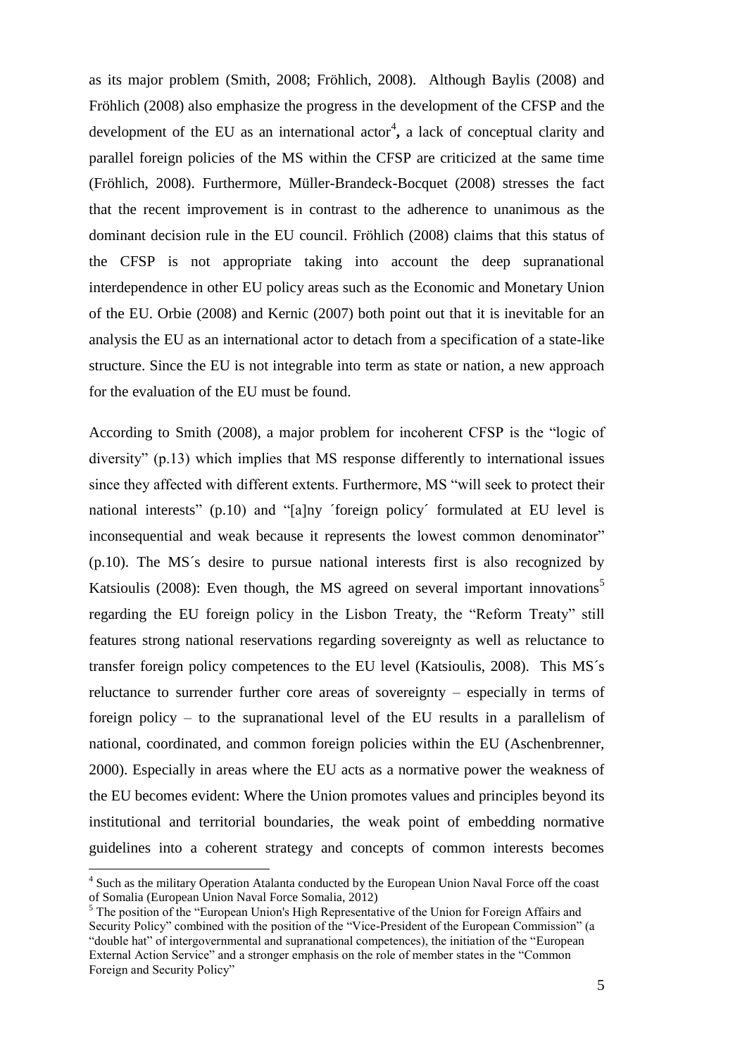as its major problem (Smith, 2008; Fröhlich, 2008). Although Baylis (2008) and Fröhlich (2008) also emphasize the progress in the development of the CFSP and the development of the EU as an international actor[4], a lack of conceptual clarity and parallel foreign policies of the MS within the CFSP are criticized at the same time (Fröhlich, 2008). Furthermore, Müller-Brandeck-Bocquet (2008) stresses the fact that the recent improvement is in contrast to the adherence to unanimous as the dominant decision rule in the EU council. Fröhlich (2008) claims that this status of the CFSP is not appropriate taking into account the deep supranational interdependence in other EU policy areas such as the Economic and Monetary Union of the EU. Orbie (2008) and Kernic (2007) both point out that it is inevitable for an analysis the EU as an international actor to detach from a specification of a state-like structure. Since the EU is not integrable into term as state or nation, a new approach for the evaluation of the EU must be found.

According to Smith (2008), a major problem for incoherent CFSP is the "logic of diversity" (p.13) which implies that MS response differently to international issues since they affected with different extents. Furthermore, MS "will seek to protect their national interests" (p.10) and "[a]ny ´foreign policy´ formulated at EU level is inconsequential and weak because it represents the lowest common denominator" (p.10). The MS´s desire to pursue national interests first is also recognized by Katsioulis (2008): Even though, the MS agreed on several important innovations[5] regarding the EU foreign policy in the Lisbon Treaty, the "Reform Treaty" still features strong national reservations regarding sovereignty as well as reluctance to transfer foreign policy competences to the EU level (Katsioulis, 2008). This MS´s reluctance to surrender further core areas of sovereignty – especially in terms of foreign policy – to the supranational level of the EU results in a parallelism of national, coordinated, and common foreign policies within the EU (Aschenbrenner, 2000). Especially in areas where the EU acts as a normative power the weakness of the EU becomes evident: Where the Union promotes values and principles beyond its institutional and territorial boundaries, the weak point of embedding normative guidelines into a coherent strategy and concepts of common interests becomes

[4] Such as the military Operation Atalanta conducted by the European Union Naval Force off the coast of Somalia (European Union Naval Force Somalia, 2012)

[5] The position of the "European Union's High Representative of the Union for Foreign Affairs and Security Policy" combined with the position of the "Vice-President of the European Commission" (a "double hat" of intergovernmental and supranational competences), the initiation of the "European External Action Service" and a stronger emphasis on the role of member states in the "Common Foreign and Security Policy"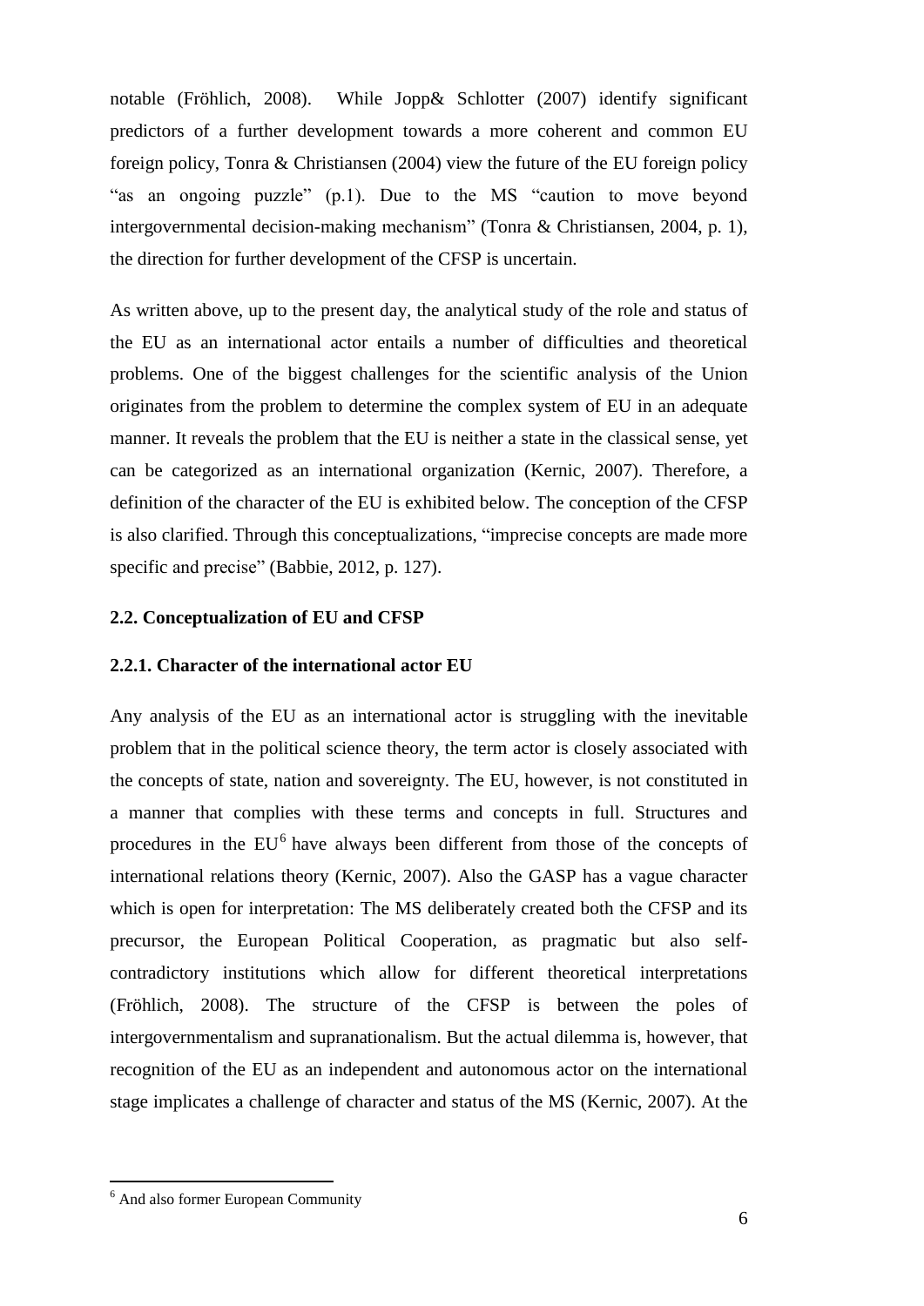notable (Fröhlich, 2008). While Jopp& Schlotter (2007) identify significant predictors of a further development towards a more coherent and common EU foreign policy, Tonra & Christiansen (2004) view the future of the EU foreign policy "as an ongoing puzzle" (p.1). Due to the MS "caution to move beyond intergovernmental decision-making mechanism" (Tonra & Christiansen, 2004, p. 1), the direction for further development of the CFSP is uncertain.

As written above, up to the present day, the analytical study of the role and status of the EU as an international actor entails a number of difficulties and theoretical problems. One of the biggest challenges for the scientific analysis of the Union originates from the problem to determine the complex system of EU in an adequate manner. It reveals the problem that the EU is neither a state in the classical sense, yet can be categorized as an international organization (Kernic, 2007). Therefore, a definition of the character of the EU is exhibited below. The conception of the CFSP is also clarified. Through this conceptualizations, "imprecise concepts are made more specific and precise" (Babbie, 2012, p. 127).

### 2.2. Conceptualization of EU and CFSP

#### 2.2.1. Character of the international actor EU

Any analysis of the EU as an international actor is struggling with the inevitable problem that in the political science theory, the term actor is closely associated with the concepts of state, nation and sovereignty. The EU, however, is not constituted in a manner that complies with these terms and concepts in full. Structures and procedures in the EU[6] have always been different from those of the concepts of international relations theory (Kernic, 2007). Also the GASP has a vague character which is open for interpretation: The MS deliberately created both the CFSP and its precursor, the European Political Cooperation, as pragmatic but also self-contradictory institutions which allow for different theoretical interpretations (Fröhlich, 2008). The structure of the CFSP is between the poles of intergovernmentalism and supranationalism. But the actual dilemma is, however, that recognition of the EU as an independent and autonomous actor on the international stage implicates a challenge of character and status of the MS (Kernic, 2007). At the

[6] And also former European Community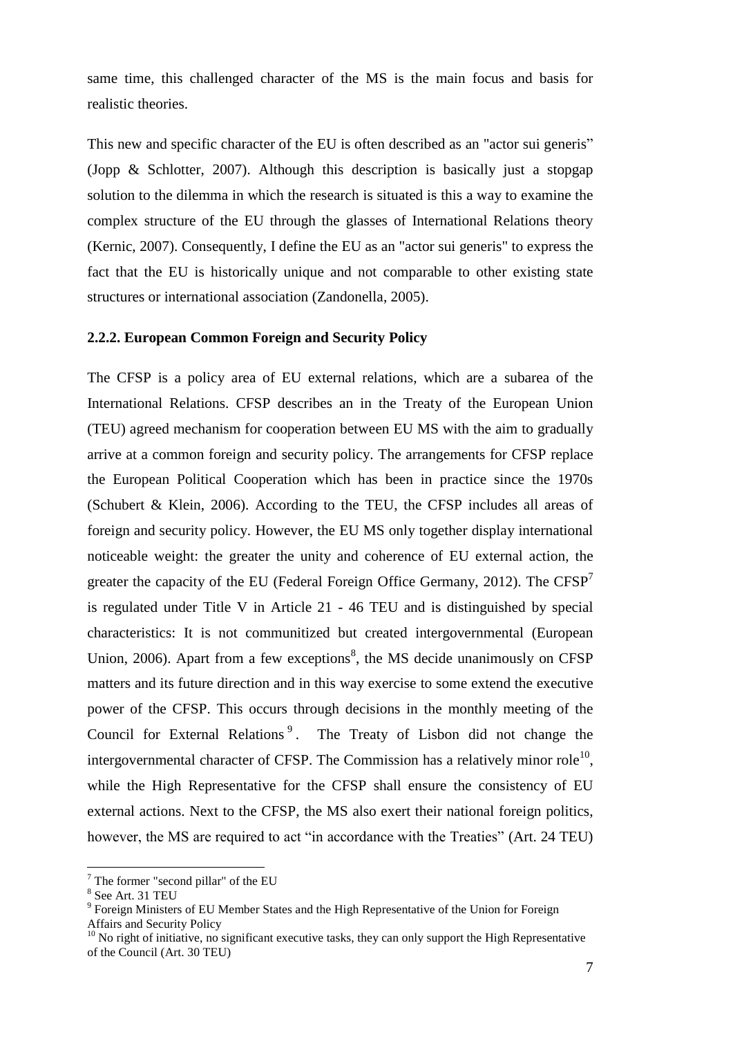same time, this challenged character of the MS is the main focus and basis for realistic theories.

This new and specific character of the EU is often described as an "actor sui generis" (Jopp & Schlotter, 2007). Although this description is basically just a stopgap solution to the dilemma in which the research is situated is this a way to examine the complex structure of the EU through the glasses of International Relations theory (Kernic, 2007). Consequently, I define the EU as an "actor sui generis" to express the fact that the EU is historically unique and not comparable to other existing state structures or international association (Zandonella, 2005).

### 2.2.2. European Common Foreign and Security Policy

The CFSP is a policy area of EU external relations, which are a subarea of the International Relations. CFSP describes an in the Treaty of the European Union (TEU) agreed mechanism for cooperation between EU MS with the aim to gradually arrive at a common foreign and security policy. The arrangements for CFSP replace the European Political Cooperation which has been in practice since the 1970s (Schubert & Klein, 2006). According to the TEU, the CFSP includes all areas of foreign and security policy. However, the EU MS only together display international noticeable weight: the greater the unity and coherence of EU external action, the greater the capacity of the EU (Federal Foreign Office Germany, 2012). The CFSP[7] is regulated under Title V in Article 21 - 46 TEU and is distinguished by special characteristics: It is not communitized but created intergovernmental (European Union, 2006). Apart from a few exceptions[8], the MS decide unanimously on CFSP matters and its future direction and in this way exercise to some extend the executive power of the CFSP. This occurs through decisions in the monthly meeting of the Council for External Relations[9]. The Treaty of Lisbon did not change the intergovernmental character of CFSP. The Commission has a relatively minor role[10], while the High Representative for the CFSP shall ensure the consistency of EU external actions. Next to the CFSP, the MS also exert their national foreign politics, however, the MS are required to act "in accordance with the Treaties" (Art. 24 TEU)

---

[7] The former "second pillar" of the EU

[8] See Art. 31 TEU

[9] Foreign Ministers of EU Member States and the High Representative of the Union for Foreign Affairs and Security Policy

[10] No right of initiative, no significant executive tasks, they can only support the High Representative of the Council (Art. 30 TEU)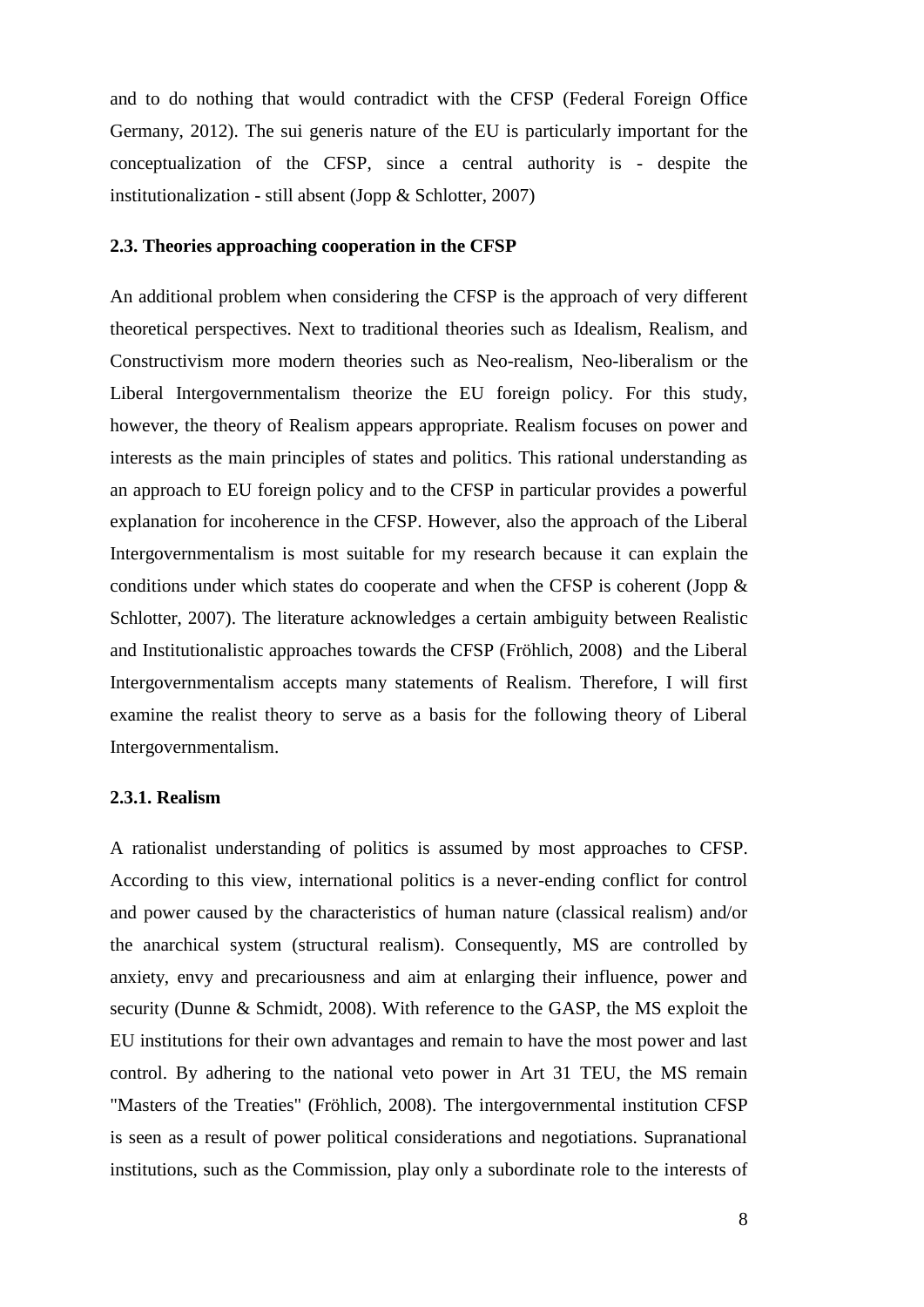and to do nothing that would contradict with the CFSP (Federal Foreign Office Germany, 2012). The sui generis nature of the EU is particularly important for the conceptualization of the CFSP, since a central authority is - despite the institutionalization - still absent (Jopp & Schlotter, 2007)

### 2.3. Theories approaching cooperation in the CFSP

An additional problem when considering the CFSP is the approach of very different theoretical perspectives. Next to traditional theories such as Idealism, Realism, and Constructivism more modern theories such as Neo-realism, Neo-liberalism or the Liberal Intergovernmentalism theorize the EU foreign policy. For this study, however, the theory of Realism appears appropriate. Realism focuses on power and interests as the main principles of states and politics. This rational understanding as an approach to EU foreign policy and to the CFSP in particular provides a powerful explanation for incoherence in the CFSP. However, also the approach of the Liberal Intergovernmentalism is most suitable for my research because it can explain the conditions under which states do cooperate and when the CFSP is coherent (Jopp & Schlotter, 2007). The literature acknowledges a certain ambiguity between Realistic and Institutionalistic approaches towards the CFSP (Fröhlich, 2008) and the Liberal Intergovernmentalism accepts many statements of Realism. Therefore, I will first examine the realist theory to serve as a basis for the following theory of Liberal Intergovernmentalism.

#### 2.3.1. Realism

A rationalist understanding of politics is assumed by most approaches to CFSP. According to this view, international politics is a never-ending conflict for control and power caused by the characteristics of human nature (classical realism) and/or the anarchical system (structural realism). Consequently, MS are controlled by anxiety, envy and precariousness and aim at enlarging their influence, power and security (Dunne & Schmidt, 2008). With reference to the GASP, the MS exploit the EU institutions for their own advantages and remain to have the most power and last control. By adhering to the national veto power in Art 31 TEU, the MS remain "Masters of the Treaties" (Fröhlich, 2008). The intergovernmental institution CFSP is seen as a result of power political considerations and negotiations. Supranational institutions, such as the Commission, play only a subordinate role to the interests of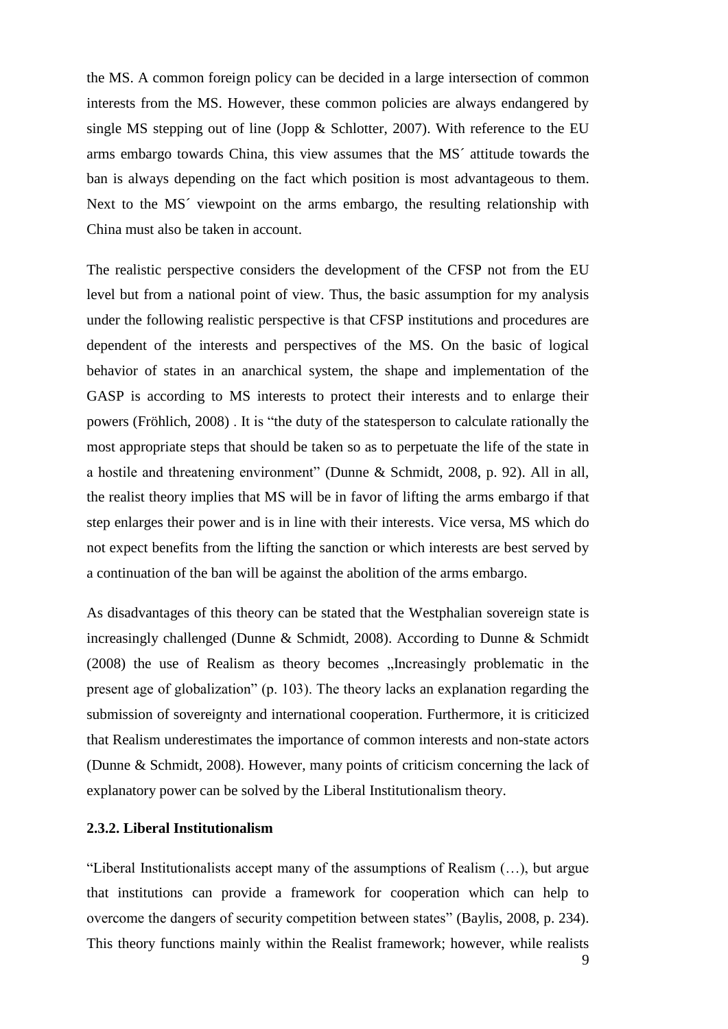the MS. A common foreign policy can be decided in a large intersection of common interests from the MS. However, these common policies are always endangered by single MS stepping out of line (Jopp & Schlotter, 2007). With reference to the EU arms embargo towards China, this view assumes that the MS´ attitude towards the ban is always depending on the fact which position is most advantageous to them. Next to the MS´ viewpoint on the arms embargo, the resulting relationship with China must also be taken in account.

The realistic perspective considers the development of the CFSP not from the EU level but from a national point of view. Thus, the basic assumption for my analysis under the following realistic perspective is that CFSP institutions and procedures are dependent of the interests and perspectives of the MS. On the basic of logical behavior of states in an anarchical system, the shape and implementation of the GASP is according to MS interests to protect their interests and to enlarge their powers (Fröhlich, 2008) . It is "the duty of the statesperson to calculate rationally the most appropriate steps that should be taken so as to perpetuate the life of the state in a hostile and threatening environment" (Dunne & Schmidt, 2008, p. 92). All in all, the realist theory implies that MS will be in favor of lifting the arms embargo if that step enlarges their power and is in line with their interests. Vice versa, MS which do not expect benefits from the lifting the sanction or which interests are best served by a continuation of the ban will be against the abolition of the arms embargo.

As disadvantages of this theory can be stated that the Westphalian sovereign state is increasingly challenged (Dunne & Schmidt, 2008). According to Dunne & Schmidt (2008) the use of Realism as theory becomes „Increasingly problematic in the present age of globalization" (p. 103). The theory lacks an explanation regarding the submission of sovereignty and international cooperation. Furthermore, it is criticized that Realism underestimates the importance of common interests and non-state actors (Dunne & Schmidt, 2008). However, many points of criticism concerning the lack of explanatory power can be solved by the Liberal Institutionalism theory.

### 2.3.2. Liberal Institutionalism

"Liberal Institutionalists accept many of the assumptions of Realism (…), but argue that institutions can provide a framework for cooperation which can help to overcome the dangers of security competition between states" (Baylis, 2008, p. 234). This theory functions mainly within the Realist framework; however, while realists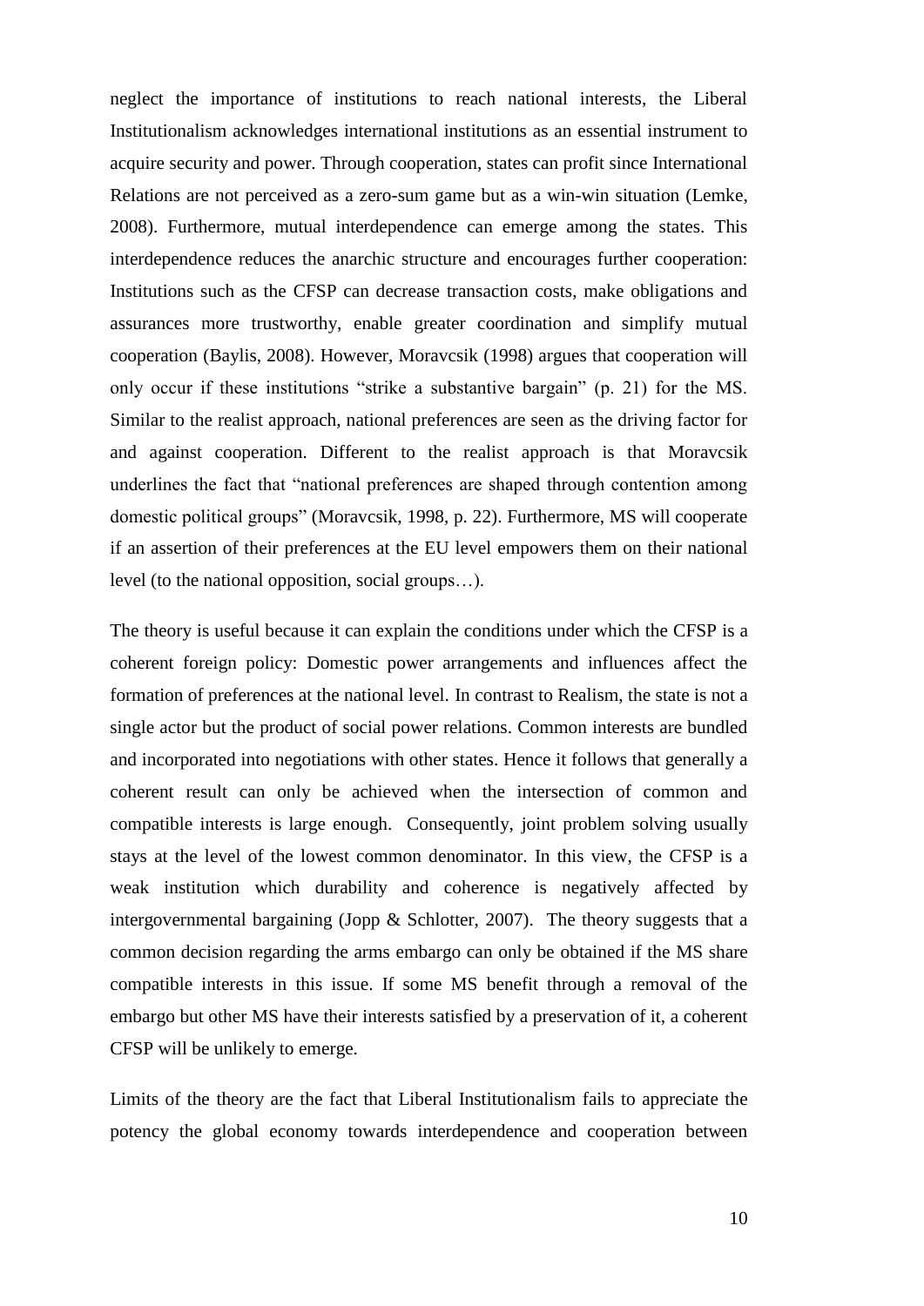neglect the importance of institutions to reach national interests, the Liberal Institutionalism acknowledges international institutions as an essential instrument to acquire security and power. Through cooperation, states can profit since International Relations are not perceived as a zero-sum game but as a win-win situation (Lemke, 2008). Furthermore, mutual interdependence can emerge among the states. This interdependence reduces the anarchic structure and encourages further cooperation: Institutions such as the CFSP can decrease transaction costs, make obligations and assurances more trustworthy, enable greater coordination and simplify mutual cooperation (Baylis, 2008). However, Moravcsik (1998) argues that cooperation will only occur if these institutions "strike a substantive bargain" (p. 21) for the MS. Similar to the realist approach, national preferences are seen as the driving factor for and against cooperation. Different to the realist approach is that Moravcsik underlines the fact that "national preferences are shaped through contention among domestic political groups" (Moravcsik, 1998, p. 22). Furthermore, MS will cooperate if an assertion of their preferences at the EU level empowers them on their national level (to the national opposition, social groups…).

The theory is useful because it can explain the conditions under which the CFSP is a coherent foreign policy: Domestic power arrangements and influences affect the formation of preferences at the national level. In contrast to Realism, the state is not a single actor but the product of social power relations. Common interests are bundled and incorporated into negotiations with other states. Hence it follows that generally a coherent result can only be achieved when the intersection of common and compatible interests is large enough. Consequently, joint problem solving usually stays at the level of the lowest common denominator. In this view, the CFSP is a weak institution which durability and coherence is negatively affected by intergovernmental bargaining (Jopp & Schlotter, 2007). The theory suggests that a common decision regarding the arms embargo can only be obtained if the MS share compatible interests in this issue. If some MS benefit through a removal of the embargo but other MS have their interests satisfied by a preservation of it, a coherent CFSP will be unlikely to emerge.

Limits of the theory are the fact that Liberal Institutionalism fails to appreciate the potency the global economy towards interdependence and cooperation between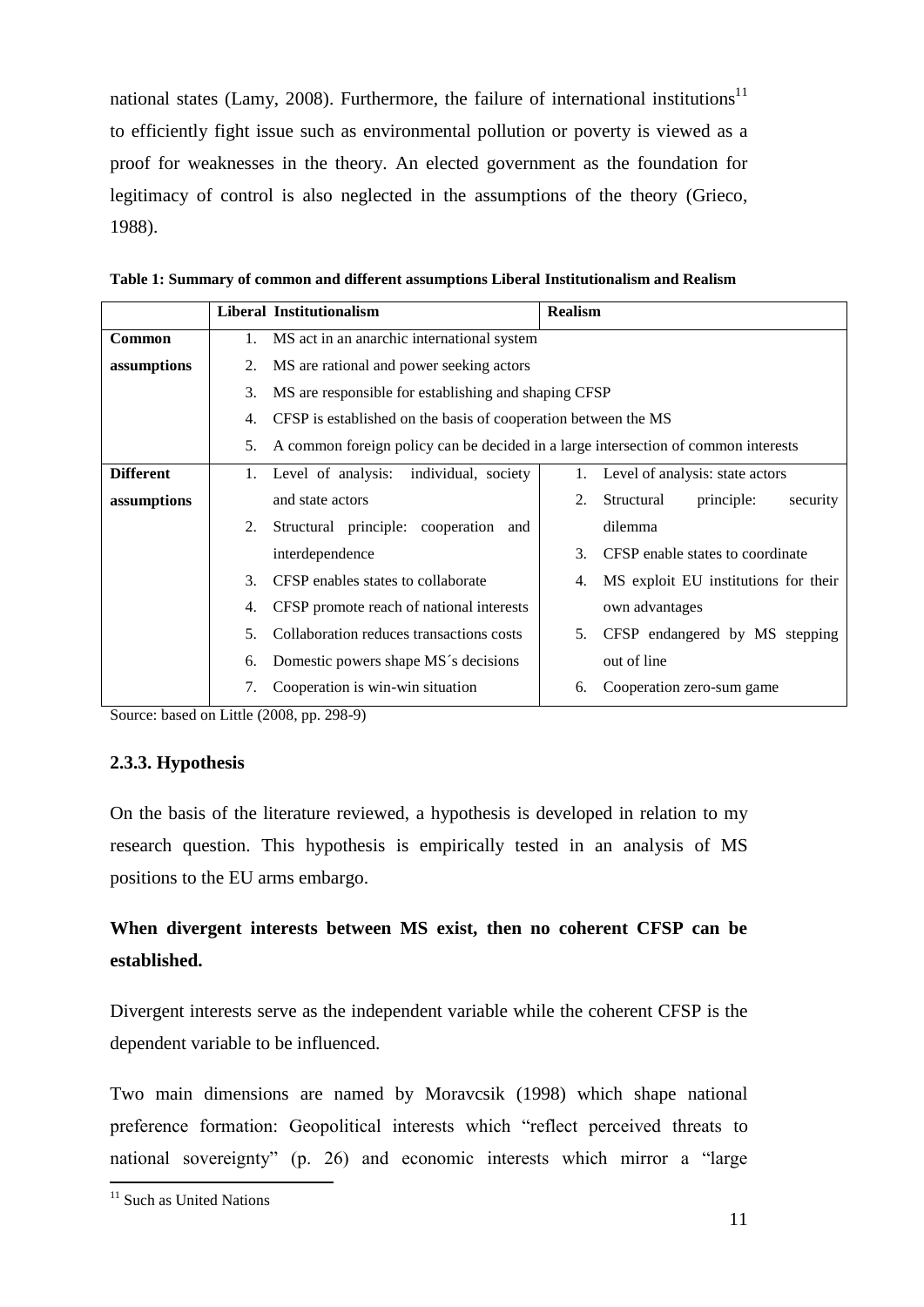national states (Lamy, 2008). Furthermore, the failure of international institutions[11] to efficiently fight issue such as environmental pollution or poverty is viewed as a proof for weaknesses in the theory. An elected government as the foundation for legitimacy of control is also neglected in the assumptions of the theory (Grieco, 1988).

**Table 1: Summary of common and different assumptions Liberal Institutionalism and Realism**

| | **Liberal Institutionalism** | **Realism** |
|---|---|---|
| **Common assumptions** | 1. MS act in an anarchic international system<br>2. MS are rational and power seeking actors<br>3. MS are responsible for establishing and shaping CFSP<br>4. CFSP is established on the basis of cooperation between the MS<br>5. A common foreign policy can be decided in a large intersection of common interests | |
| **Different assumptions** | 1. Level of analysis: individual, society and state actors<br>2. Structural principle: cooperation and interdependence<br>3. CFSP enables states to collaborate<br>4. CFSP promote reach of national interests<br>5. Collaboration reduces transactions costs<br>6. Domestic powers shape MS´s decisions<br>7. Cooperation is win-win situation | 1. Level of analysis: state actors<br>2. Structural principle: security dilemma<br>3. CFSP enable states to coordinate<br>4. MS exploit EU institutions for their own advantages<br>5. CFSP endangered by MS stepping out of line<br>6. Cooperation zero-sum game |

Source: based on Little (2008, pp. 298-9)

### 2.3.3. Hypothesis

On the basis of the literature reviewed, a hypothesis is developed in relation to my research question. This hypothesis is empirically tested in an analysis of MS positions to the EU arms embargo.

**When divergent interests between MS exist, then no coherent CFSP can be established.**

Divergent interests serve as the independent variable while the coherent CFSP is the dependent variable to be influenced.

Two main dimensions are named by Moravcsik (1998) which shape national preference formation: Geopolitical interests which "reflect perceived threats to national sovereignty" (p. 26) and economic interests which mirror a "large

[11] Such as United Nations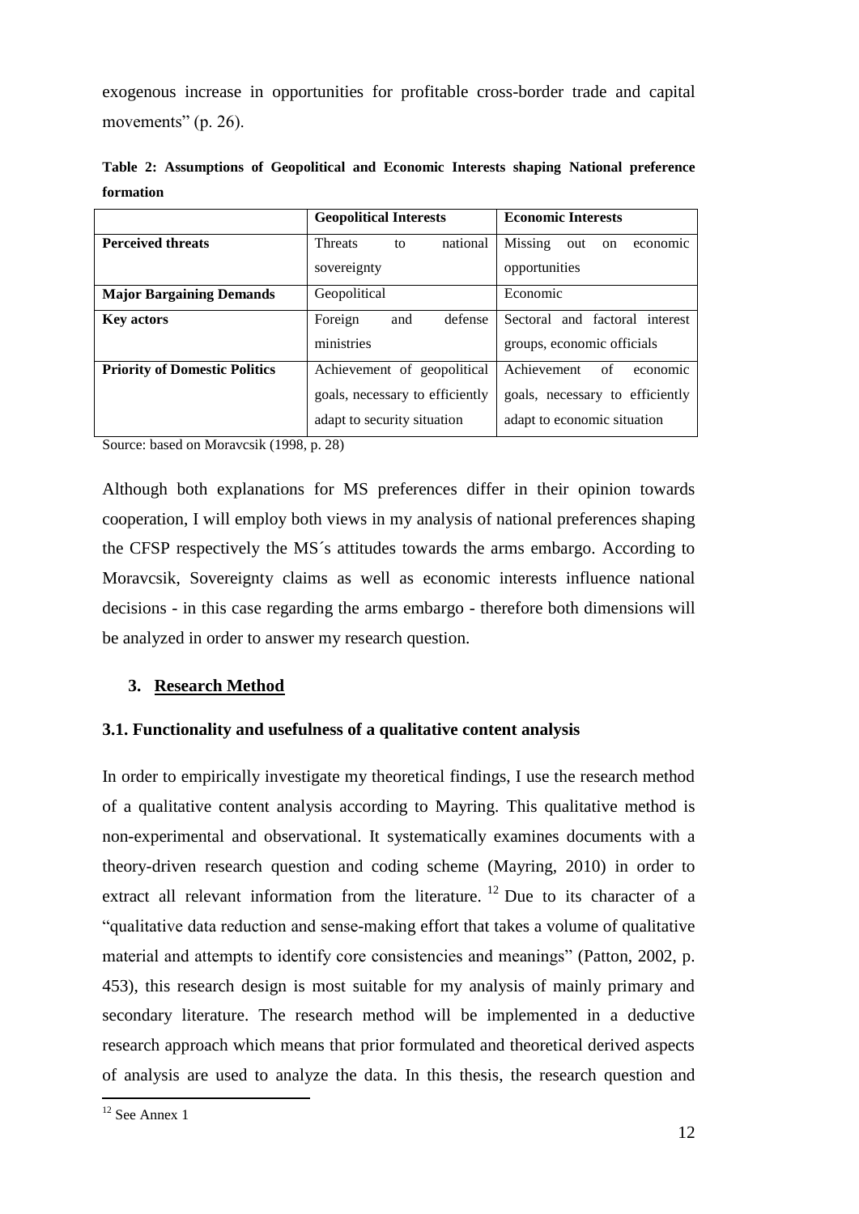exogenous increase in opportunities for profitable cross-border trade and capital movements" (p. 26).

**Table 2: Assumptions of Geopolitical and Economic Interests shaping National preference formation**

| | **Geopolitical Interests** | **Economic Interests** |
|---|---|---|
| **Perceived threats** | Threats to national sovereignty | Missing out on economic opportunities |
| **Major Bargaining Demands** | Geopolitical | Economic |
| **Key actors** | Foreign and defense ministries | Sectoral and factoral interest groups, economic officials |
| **Priority of Domestic Politics** | Achievement of geopolitical goals, necessary to efficiently adapt to security situation | Achievement of economic goals, necessary to efficiently adapt to economic situation |

Source: based on Moravcsik (1998, p. 28)

Although both explanations for MS preferences differ in their opinion towards cooperation, I will employ both views in my analysis of national preferences shaping the CFSP respectively the MS´s attitudes towards the arms embargo. According to Moravcsik, Sovereignty claims as well as economic interests influence national decisions - in this case regarding the arms embargo - therefore both dimensions will be analyzed in order to answer my research question.

## 3. Research Method

### 3.1. Functionality and usefulness of a qualitative content analysis

In order to empirically investigate my theoretical findings, I use the research method of a qualitative content analysis according to Mayring. This qualitative method is non-experimental and observational. It systematically examines documents with a theory-driven research question and coding scheme (Mayring, 2010) in order to extract all relevant information from the literature. [12] Due to its character of a "qualitative data reduction and sense-making effort that takes a volume of qualitative material and attempts to identify core consistencies and meanings" (Patton, 2002, p. 453), this research design is most suitable for my analysis of mainly primary and secondary literature. The research method will be implemented in a deductive research approach which means that prior formulated and theoretical derived aspects of analysis are used to analyze the data. In this thesis, the research question and

[12] See Annex 1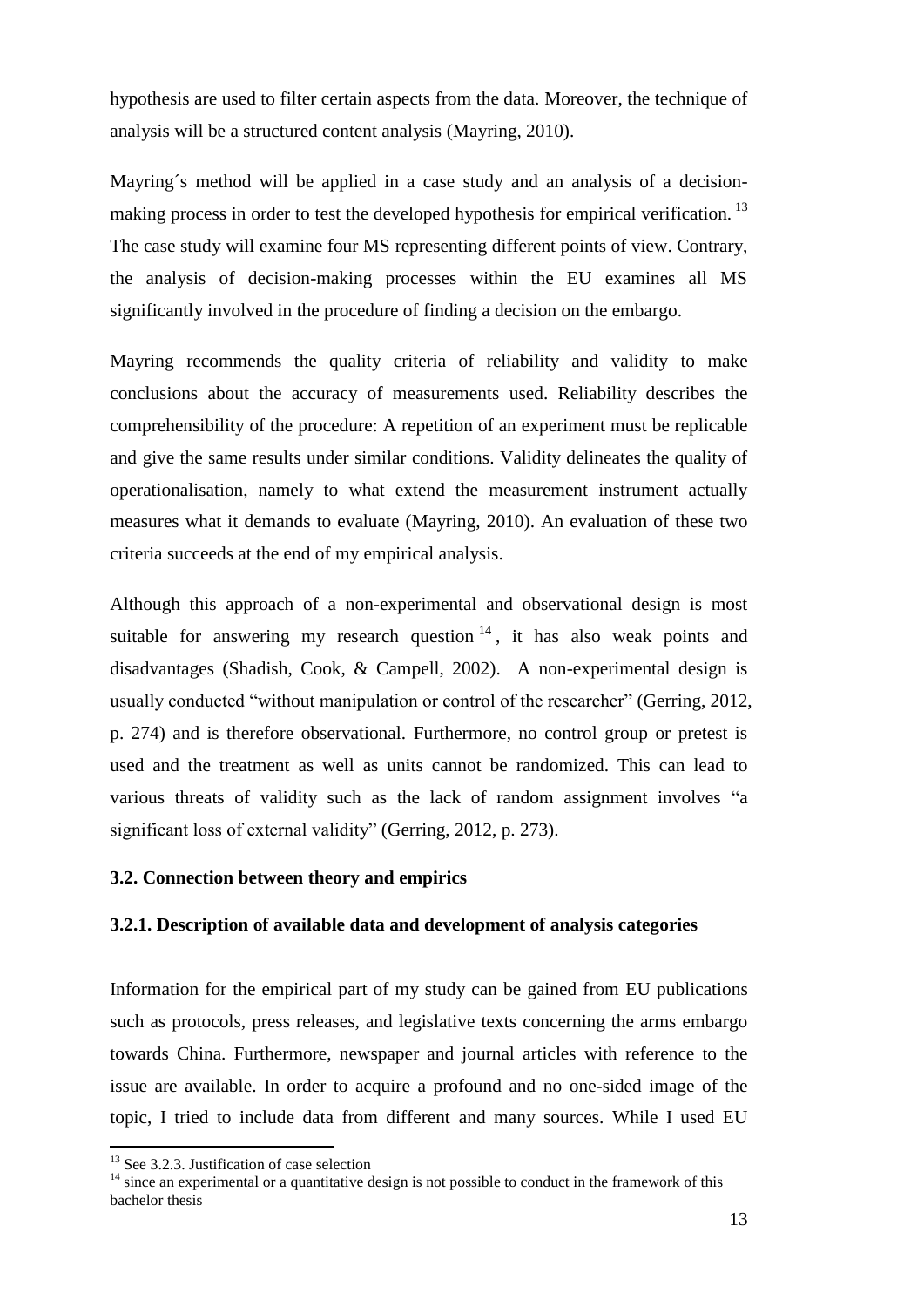hypothesis are used to filter certain aspects from the data. Moreover, the technique of analysis will be a structured content analysis (Mayring, 2010).

Mayring´s method will be applied in a case study and an analysis of a decision-making process in order to test the developed hypothesis for empirical verification. [13] The case study will examine four MS representing different points of view. Contrary, the analysis of decision-making processes within the EU examines all MS significantly involved in the procedure of finding a decision on the embargo.

Mayring recommends the quality criteria of reliability and validity to make conclusions about the accuracy of measurements used. Reliability describes the comprehensibility of the procedure: A repetition of an experiment must be replicable and give the same results under similar conditions. Validity delineates the quality of operationalisation, namely to what extend the measurement instrument actually measures what it demands to evaluate (Mayring, 2010). An evaluation of these two criteria succeeds at the end of my empirical analysis.

Although this approach of a non-experimental and observational design is most suitable for answering my research question [14], it has also weak points and disadvantages (Shadish, Cook, & Campell, 2002). A non-experimental design is usually conducted "without manipulation or control of the researcher" (Gerring, 2012, p. 274) and is therefore observational. Furthermore, no control group or pretest is used and the treatment as well as units cannot be randomized. This can lead to various threats of validity such as the lack of random assignment involves "a significant loss of external validity" (Gerring, 2012, p. 273).

### 3.2. Connection between theory and empirics

#### 3.2.1. Description of available data and development of analysis categories

Information for the empirical part of my study can be gained from EU publications such as protocols, press releases, and legislative texts concerning the arms embargo towards China. Furthermore, newspaper and journal articles with reference to the issue are available. In order to acquire a profound and no one-sided image of the topic, I tried to include data from different and many sources. While I used EU

[13] See 3.2.3. Justification of case selection

[14] since an experimental or a quantitative design is not possible to conduct in the framework of this bachelor thesis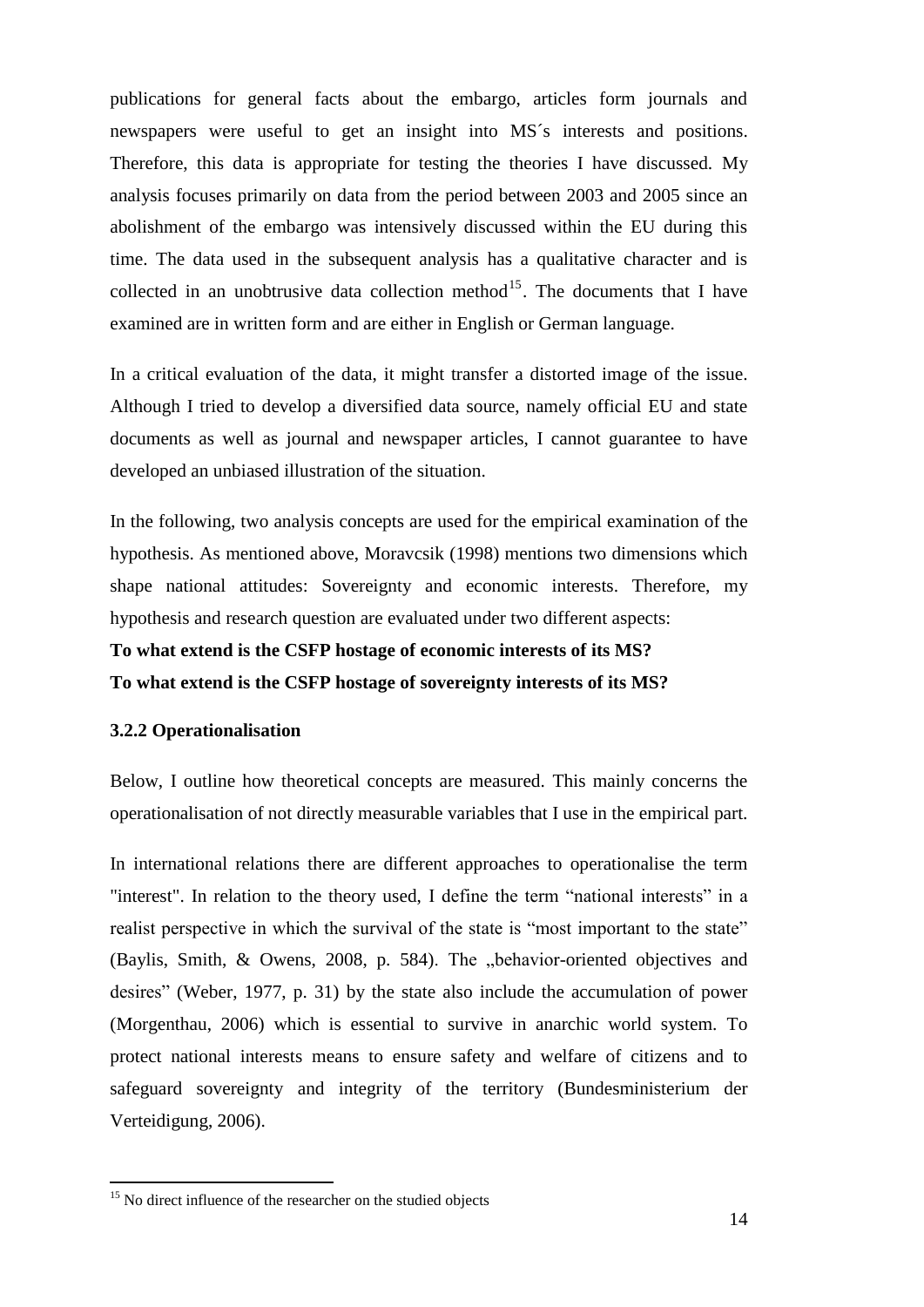publications for general facts about the embargo, articles form journals and newspapers were useful to get an insight into MS´s interests and positions. Therefore, this data is appropriate for testing the theories I have discussed. My analysis focuses primarily on data from the period between 2003 and 2005 since an abolishment of the embargo was intensively discussed within the EU during this time. The data used in the subsequent analysis has a qualitative character and is collected in an unobtrusive data collection method[15]. The documents that I have examined are in written form and are either in English or German language.

In a critical evaluation of the data, it might transfer a distorted image of the issue. Although I tried to develop a diversified data source, namely official EU and state documents as well as journal and newspaper articles, I cannot guarantee to have developed an unbiased illustration of the situation.

In the following, two analysis concepts are used for the empirical examination of the hypothesis. As mentioned above, Moravcsik (1998) mentions two dimensions which shape national attitudes: Sovereignty and economic interests. Therefore, my hypothesis and research question are evaluated under two different aspects:

**To what extend is the CSFP hostage of economic interests of its MS?**
**To what extend is the CSFP hostage of sovereignty interests of its MS?**

### 3.2.2 Operationalisation

Below, I outline how theoretical concepts are measured. This mainly concerns the operationalisation of not directly measurable variables that I use in the empirical part.

In international relations there are different approaches to operationalise the term "interest". In relation to the theory used, I define the term "national interests" in a realist perspective in which the survival of the state is "most important to the state" (Baylis, Smith, & Owens, 2008, p. 584). The „behavior-oriented objectives and desires" (Weber, 1977, p. 31) by the state also include the accumulation of power (Morgenthau, 2006) which is essential to survive in anarchic world system. To protect national interests means to ensure safety and welfare of citizens and to safeguard sovereignty and integrity of the territory (Bundesministerium der Verteidigung, 2006).

[15] No direct influence of the researcher on the studied objects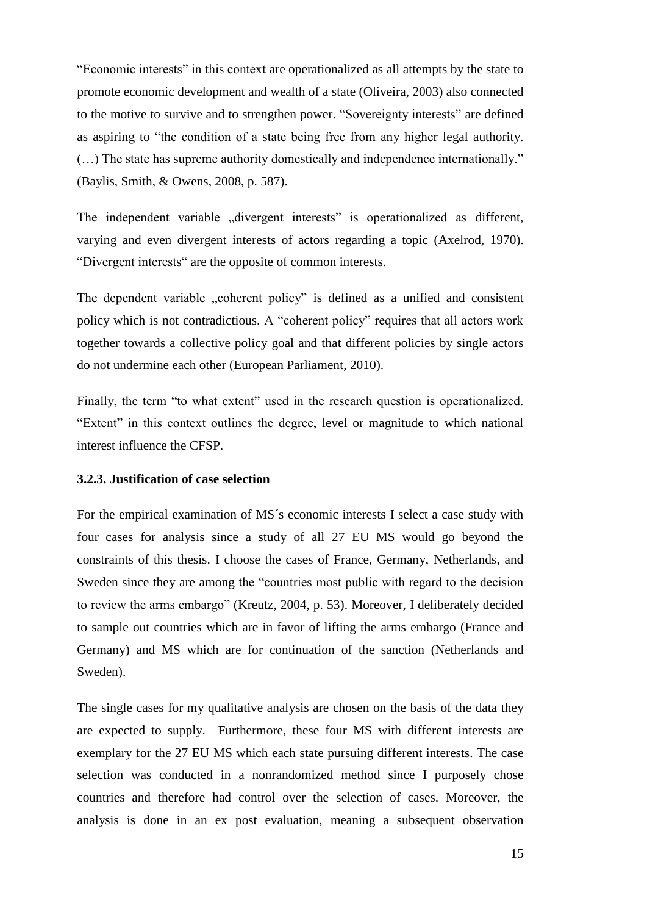“Economic interests” in this context are operationalized as all attempts by the state to promote economic development and wealth of a state (Oliveira, 2003) also connected to the motive to survive and to strengthen power. “Sovereignty interests” are defined as aspiring to “the condition of a state being free from any higher legal authority. (…) The state has supreme authority domestically and independence internationally.” (Baylis, Smith, & Owens, 2008, p. 587).

The independent variable „divergent interests” is operationalized as different, varying and even divergent interests of actors regarding a topic (Axelrod, 1970). “Divergent interests“ are the opposite of common interests.

The dependent variable „coherent policy” is defined as a unified and consistent policy which is not contradictious. A “coherent policy” requires that all actors work together towards a collective policy goal and that different policies by single actors do not undermine each other (European Parliament, 2010).

Finally, the term “to what extent” used in the research question is operationalized. “Extent” in this context outlines the degree, level or magnitude to which national interest influence the CFSP.

### 3.2.3. Justification of case selection

For the empirical examination of MS´s economic interests I select a case study with four cases for analysis since a study of all 27 EU MS would go beyond the constraints of this thesis. I choose the cases of France, Germany, Netherlands, and Sweden since they are among the “countries most public with regard to the decision to review the arms embargo” (Kreutz, 2004, p. 53). Moreover, I deliberately decided to sample out countries which are in favor of lifting the arms embargo (France and Germany) and MS which are for continuation of the sanction (Netherlands and Sweden).

The single cases for my qualitative analysis are chosen on the basis of the data they are expected to supply. Furthermore, these four MS with different interests are exemplary for the 27 EU MS which each state pursuing different interests. The case selection was conducted in a nonrandomized method since I purposely chose countries and therefore had control over the selection of cases. Moreover, the analysis is done in an ex post evaluation, meaning a subsequent observation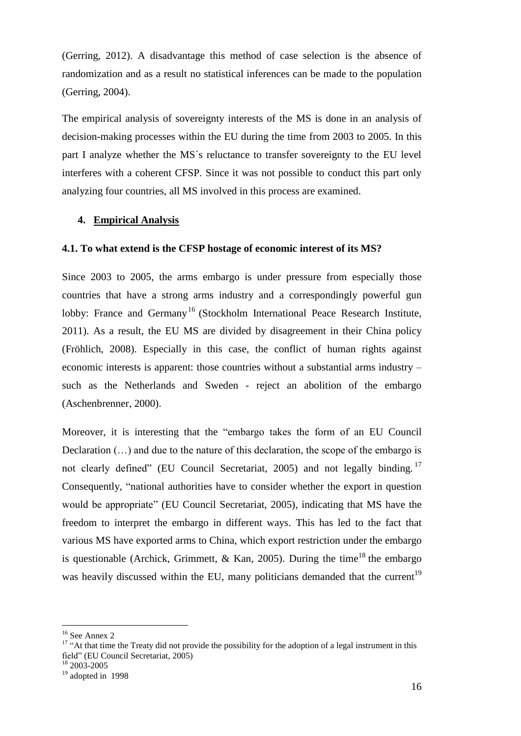(Gerring, 2012). A disadvantage this method of case selection is the absence of randomization and as a result no statistical inferences can be made to the population (Gerring, 2004).

The empirical analysis of sovereignty interests of the MS is done in an analysis of decision-making processes within the EU during the time from 2003 to 2005. In this part I analyze whether the MS´s reluctance to transfer sovereignty to the EU level interferes with a coherent CFSP. Since it was not possible to conduct this part only analyzing four countries, all MS involved in this process are examined.

## 4. <u>Empirical Analysis</u>

### 4.1. To what extend is the CFSP hostage of economic interest of its MS?

Since 2003 to 2005, the arms embargo is under pressure from especially those countries that have a strong arms industry and a correspondingly powerful gun lobby: France and Germany[16] (Stockholm International Peace Research Institute, 2011). As a result, the EU MS are divided by disagreement in their China policy (Fröhlich, 2008). Especially in this case, the conflict of human rights against economic interests is apparent: those countries without a substantial arms industry – such as the Netherlands and Sweden - reject an abolition of the embargo (Aschenbrenner, 2000).

Moreover, it is interesting that the "embargo takes the form of an EU Council Declaration (…) and due to the nature of this declaration, the scope of the embargo is not clearly defined" (EU Council Secretariat, 2005) and not legally binding.[17] Consequently, "national authorities have to consider whether the export in question would be appropriate" (EU Council Secretariat, 2005), indicating that MS have the freedom to interpret the embargo in different ways. This has led to the fact that various MS have exported arms to China, which export restriction under the embargo is questionable (Archick, Grimmett, & Kan, 2005). During the time[18] the embargo was heavily discussed within the EU, many politicians demanded that the current[19]

---

[16] See Annex 2

[17] "At that time the Treaty did not provide the possibility for the adoption of a legal instrument in this field" (EU Council Secretariat, 2005)

[18] 2003-2005

[19] adopted in 1998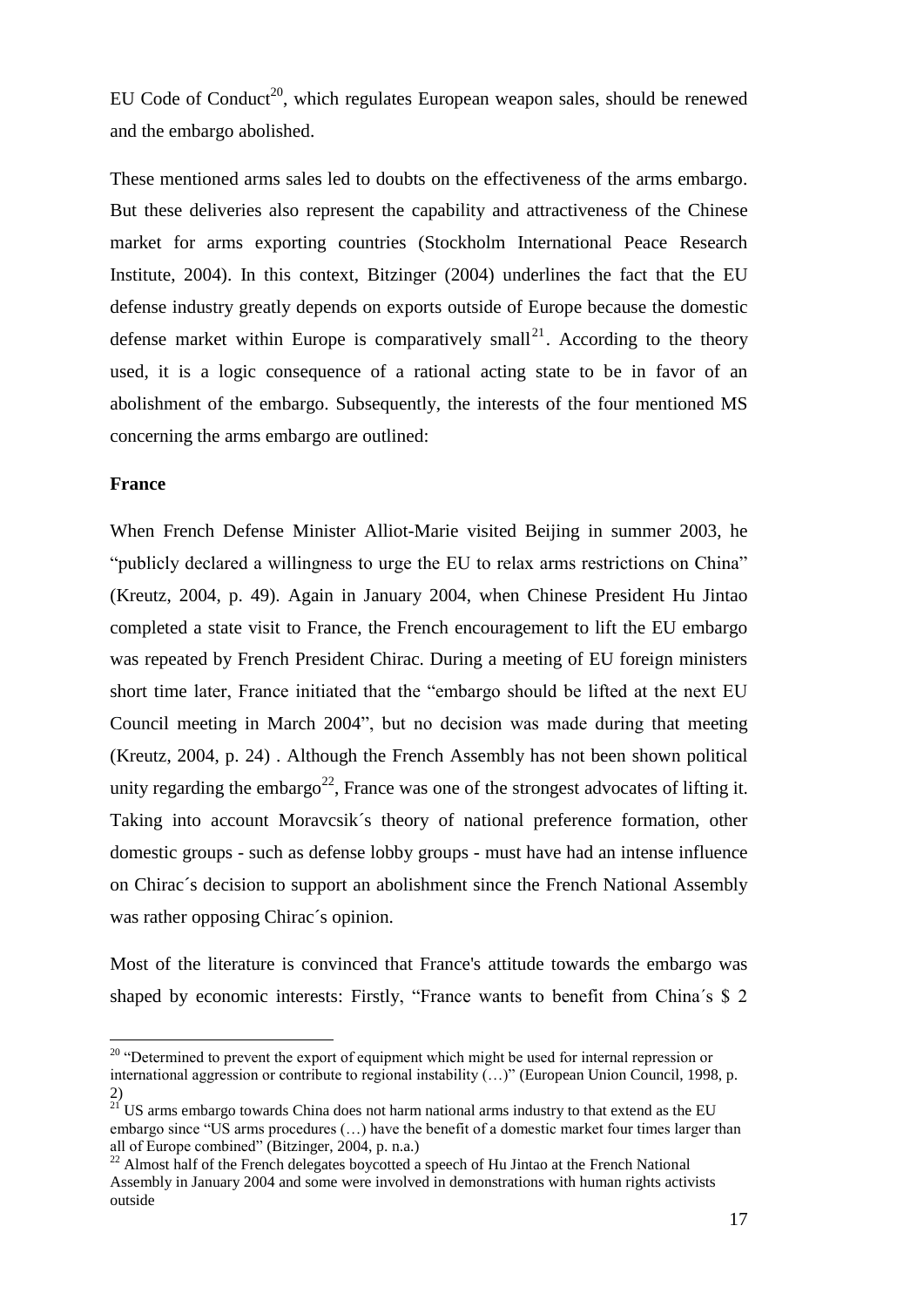EU Code of Conduct[20], which regulates European weapon sales, should be renewed and the embargo abolished.

These mentioned arms sales led to doubts on the effectiveness of the arms embargo. But these deliveries also represent the capability and attractiveness of the Chinese market for arms exporting countries (Stockholm International Peace Research Institute, 2004). In this context, Bitzinger (2004) underlines the fact that the EU defense industry greatly depends on exports outside of Europe because the domestic defense market within Europe is comparatively small[21]. According to the theory used, it is a logic consequence of a rational acting state to be in favor of an abolishment of the embargo. Subsequently, the interests of the four mentioned MS concerning the arms embargo are outlined:

**France**

When French Defense Minister Alliot-Marie visited Beijing in summer 2003, he "publicly declared a willingness to urge the EU to relax arms restrictions on China" (Kreutz, 2004, p. 49). Again in January 2004, when Chinese President Hu Jintao completed a state visit to France, the French encouragement to lift the EU embargo was repeated by French President Chirac. During a meeting of EU foreign ministers short time later, France initiated that the "embargo should be lifted at the next EU Council meeting in March 2004", but no decision was made during that meeting (Kreutz, 2004, p. 24) . Although the French Assembly has not been shown political unity regarding the embargo[22], France was one of the strongest advocates of lifting it. Taking into account Moravcsik´s theory of national preference formation, other domestic groups - such as defense lobby groups - must have had an intense influence on Chirac´s decision to support an abolishment since the French National Assembly was rather opposing Chirac´s opinion.

Most of the literature is convinced that France's attitude towards the embargo was shaped by economic interests: Firstly, "France wants to benefit from China´s $ 2

[20] "Determined to prevent the export of equipment which might be used for internal repression or international aggression or contribute to regional instability (…)" (European Union Council, 1998, p. 2)

[21] US arms embargo towards China does not harm national arms industry to that extend as the EU embargo since "US arms procedures (…) have the benefit of a domestic market four times larger than all of Europe combined" (Bitzinger, 2004, p. n.a.)

[22] Almost half of the French delegates boycotted a speech of Hu Jintao at the French National Assembly in January 2004 and some were involved in demonstrations with human rights activists outside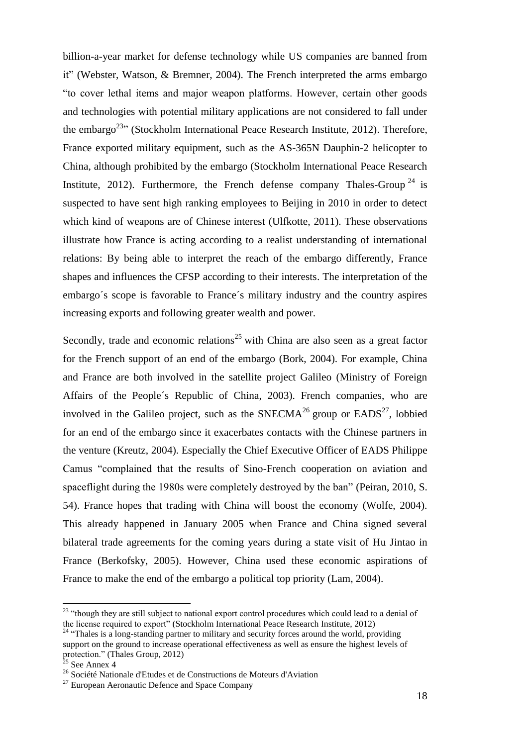billion-a-year market for defense technology while US companies are banned from it" (Webster, Watson, & Bremner, 2004). The French interpreted the arms embargo "to cover lethal items and major weapon platforms. However, certain other goods and technologies with potential military applications are not considered to fall under the embargo[23]" (Stockholm International Peace Research Institute, 2012). Therefore, France exported military equipment, such as the AS-365N Dauphin-2 helicopter to China, although prohibited by the embargo (Stockholm International Peace Research Institute, 2012). Furthermore, the French defense company Thales-Group [24] is suspected to have sent high ranking employees to Beijing in 2010 in order to detect which kind of weapons are of Chinese interest (Ulfkotte, 2011). These observations illustrate how France is acting according to a realist understanding of international relations: By being able to interpret the reach of the embargo differently, France shapes and influences the CFSP according to their interests. The interpretation of the embargo´s scope is favorable to France´s military industry and the country aspires increasing exports and following greater wealth and power.

Secondly, trade and economic relations[25] with China are also seen as a great factor for the French support of an end of the embargo (Bork, 2004). For example, China and France are both involved in the satellite project Galileo (Ministry of Foreign Affairs of the People´s Republic of China, 2003). French companies, who are involved in the Galileo project, such as the SNECMA[26] group or EADS[27], lobbied for an end of the embargo since it exacerbates contacts with the Chinese partners in the venture (Kreutz, 2004). Especially the Chief Executive Officer of EADS Philippe Camus "complained that the results of Sino-French cooperation on aviation and spaceflight during the 1980s were completely destroyed by the ban" (Peiran, 2010, S. 54). France hopes that trading with China will boost the economy (Wolfe, 2004). This already happened in January 2005 when France and China signed several bilateral trade agreements for the coming years during a state visit of Hu Jintao in France (Berkofsky, 2005). However, China used these economic aspirations of France to make the end of the embargo a political top priority (Lam, 2004).

---

[23] "though they are still subject to national export control procedures which could lead to a denial of the license required to export" (Stockholm International Peace Research Institute, 2012)

[24] "Thales is a long-standing partner to military and security forces around the world, providing support on the ground to increase operational effectiveness as well as ensure the highest levels of protection." (Thales Group, 2012)

[25] See Annex 4

[26] Société Nationale d'Etudes et de Constructions de Moteurs d'Aviation

[27] European Aeronautic Defence and Space Company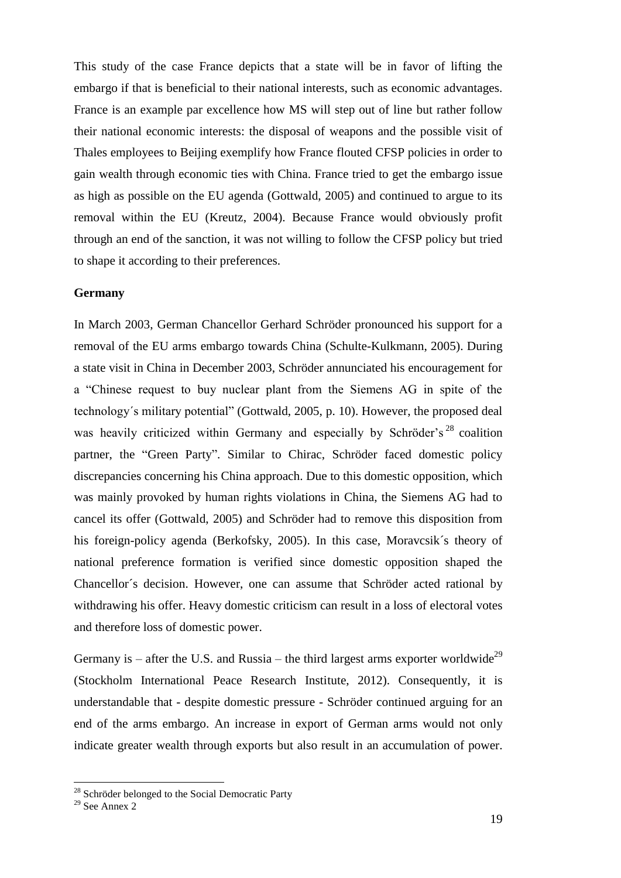This study of the case France depicts that a state will be in favor of lifting the embargo if that is beneficial to their national interests, such as economic advantages. France is an example par excellence how MS will step out of line but rather follow their national economic interests: the disposal of weapons and the possible visit of Thales employees to Beijing exemplify how France flouted CFSP policies in order to gain wealth through economic ties with China. France tried to get the embargo issue as high as possible on the EU agenda (Gottwald, 2005) and continued to argue to its removal within the EU (Kreutz, 2004). Because France would obviously profit through an end of the sanction, it was not willing to follow the CFSP policy but tried to shape it according to their preferences.

**Germany**

In March 2003, German Chancellor Gerhard Schröder pronounced his support for a removal of the EU arms embargo towards China (Schulte-Kulkmann, 2005). During a state visit in China in December 2003, Schröder annunciated his encouragement for a "Chinese request to buy nuclear plant from the Siemens AG in spite of the technology´s military potential" (Gottwald, 2005, p. 10). However, the proposed deal was heavily criticized within Germany and especially by Schröder's [28] coalition partner, the "Green Party". Similar to Chirac, Schröder faced domestic policy discrepancies concerning his China approach. Due to this domestic opposition, which was mainly provoked by human rights violations in China, the Siemens AG had to cancel its offer (Gottwald, 2005) and Schröder had to remove this disposition from his foreign-policy agenda (Berkofsky, 2005). In this case, Moravcsik´s theory of national preference formation is verified since domestic opposition shaped the Chancellor´s decision. However, one can assume that Schröder acted rational by withdrawing his offer. Heavy domestic criticism can result in a loss of electoral votes and therefore loss of domestic power.

Germany is – after the U.S. and Russia – the third largest arms exporter worldwide[29] (Stockholm International Peace Research Institute, 2012). Consequently, it is understandable that - despite domestic pressure - Schröder continued arguing for an end of the arms embargo. An increase in export of German arms would not only indicate greater wealth through exports but also result in an accumulation of power.

[28] Schröder belonged to the Social Democratic Party

[29] See Annex 2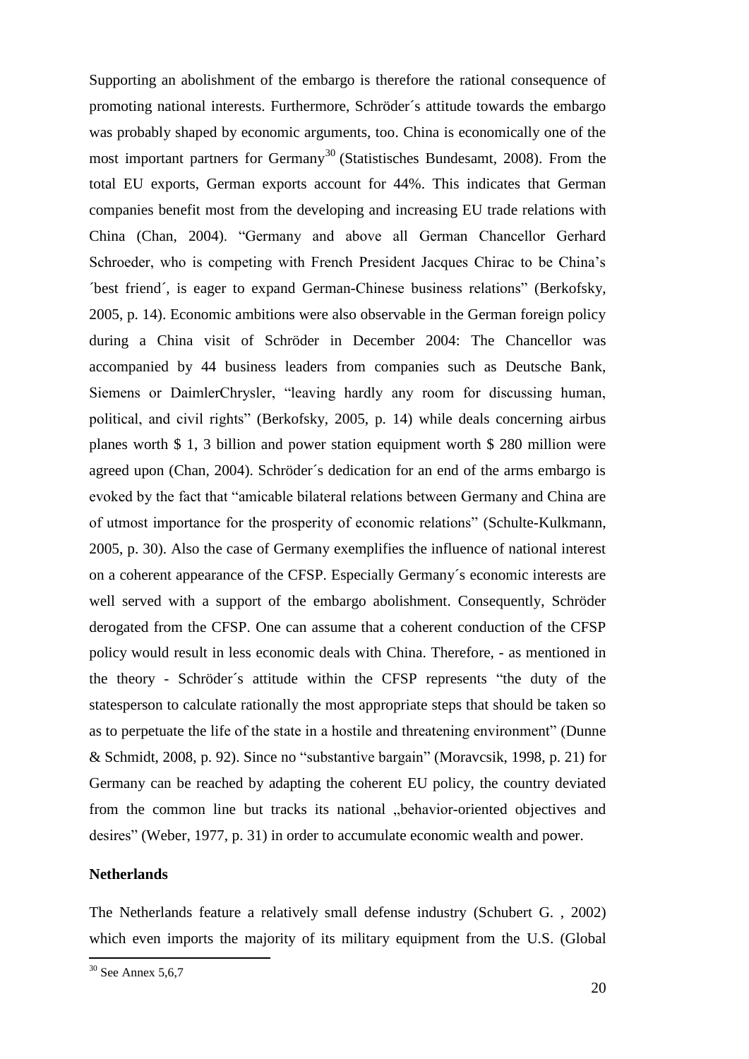Supporting an abolishment of the embargo is therefore the rational consequence of promoting national interests. Furthermore, Schröder´s attitude towards the embargo was probably shaped by economic arguments, too. China is economically one of the most important partners for Germany[30] (Statistisches Bundesamt, 2008). From the total EU exports, German exports account for 44%. This indicates that German companies benefit most from the developing and increasing EU trade relations with China (Chan, 2004). "Germany and above all German Chancellor Gerhard Schroeder, who is competing with French President Jacques Chirac to be China's ´best friend´, is eager to expand German-Chinese business relations" (Berkofsky, 2005, p. 14). Economic ambitions were also observable in the German foreign policy during a China visit of Schröder in December 2004: The Chancellor was accompanied by 44 business leaders from companies such as Deutsche Bank, Siemens or DaimlerChrysler, "leaving hardly any room for discussing human, political, and civil rights" (Berkofsky, 2005, p. 14) while deals concerning airbus planes worth $ 1, 3 billion and power station equipment worth $ 280 million were agreed upon (Chan, 2004). Schröder´s dedication for an end of the arms embargo is evoked by the fact that "amicable bilateral relations between Germany and China are of utmost importance for the prosperity of economic relations" (Schulte-Kulkmann, 2005, p. 30). Also the case of Germany exemplifies the influence of national interest on a coherent appearance of the CFSP. Especially Germany´s economic interests are well served with a support of the embargo abolishment. Consequently, Schröder derogated from the CFSP. One can assume that a coherent conduction of the CFSP policy would result in less economic deals with China. Therefore, - as mentioned in the theory - Schröder´s attitude within the CFSP represents "the duty of the statesperson to calculate rationally the most appropriate steps that should be taken so as to perpetuate the life of the state in a hostile and threatening environment" (Dunne & Schmidt, 2008, p. 92). Since no "substantive bargain" (Moravcsik, 1998, p. 21) for Germany can be reached by adapting the coherent EU policy, the country deviated from the common line but tracks its national „behavior-oriented objectives and desires" (Weber, 1977, p. 31) in order to accumulate economic wealth and power.

**Netherlands**

The Netherlands feature a relatively small defense industry (Schubert G. , 2002) which even imports the majority of its military equipment from the U.S. (Global

[30] See Annex 5,6,7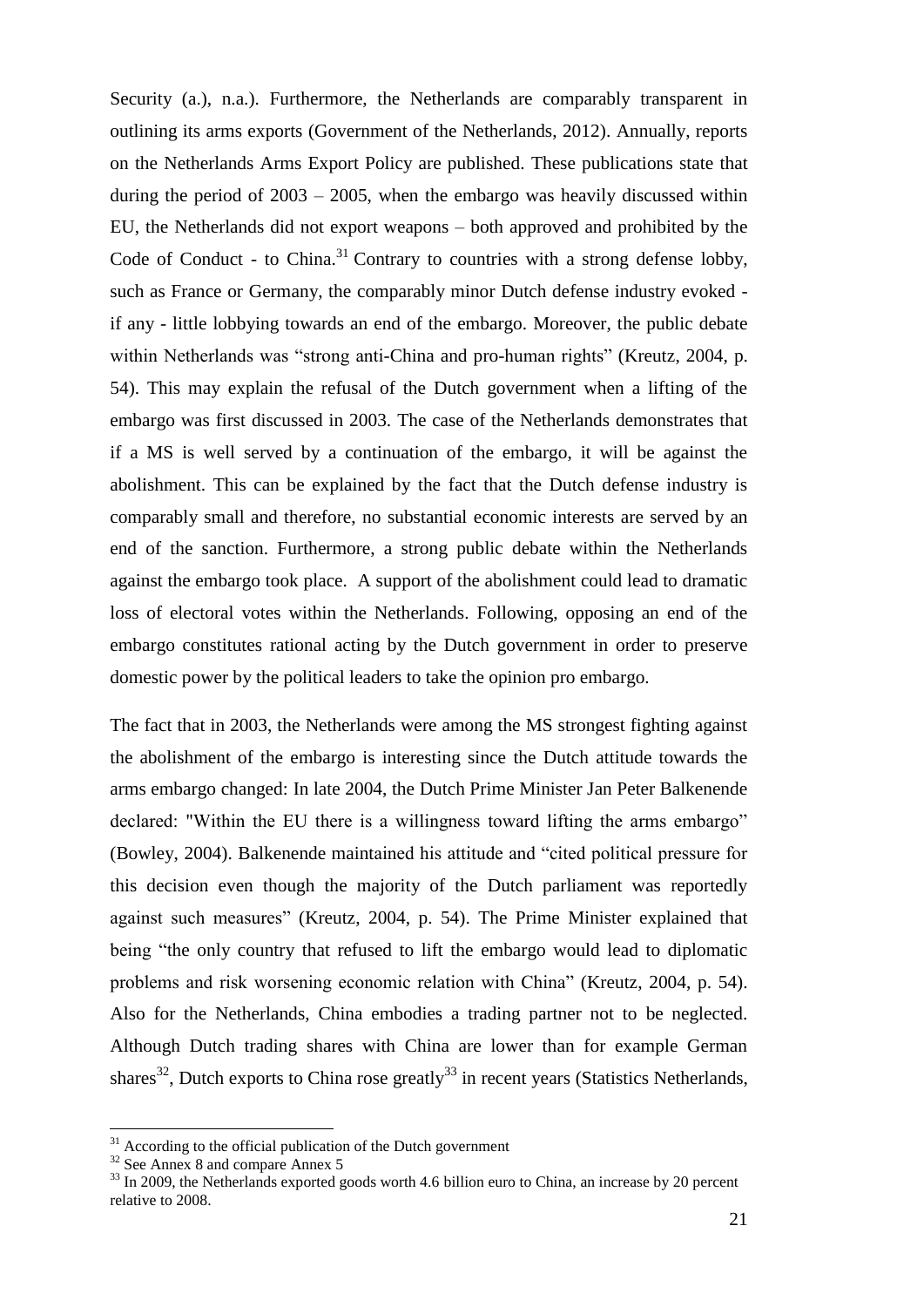Security (a.), n.a.). Furthermore, the Netherlands are comparably transparent in outlining its arms exports (Government of the Netherlands, 2012). Annually, reports on the Netherlands Arms Export Policy are published. These publications state that during the period of 2003 – 2005, when the embargo was heavily discussed within EU, the Netherlands did not export weapons – both approved and prohibited by the Code of Conduct - to China.[31] Contrary to countries with a strong defense lobby, such as France or Germany, the comparably minor Dutch defense industry evoked - if any - little lobbying towards an end of the embargo. Moreover, the public debate within Netherlands was "strong anti-China and pro-human rights" (Kreutz, 2004, p. 54). This may explain the refusal of the Dutch government when a lifting of the embargo was first discussed in 2003. The case of the Netherlands demonstrates that if a MS is well served by a continuation of the embargo, it will be against the abolishment. This can be explained by the fact that the Dutch defense industry is comparably small and therefore, no substantial economic interests are served by an end of the sanction. Furthermore, a strong public debate within the Netherlands against the embargo took place. A support of the abolishment could lead to dramatic loss of electoral votes within the Netherlands. Following, opposing an end of the embargo constitutes rational acting by the Dutch government in order to preserve domestic power by the political leaders to take the opinion pro embargo.

The fact that in 2003, the Netherlands were among the MS strongest fighting against the abolishment of the embargo is interesting since the Dutch attitude towards the arms embargo changed: In late 2004, the Dutch Prime Minister Jan Peter Balkenende declared: "Within the EU there is a willingness toward lifting the arms embargo" (Bowley, 2004). Balkenende maintained his attitude and "cited political pressure for this decision even though the majority of the Dutch parliament was reportedly against such measures" (Kreutz, 2004, p. 54). The Prime Minister explained that being "the only country that refused to lift the embargo would lead to diplomatic problems and risk worsening economic relation with China" (Kreutz, 2004, p. 54). Also for the Netherlands, China embodies a trading partner not to be neglected. Although Dutch trading shares with China are lower than for example German shares[32], Dutch exports to China rose greatly[33] in recent years (Statistics Netherlands,

---

[31] According to the official publication of the Dutch government

[32] See Annex 8 and compare Annex 5

[33] In 2009, the Netherlands exported goods worth 4.6 billion euro to China, an increase by 20 percent relative to 2008.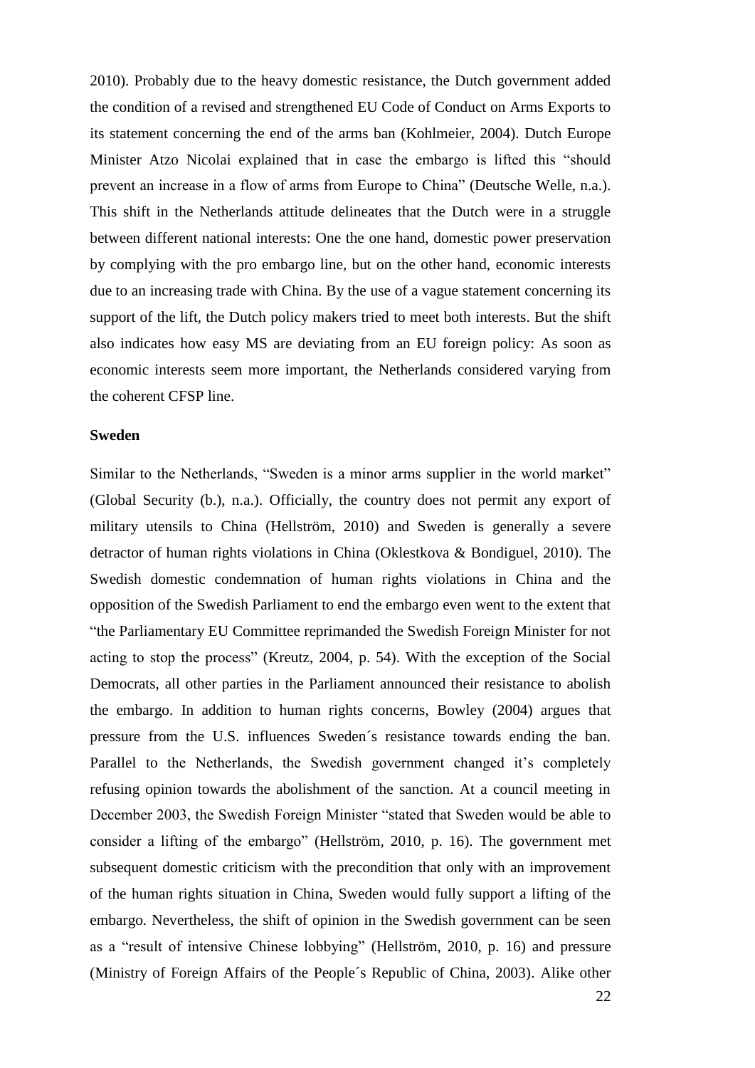2010). Probably due to the heavy domestic resistance, the Dutch government added the condition of a revised and strengthened EU Code of Conduct on Arms Exports to its statement concerning the end of the arms ban (Kohlmeier, 2004). Dutch Europe Minister Atzo Nicolai explained that in case the embargo is lifted this "should prevent an increase in a flow of arms from Europe to China" (Deutsche Welle, n.a.). This shift in the Netherlands attitude delineates that the Dutch were in a struggle between different national interests: One the one hand, domestic power preservation by complying with the pro embargo line, but on the other hand, economic interests due to an increasing trade with China. By the use of a vague statement concerning its support of the lift, the Dutch policy makers tried to meet both interests. But the shift also indicates how easy MS are deviating from an EU foreign policy: As soon as economic interests seem more important, the Netherlands considered varying from the coherent CFSP line.

**Sweden**

Similar to the Netherlands, "Sweden is a minor arms supplier in the world market" (Global Security (b.), n.a.). Officially, the country does not permit any export of military utensils to China (Hellström, 2010) and Sweden is generally a severe detractor of human rights violations in China (Oklestkova & Bondiguel, 2010). The Swedish domestic condemnation of human rights violations in China and the opposition of the Swedish Parliament to end the embargo even went to the extent that "the Parliamentary EU Committee reprimanded the Swedish Foreign Minister for not acting to stop the process" (Kreutz, 2004, p. 54). With the exception of the Social Democrats, all other parties in the Parliament announced their resistance to abolish the embargo. In addition to human rights concerns, Bowley (2004) argues that pressure from the U.S. influences Sweden´s resistance towards ending the ban. Parallel to the Netherlands, the Swedish government changed it's completely refusing opinion towards the abolishment of the sanction. At a council meeting in December 2003, the Swedish Foreign Minister "stated that Sweden would be able to consider a lifting of the embargo" (Hellström, 2010, p. 16). The government met subsequent domestic criticism with the precondition that only with an improvement of the human rights situation in China, Sweden would fully support a lifting of the embargo. Nevertheless, the shift of opinion in the Swedish government can be seen as a "result of intensive Chinese lobbying" (Hellström, 2010, p. 16) and pressure (Ministry of Foreign Affairs of the People´s Republic of China, 2003). Alike other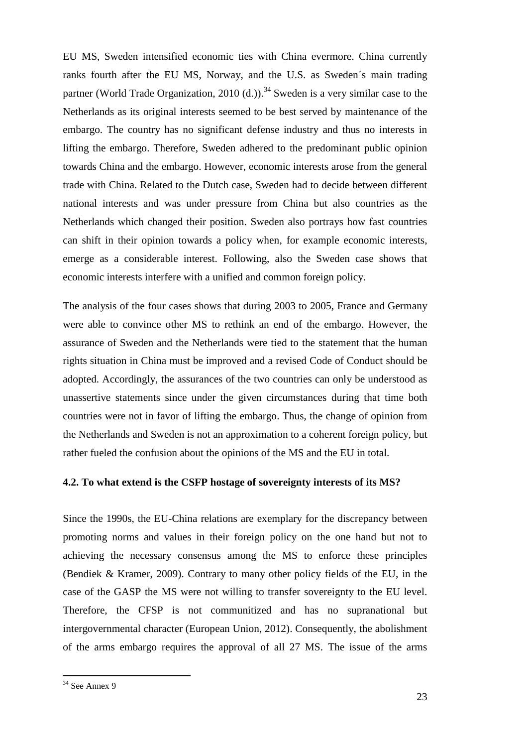EU MS, Sweden intensified economic ties with China evermore. China currently ranks fourth after the EU MS, Norway, and the U.S. as Sweden´s main trading partner (World Trade Organization, 2010 (d.)).[34] Sweden is a very similar case to the Netherlands as its original interests seemed to be best served by maintenance of the embargo. The country has no significant defense industry and thus no interests in lifting the embargo. Therefore, Sweden adhered to the predominant public opinion towards China and the embargo. However, economic interests arose from the general trade with China. Related to the Dutch case, Sweden had to decide between different national interests and was under pressure from China but also countries as the Netherlands which changed their position. Sweden also portrays how fast countries can shift in their opinion towards a policy when, for example economic interests, emerge as a considerable interest. Following, also the Sweden case shows that economic interests interfere with a unified and common foreign policy.

The analysis of the four cases shows that during 2003 to 2005, France and Germany were able to convince other MS to rethink an end of the embargo. However, the assurance of Sweden and the Netherlands were tied to the statement that the human rights situation in China must be improved and a revised Code of Conduct should be adopted. Accordingly, the assurances of the two countries can only be understood as unassertive statements since under the given circumstances during that time both countries were not in favor of lifting the embargo. Thus, the change of opinion from the Netherlands and Sweden is not an approximation to a coherent foreign policy, but rather fueled the confusion about the opinions of the MS and the EU in total.

### 4.2. To what extend is the CSFP hostage of sovereignty interests of its MS?

Since the 1990s, the EU-China relations are exemplary for the discrepancy between promoting norms and values in their foreign policy on the one hand but not to achieving the necessary consensus among the MS to enforce these principles (Bendiek & Kramer, 2009). Contrary to many other policy fields of the EU, in the case of the GASP the MS were not willing to transfer sovereignty to the EU level. Therefore, the CFSP is not communitized and has no supranational but intergovernmental character (European Union, 2012). Consequently, the abolishment of the arms embargo requires the approval of all 27 MS. The issue of the arms

[34] See Annex 9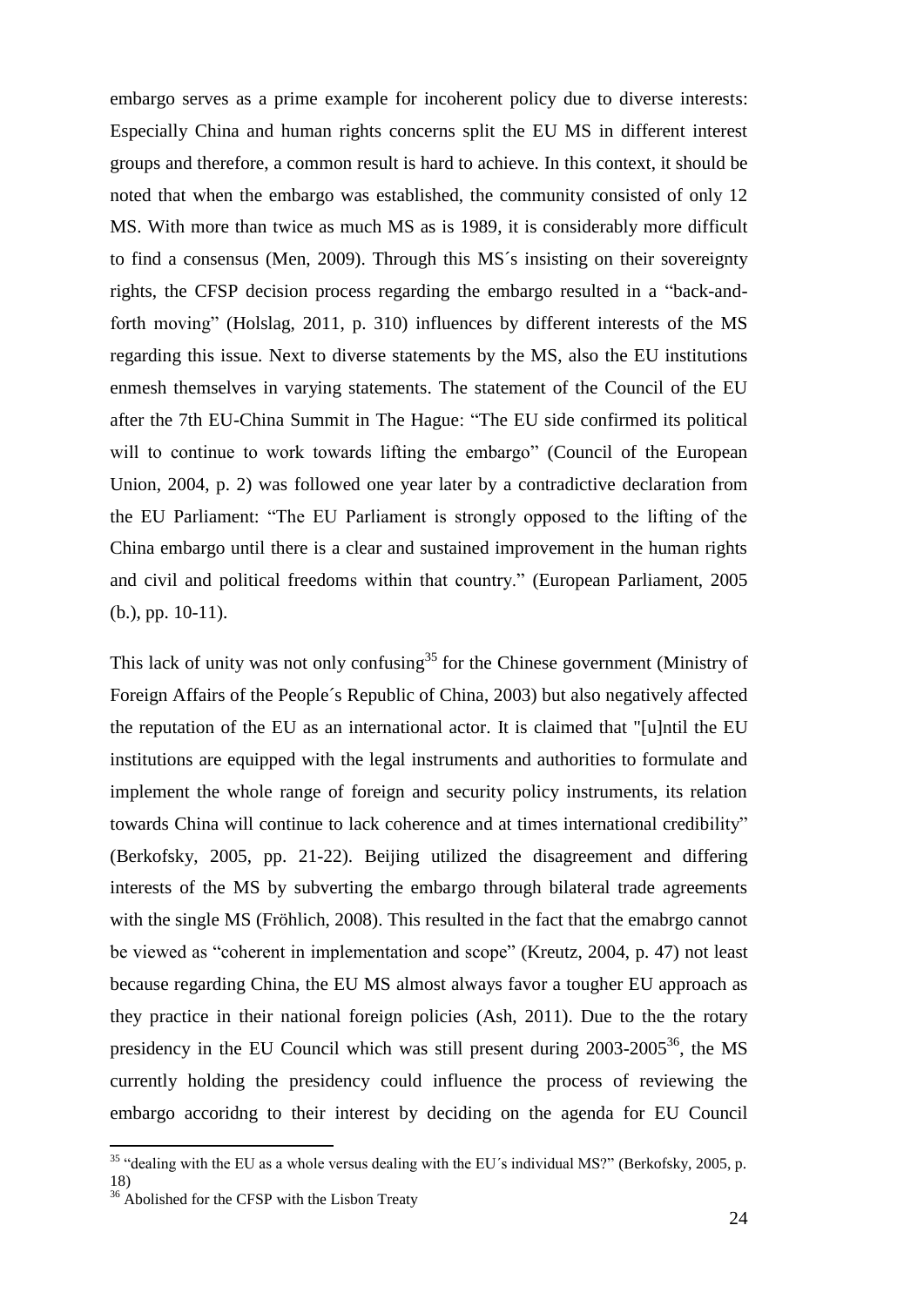embargo serves as a prime example for incoherent policy due to diverse interests: Especially China and human rights concerns split the EU MS in different interest groups and therefore, a common result is hard to achieve. In this context, it should be noted that when the embargo was established, the community consisted of only 12 MS. With more than twice as much MS as is 1989, it is considerably more difficult to find a consensus (Men, 2009). Through this MS´s insisting on their sovereignty rights, the CFSP decision process regarding the embargo resulted in a "back-and-forth moving" (Holslag, 2011, p. 310) influences by different interests of the MS regarding this issue. Next to diverse statements by the MS, also the EU institutions enmesh themselves in varying statements. The statement of the Council of the EU after the 7th EU-China Summit in The Hague: "The EU side confirmed its political will to continue to work towards lifting the embargo" (Council of the European Union, 2004, p. 2) was followed one year later by a contradictive declaration from the EU Parliament: "The EU Parliament is strongly opposed to the lifting of the China embargo until there is a clear and sustained improvement in the human rights and civil and political freedoms within that country." (European Parliament, 2005 (b.), pp. 10-11).

This lack of unity was not only confusing[35] for the Chinese government (Ministry of Foreign Affairs of the People´s Republic of China, 2003) but also negatively affected the reputation of the EU as an international actor. It is claimed that "[u]ntil the EU institutions are equipped with the legal instruments and authorities to formulate and implement the whole range of foreign and security policy instruments, its relation towards China will continue to lack coherence and at times international credibility" (Berkofsky, 2005, pp. 21-22). Beijing utilized the disagreement and differing interests of the MS by subverting the embargo through bilateral trade agreements with the single MS (Fröhlich, 2008). This resulted in the fact that the emabrgo cannot be viewed as "coherent in implementation and scope" (Kreutz, 2004, p. 47) not least because regarding China, the EU MS almost always favor a tougher EU approach as they practice in their national foreign policies (Ash, 2011). Due to the the rotary presidency in the EU Council which was still present during 2003-2005[36], the MS currently holding the presidency could influence the process of reviewing the embargo accoridng to their interest by deciding on the agenda for EU Council

---

[35] "dealing with the EU as a whole versus dealing with the EU´s individual MS?" (Berkofsky, 2005, p. 18)

[36] Abolished for the CFSP with the Lisbon Treaty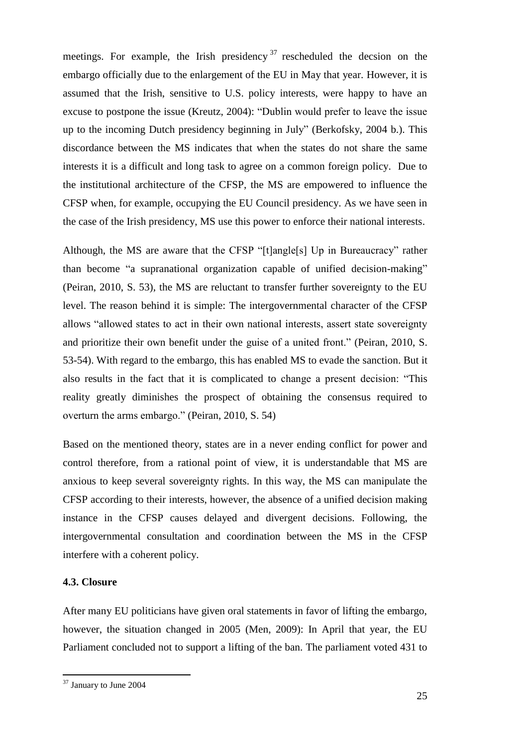meetings. For example, the Irish presidency[37] rescheduled the decsion on the embargo officially due to the enlargement of the EU in May that year. However, it is assumed that the Irish, sensitive to U.S. policy interests, were happy to have an excuse to postpone the issue (Kreutz, 2004): "Dublin would prefer to leave the issue up to the incoming Dutch presidency beginning in July" (Berkofsky, 2004 b.). This discordance between the MS indicates that when the states do not share the same interests it is a difficult and long task to agree on a common foreign policy. Due to the institutional architecture of the CFSP, the MS are empowered to influence the CFSP when, for example, occupying the EU Council presidency. As we have seen in the case of the Irish presidency, MS use this power to enforce their national interests.

Although, the MS are aware that the CFSP "[t]angle[s] Up in Bureaucracy" rather than become "a supranational organization capable of unified decision-making" (Peiran, 2010, S. 53), the MS are reluctant to transfer further sovereignty to the EU level. The reason behind it is simple: The intergovernmental character of the CFSP allows "allowed states to act in their own national interests, assert state sovereignty and prioritize their own benefit under the guise of a united front." (Peiran, 2010, S. 53-54). With regard to the embargo, this has enabled MS to evade the sanction. But it also results in the fact that it is complicated to change a present decision: "This reality greatly diminishes the prospect of obtaining the consensus required to overturn the arms embargo." (Peiran, 2010, S. 54)

Based on the mentioned theory, states are in a never ending conflict for power and control therefore, from a rational point of view, it is understandable that MS are anxious to keep several sovereignty rights. In this way, the MS can manipulate the CFSP according to their interests, however, the absence of a unified decision making instance in the CFSP causes delayed and divergent decisions. Following, the intergovernmental consultation and coordination between the MS in the CFSP interfere with a coherent policy.

### 4.3. Closure

After many EU politicians have given oral statements in favor of lifting the embargo, however, the situation changed in 2005 (Men, 2009): In April that year, the EU Parliament concluded not to support a lifting of the ban. The parliament voted 431 to

---

[37] January to June 2004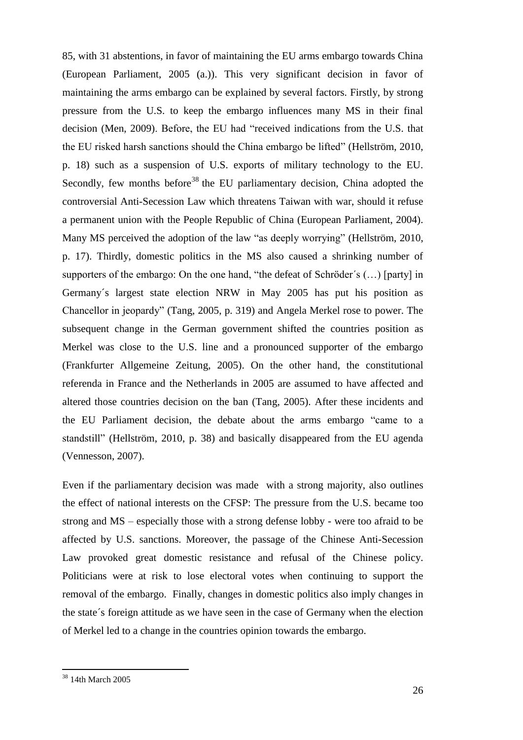85, with 31 abstentions, in favor of maintaining the EU arms embargo towards China (European Parliament, 2005 (a.)). This very significant decision in favor of maintaining the arms embargo can be explained by several factors. Firstly, by strong pressure from the U.S. to keep the embargo influences many MS in their final decision (Men, 2009). Before, the EU had "received indications from the U.S. that the EU risked harsh sanctions should the China embargo be lifted" (Hellström, 2010, p. 18) such as a suspension of U.S. exports of military technology to the EU. Secondly, few months before[38] the EU parliamentary decision, China adopted the controversial Anti-Secession Law which threatens Taiwan with war, should it refuse a permanent union with the People Republic of China (European Parliament, 2004). Many MS perceived the adoption of the law "as deeply worrying" (Hellström, 2010, p. 17). Thirdly, domestic politics in the MS also caused a shrinking number of supporters of the embargo: On the one hand, "the defeat of Schröder´s (…) [party] in Germany´s largest state election NRW in May 2005 has put his position as Chancellor in jeopardy" (Tang, 2005, p. 319) and Angela Merkel rose to power. The subsequent change in the German government shifted the countries position as Merkel was close to the U.S. line and a pronounced supporter of the embargo (Frankfurter Allgemeine Zeitung, 2005). On the other hand, the constitutional referenda in France and the Netherlands in 2005 are assumed to have affected and altered those countries decision on the ban (Tang, 2005). After these incidents and the EU Parliament decision, the debate about the arms embargo "came to a standstill" (Hellström, 2010, p. 38) and basically disappeared from the EU agenda (Vennesson, 2007).

Even if the parliamentary decision was made with a strong majority, also outlines the effect of national interests on the CFSP: The pressure from the U.S. became too strong and MS – especially those with a strong defense lobby - were too afraid to be affected by U.S. sanctions. Moreover, the passage of the Chinese Anti-Secession Law provoked great domestic resistance and refusal of the Chinese policy. Politicians were at risk to lose electoral votes when continuing to support the removal of the embargo. Finally, changes in domestic politics also imply changes in the state´s foreign attitude as we have seen in the case of Germany when the election of Merkel led to a change in the countries opinion towards the embargo.

---

[38] 14th March 2005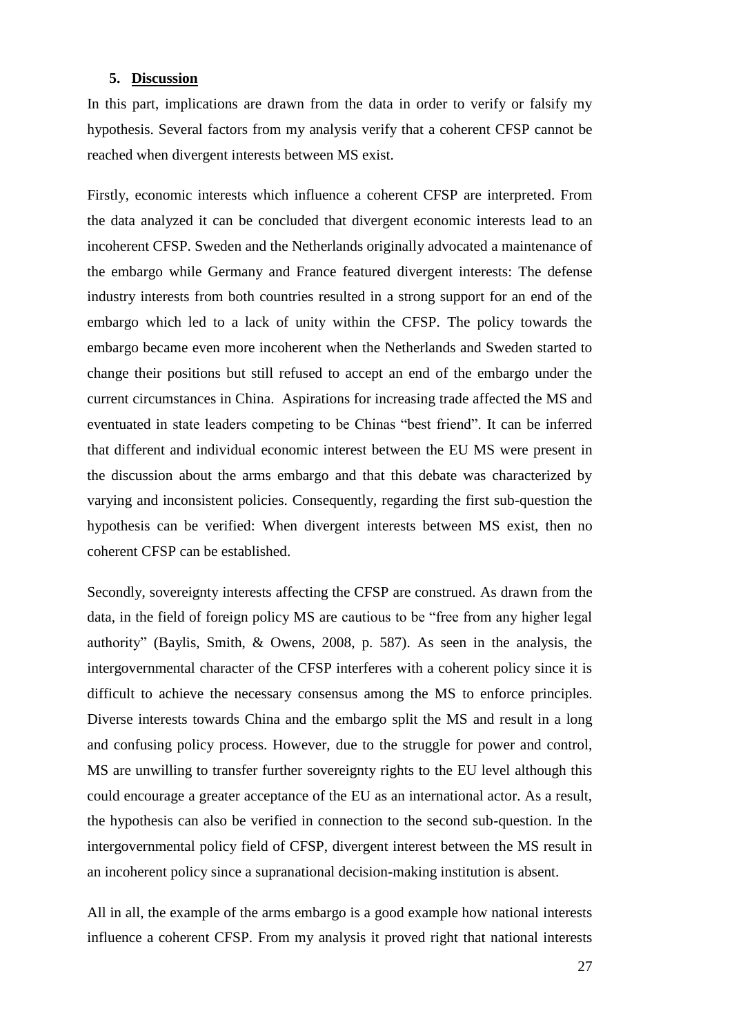## 5. Discussion

In this part, implications are drawn from the data in order to verify or falsify my hypothesis. Several factors from my analysis verify that a coherent CFSP cannot be reached when divergent interests between MS exist.

Firstly, economic interests which influence a coherent CFSP are interpreted. From the data analyzed it can be concluded that divergent economic interests lead to an incoherent CFSP. Sweden and the Netherlands originally advocated a maintenance of the embargo while Germany and France featured divergent interests: The defense industry interests from both countries resulted in a strong support for an end of the embargo which led to a lack of unity within the CFSP. The policy towards the embargo became even more incoherent when the Netherlands and Sweden started to change their positions but still refused to accept an end of the embargo under the current circumstances in China. Aspirations for increasing trade affected the MS and eventuated in state leaders competing to be Chinas "best friend". It can be inferred that different and individual economic interest between the EU MS were present in the discussion about the arms embargo and that this debate was characterized by varying and inconsistent policies. Consequently, regarding the first sub-question the hypothesis can be verified: When divergent interests between MS exist, then no coherent CFSP can be established.

Secondly, sovereignty interests affecting the CFSP are construed. As drawn from the data, in the field of foreign policy MS are cautious to be "free from any higher legal authority" (Baylis, Smith, & Owens, 2008, p. 587). As seen in the analysis, the intergovernmental character of the CFSP interferes with a coherent policy since it is difficult to achieve the necessary consensus among the MS to enforce principles. Diverse interests towards China and the embargo split the MS and result in a long and confusing policy process. However, due to the struggle for power and control, MS are unwilling to transfer further sovereignty rights to the EU level although this could encourage a greater acceptance of the EU as an international actor. As a result, the hypothesis can also be verified in connection to the second sub-question. In the intergovernmental policy field of CFSP, divergent interest between the MS result in an incoherent policy since a supranational decision-making institution is absent.

All in all, the example of the arms embargo is a good example how national interests influence a coherent CFSP. From my analysis it proved right that national interests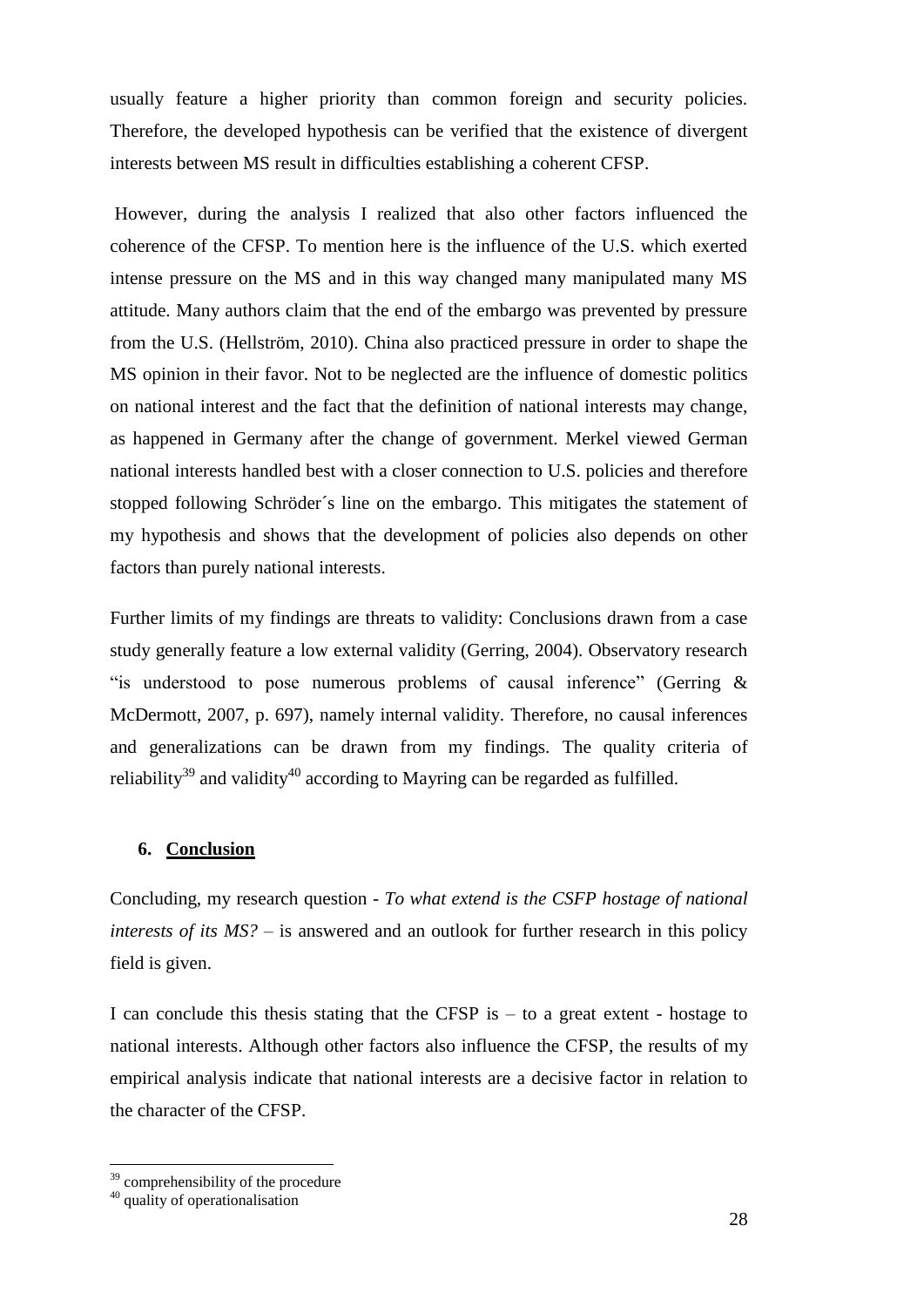usually feature a higher priority than common foreign and security policies. Therefore, the developed hypothesis can be verified that the existence of divergent interests between MS result in difficulties establishing a coherent CFSP.

However, during the analysis I realized that also other factors influenced the coherence of the CFSP. To mention here is the influence of the U.S. which exerted intense pressure on the MS and in this way changed many manipulated many MS attitude. Many authors claim that the end of the embargo was prevented by pressure from the U.S. (Hellström, 2010). China also practiced pressure in order to shape the MS opinion in their favor. Not to be neglected are the influence of domestic politics on national interest and the fact that the definition of national interests may change, as happened in Germany after the change of government. Merkel viewed German national interests handled best with a closer connection to U.S. policies and therefore stopped following Schröder´s line on the embargo. This mitigates the statement of my hypothesis and shows that the development of policies also depends on other factors than purely national interests.

Further limits of my findings are threats to validity: Conclusions drawn from a case study generally feature a low external validity (Gerring, 2004). Observatory research "is understood to pose numerous problems of causal inference" (Gerring & McDermott, 2007, p. 697), namely internal validity. Therefore, no causal inferences and generalizations can be drawn from my findings. The quality criteria of reliability[39] and validity[40] according to Mayring can be regarded as fulfilled.

## 6. Conclusion

Concluding, my research question - *To what extend is the CSFP hostage of national interests of its MS?* – is answered and an outlook for further research in this policy field is given.

I can conclude this thesis stating that the CFSP is – to a great extent - hostage to national interests. Although other factors also influence the CFSP, the results of my empirical analysis indicate that national interests are a decisive factor in relation to the character of the CFSP.

---

[39] comprehensibility of the procedure

[40] quality of operationalisation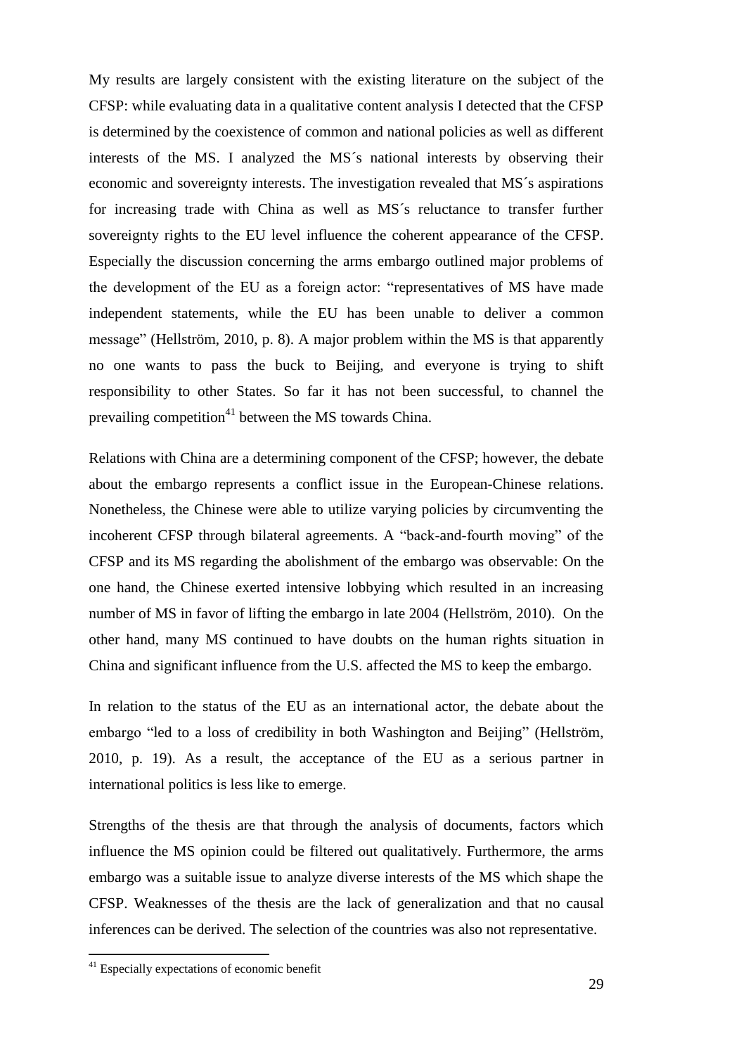My results are largely consistent with the existing literature on the subject of the CFSP: while evaluating data in a qualitative content analysis I detected that the CFSP is determined by the coexistence of common and national policies as well as different interests of the MS. I analyzed the MS´s national interests by observing their economic and sovereignty interests. The investigation revealed that MS´s aspirations for increasing trade with China as well as MS´s reluctance to transfer further sovereignty rights to the EU level influence the coherent appearance of the CFSP. Especially the discussion concerning the arms embargo outlined major problems of the development of the EU as a foreign actor: "representatives of MS have made independent statements, while the EU has been unable to deliver a common message" (Hellström, 2010, p. 8). A major problem within the MS is that apparently no one wants to pass the buck to Beijing, and everyone is trying to shift responsibility to other States. So far it has not been successful, to channel the prevailing competition[41] between the MS towards China.

Relations with China are a determining component of the CFSP; however, the debate about the embargo represents a conflict issue in the European-Chinese relations. Nonetheless, the Chinese were able to utilize varying policies by circumventing the incoherent CFSP through bilateral agreements. A "back-and-fourth moving" of the CFSP and its MS regarding the abolishment of the embargo was observable: On the one hand, the Chinese exerted intensive lobbying which resulted in an increasing number of MS in favor of lifting the embargo in late 2004 (Hellström, 2010). On the other hand, many MS continued to have doubts on the human rights situation in China and significant influence from the U.S. affected the MS to keep the embargo.

In relation to the status of the EU as an international actor, the debate about the embargo "led to a loss of credibility in both Washington and Beijing" (Hellström, 2010, p. 19). As a result, the acceptance of the EU as a serious partner in international politics is less like to emerge.

Strengths of the thesis are that through the analysis of documents, factors which influence the MS opinion could be filtered out qualitatively. Furthermore, the arms embargo was a suitable issue to analyze diverse interests of the MS which shape the CFSP. Weaknesses of the thesis are the lack of generalization and that no causal inferences can be derived. The selection of the countries was also not representative.

[41] Especially expectations of economic benefit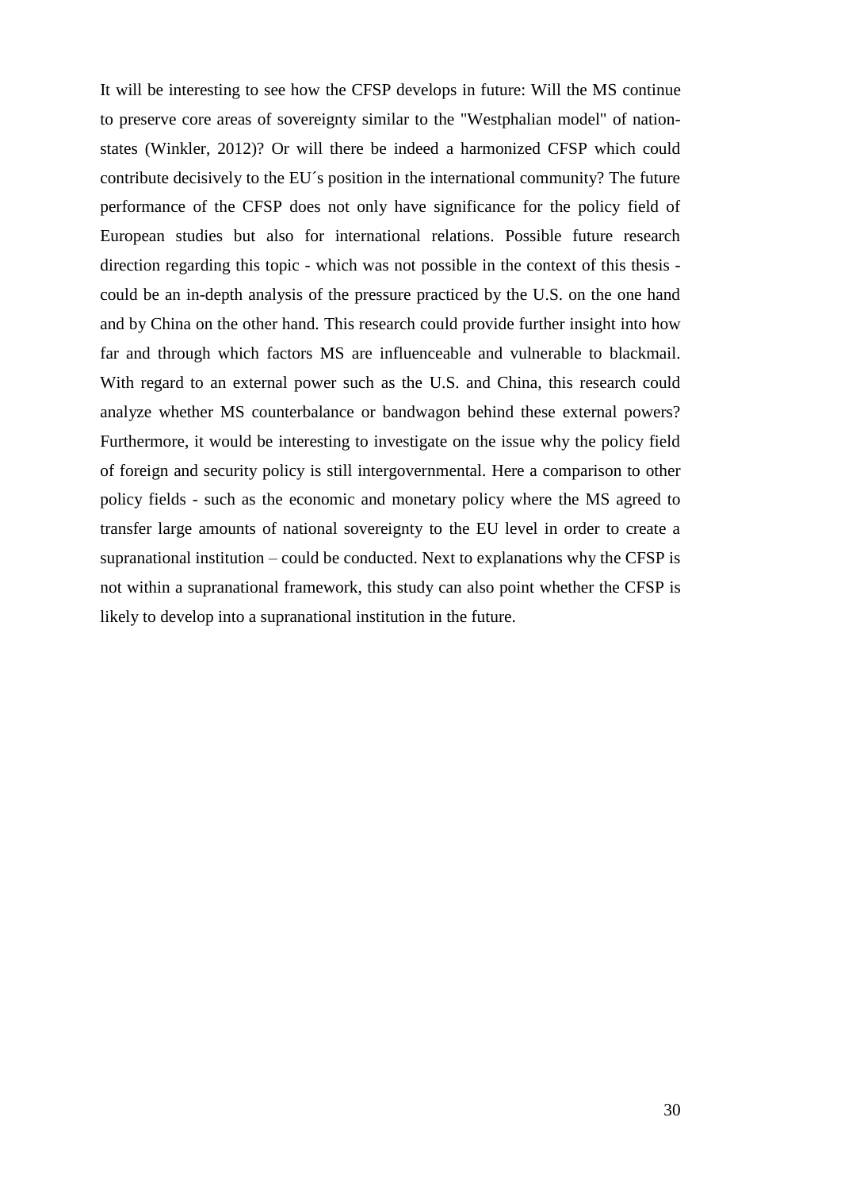It will be interesting to see how the CFSP develops in future: Will the MS continue to preserve core areas of sovereignty similar to the "Westphalian model" of nation-states (Winkler, 2012)? Or will there be indeed a harmonized CFSP which could contribute decisively to the EU´s position in the international community? The future performance of the CFSP does not only have significance for the policy field of European studies but also for international relations. Possible future research direction regarding this topic - which was not possible in the context of this thesis - could be an in-depth analysis of the pressure practiced by the U.S. on the one hand and by China on the other hand. This research could provide further insight into how far and through which factors MS are influenceable and vulnerable to blackmail. With regard to an external power such as the U.S. and China, this research could analyze whether MS counterbalance or bandwagon behind these external powers? Furthermore, it would be interesting to investigate on the issue why the policy field of foreign and security policy is still intergovernmental. Here a comparison to other policy fields - such as the economic and monetary policy where the MS agreed to transfer large amounts of national sovereignty to the EU level in order to create a supranational institution – could be conducted. Next to explanations why the CFSP is not within a supranational framework, this study can also point whether the CFSP is likely to develop into a supranational institution in the future.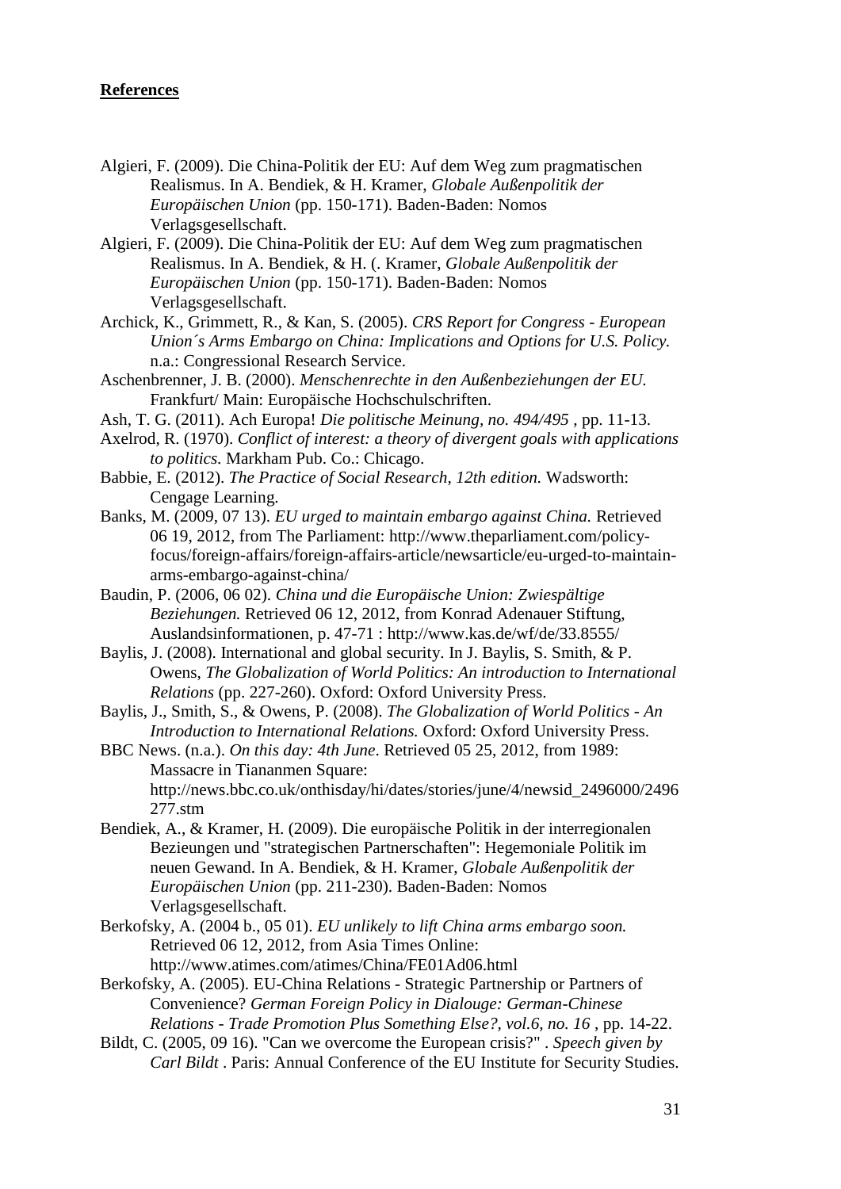**References**

Algieri, F. (2009). Die China-Politik der EU: Auf dem Weg zum pragmatischen Realismus. In A. Bendiek, & H. Kramer, *Globale Außenpolitik der Europäischen Union* (pp. 150-171). Baden-Baden: Nomos Verlagsgesellschaft.

Algieri, F. (2009). Die China-Politik der EU: Auf dem Weg zum pragmatischen Realismus. In A. Bendiek, & H. (. Kramer, *Globale Außenpolitik der Europäischen Union* (pp. 150-171). Baden-Baden: Nomos Verlagsgesellschaft.

Archick, K., Grimmett, R., & Kan, S. (2005). *CRS Report for Congress - European Union´s Arms Embargo on China: Implications and Options for U.S. Policy.* n.a.: Congressional Research Service.

Aschenbrenner, J. B. (2000). *Menschenrechte in den Außenbeziehungen der EU.* Frankfurt/ Main: Europäische Hochschulschriften.

Ash, T. G. (2011). Ach Europa! *Die politische Meinung, no. 494/495* , pp. 11-13.

Axelrod, R. (1970). *Conflict of interest: a theory of divergent goals with applications to politics.* Markham Pub. Co.: Chicago.

Babbie, E. (2012). *The Practice of Social Research, 12th edition.* Wadsworth: Cengage Learning.

Banks, M. (2009, 07 13). *EU urged to maintain embargo against China.* Retrieved 06 19, 2012, from The Parliament: http://www.theparliament.com/policy-focus/foreign-affairs/foreign-affairs-article/newsarticle/eu-urged-to-maintain-arms-embargo-against-china/

Baudin, P. (2006, 06 02). *China und die Europäische Union: Zwiespältige Beziehungen.* Retrieved 06 12, 2012, from Konrad Adenauer Stiftung, Auslandsinformationen, p. 47-71 : http://www.kas.de/wf/de/33.8555/

Baylis, J. (2008). International and global security. In J. Baylis, S. Smith, & P. Owens, *The Globalization of World Politics: An introduction to International Relations* (pp. 227-260). Oxford: Oxford University Press.

Baylis, J., Smith, S., & Owens, P. (2008). *The Globalization of World Politics - An Introduction to International Relations.* Oxford: Oxford University Press.

BBC News. (n.a.). *On this day: 4th June*. Retrieved 05 25, 2012, from 1989: Massacre in Tiananmen Square: http://news.bbc.co.uk/onthisday/hi/dates/stories/june/4/newsid_2496000/2496277.stm

Bendiek, A., & Kramer, H. (2009). Die europäische Politik in der interregionalen Bezieungen und "strategischen Partnerschaften": Hegemoniale Politik im neuen Gewand. In A. Bendiek, & H. Kramer, *Globale Außenpolitik der Europäischen Union* (pp. 211-230). Baden-Baden: Nomos Verlagsgesellschaft.

Berkofsky, A. (2004 b., 05 01). *EU unlikely to lift China arms embargo soon.* Retrieved 06 12, 2012, from Asia Times Online: http://www.atimes.com/atimes/China/FE01Ad06.html

Berkofsky, A. (2005). EU-China Relations - Strategic Partnership or Partners of Convenience? *German Foreign Policy in Dialouge: German-Chinese Relations - Trade Promotion Plus Something Else?, vol.6, no. 16* , pp. 14-22.

Bildt, C. (2005, 09 16). "Can we overcome the European crisis?" . *Speech given by Carl Bildt* . Paris: Annual Conference of the EU Institute for Security Studies.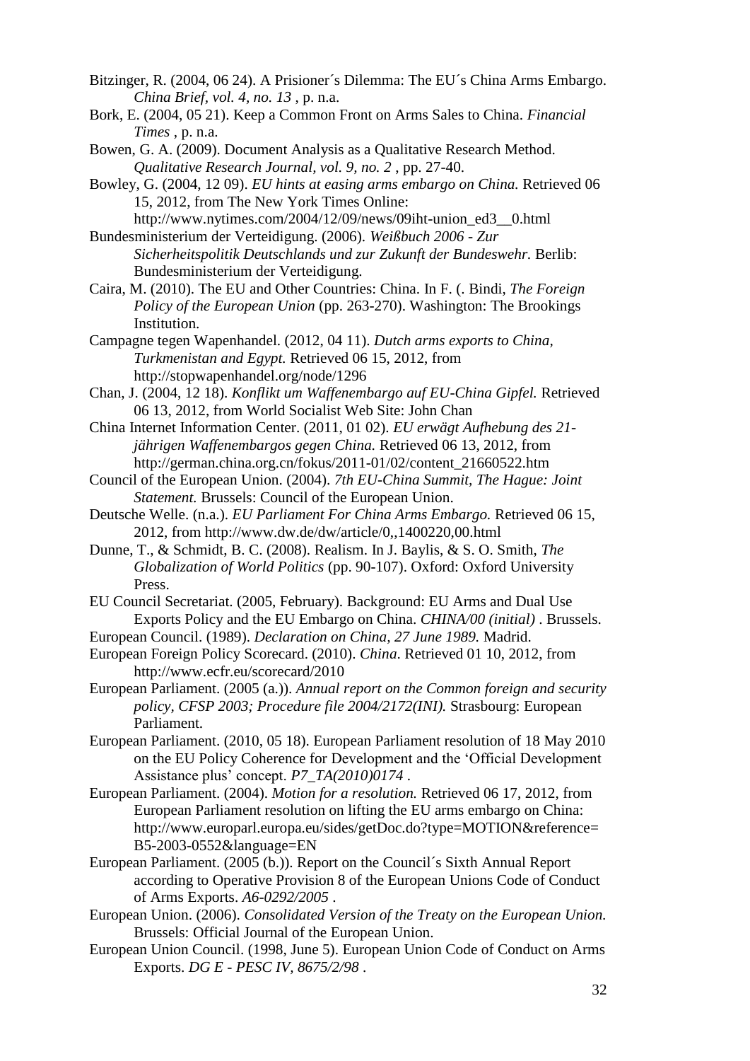Bitzinger, R. (2004, 06 24). A Prisioner´s Dilemma: The EU´s China Arms Embargo. *China Brief, vol. 4, no. 13* , p. n.a.

Bork, E. (2004, 05 21). Keep a Common Front on Arms Sales to China. *Financial Times* , p. n.a.

Bowen, G. A. (2009). Document Analysis as a Qualitative Research Method. *Qualitative Research Journal, vol. 9, no. 2* , pp. 27-40.

Bowley, G. (2004, 12 09). *EU hints at easing arms embargo on China.* Retrieved 06 15, 2012, from The New York Times Online: http://www.nytimes.com/2004/12/09/news/09iht-union_ed3__0.html

Bundesministerium der Verteidigung. (2006). *Weißbuch 2006 - Zur Sicherheitspolitik Deutschlands und zur Zukunft der Bundeswehr.* Berlib: Bundesministerium der Verteidigung.

Caira, M. (2010). The EU and Other Countries: China. In F. (. Bindi, *The Foreign Policy of the European Union* (pp. 263-270). Washington: The Brookings Institution.

Campagne tegen Wapenhandel. (2012, 04 11). *Dutch arms exports to China, Turkmenistan and Egypt.* Retrieved 06 15, 2012, from http://stopwapenhandel.org/node/1296

Chan, J. (2004, 12 18). *Konflikt um Waffenembargo auf EU-China Gipfel.* Retrieved 06 13, 2012, from World Socialist Web Site: John Chan

China Internet Information Center. (2011, 01 02). *EU erwägt Aufhebung des 21-jährigen Waffenembargos gegen China.* Retrieved 06 13, 2012, from http://german.china.org.cn/fokus/2011-01/02/content_21660522.htm

Council of the European Union. (2004). *7th EU-China Summit, The Hague: Joint Statement.* Brussels: Council of the European Union.

Deutsche Welle. (n.a.). *EU Parliament For China Arms Embargo.* Retrieved 06 15, 2012, from http://www.dw.de/dw/article/0,,1400220,00.html

Dunne, T., & Schmidt, B. C. (2008). Realism. In J. Baylis, & S. O. Smith, *The Globalization of World Politics* (pp. 90-107). Oxford: Oxford University Press.

EU Council Secretariat. (2005, February). Background: EU Arms and Dual Use Exports Policy and the EU Embargo on China. *CHINA/00 (initial)* . Brussels.

European Council. (1989). *Declaration on China, 27 June 1989.* Madrid.

European Foreign Policy Scorecard. (2010). *China.* Retrieved 01 10, 2012, from http://www.ecfr.eu/scorecard/2010

European Parliament. (2005 (a.)). *Annual report on the Common foreign and security policy, CFSP 2003; Procedure file 2004/2172(INI).* Strasbourg: European Parliament.

European Parliament. (2010, 05 18). European Parliament resolution of 18 May 2010 on the EU Policy Coherence for Development and the 'Official Development Assistance plus' concept. *P7_TA(2010)0174* .

European Parliament. (2004). *Motion for a resolution.* Retrieved 06 17, 2012, from European Parliament resolution on lifting the EU arms embargo on China: http://www.europarl.europa.eu/sides/getDoc.do?type=MOTION&reference=B5-2003-0552&language=EN

European Parliament. (2005 (b.)). Report on the Council´s Sixth Annual Report according to Operative Provision 8 of the European Unions Code of Conduct of Arms Exports. *A6-0292/2005* .

European Union. (2006). *Consolidated Version of the Treaty on the European Union.* Brussels: Official Journal of the European Union.

European Union Council. (1998, June 5). European Union Code of Conduct on Arms Exports. *DG E - PESC IV, 8675/2/98* .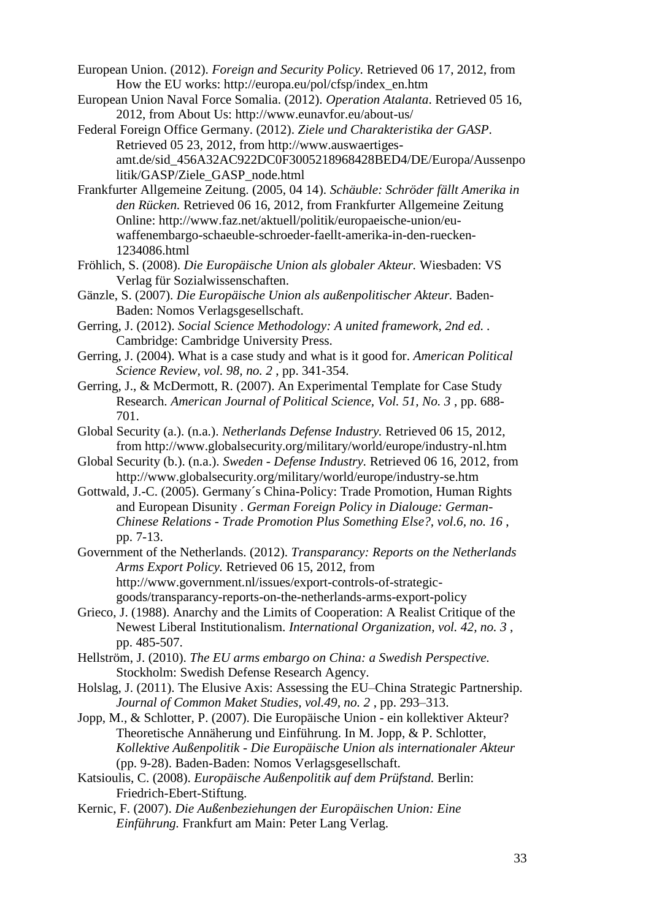European Union. (2012). *Foreign and Security Policy.* Retrieved 06 17, 2012, from How the EU works: http://europa.eu/pol/cfsp/index_en.htm

European Union Naval Force Somalia. (2012). *Operation Atalanta*. Retrieved 05 16, 2012, from About Us: http://www.eunavfor.eu/about-us/

Federal Foreign Office Germany. (2012). *Ziele und Charakteristika der GASP*. Retrieved 05 23, 2012, from http://www.auswaertiges-amt.de/sid_456A32AC922DC0F3005218968428BED4/DE/Europa/Aussenpolitik/GASP/Ziele_GASP_node.html

Frankfurter Allgemeine Zeitung. (2005, 04 14). *Schäuble: Schröder fällt Amerika in den Rücken.* Retrieved 06 16, 2012, from Frankfurter Allgemeine Zeitung Online: http://www.faz.net/aktuell/politik/europaeische-union/eu-waffenembargo-schaeuble-schroeder-faellt-amerika-in-den-ruecken-1234086.html

Fröhlich, S. (2008). *Die Europäische Union als globaler Akteur.* Wiesbaden: VS Verlag für Sozialwissenschaften.

Gänzle, S. (2007). *Die Europäische Union als außenpolitischer Akteur.* Baden-Baden: Nomos Verlagsgesellschaft.

Gerring, J. (2012). *Social Science Methodology: A united framework, 2nd ed.* . Cambridge: Cambridge University Press.

Gerring, J. (2004). What is a case study and what is it good for. *American Political Science Review, vol. 98, no. 2* , pp. 341-354.

Gerring, J., & McDermott, R. (2007). An Experimental Template for Case Study Research. *American Journal of Political Science, Vol. 51, No. 3* , pp. 688-701.

Global Security (a.). (n.a.). *Netherlands Defense Industry.* Retrieved 06 15, 2012, from http://www.globalsecurity.org/military/world/europe/industry-nl.htm

Global Security (b.). (n.a.). *Sweden - Defense Industry.* Retrieved 06 16, 2012, from http://www.globalsecurity.org/military/world/europe/industry-se.htm

Gottwald, J.-C. (2005). Germany´s China-Policy: Trade Promotion, Human Rights and European Disunity . *German Foreign Policy in Dialouge: German-Chinese Relations - Trade Promotion Plus Something Else?, vol.6, no. 16* , pp. 7-13.

Government of the Netherlands. (2012). *Transparancy: Reports on the Netherlands Arms Export Policy.* Retrieved 06 15, 2012, from http://www.government.nl/issues/export-controls-of-strategic-goods/transparancy-reports-on-the-netherlands-arms-export-policy

Grieco, J. (1988). Anarchy and the Limits of Cooperation: A Realist Critique of the Newest Liberal Institutionalism. *International Organization, vol. 42, no. 3* , pp. 485-507.

Hellström, J. (2010). *The EU arms embargo on China: a Swedish Perspective.* Stockholm: Swedish Defense Research Agency.

Holslag, J. (2011). The Elusive Axis: Assessing the EU–China Strategic Partnership. *Journal of Common Maket Studies, vol.49, no. 2* , pp. 293–313.

Jopp, M., & Schlotter, P. (2007). Die Europäische Union - ein kollektiver Akteur? Theoretische Annäherung und Einführung. In M. Jopp, & P. Schlotter, *Kollektive Außenpolitik - Die Europäische Union als internationaler Akteur* (pp. 9-28). Baden-Baden: Nomos Verlagsgesellschaft.

Katsioulis, C. (2008). *Europäische Außenpolitik auf dem Prüfstand.* Berlin: Friedrich-Ebert-Stiftung.

Kernic, F. (2007). *Die Außenbeziehungen der Europäischen Union: Eine Einführung.* Frankfurt am Main: Peter Lang Verlag.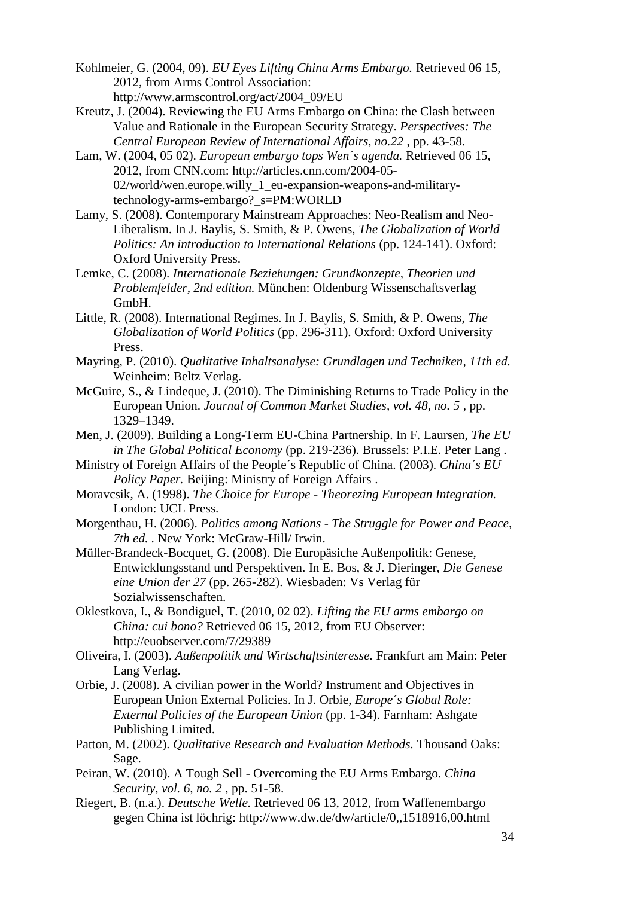Kohlmeier, G. (2004, 09). *EU Eyes Lifting China Arms Embargo.* Retrieved 06 15, 2012, from Arms Control Association: http://www.armscontrol.org/act/2004_09/EU

Kreutz, J. (2004). Reviewing the EU Arms Embargo on China: the Clash between Value and Rationale in the European Security Strategy. *Perspectives: The Central European Review of International Affairs, no.22* , pp. 43-58.

Lam, W. (2004, 05 02). *European embargo tops Wen´s agenda.* Retrieved 06 15, 2012, from CNN.com: http://articles.cnn.com/2004-05-02/world/wen.europe.willy_1_eu-expansion-weapons-and-military-technology-arms-embargo?_s=PM:WORLD

Lamy, S. (2008). Contemporary Mainstream Approaches: Neo-Realism and Neo-Liberalism. In J. Baylis, S. Smith, & P. Owens, *The Globalization of World Politics: An introduction to International Relations* (pp. 124-141). Oxford: Oxford University Press.

Lemke, C. (2008). *Internationale Beziehungen: Grundkonzepte, Theorien und Problemfelder, 2nd edition.* München: Oldenburg Wissenschaftsverlag GmbH.

Little, R. (2008). International Regimes. In J. Baylis, S. Smith, & P. Owens, *The Globalization of World Politics* (pp. 296-311). Oxford: Oxford University Press.

Mayring, P. (2010). *Qualitative Inhaltsanalyse: Grundlagen und Techniken, 11th ed.* Weinheim: Beltz Verlag.

McGuire, S., & Lindeque, J. (2010). The Diminishing Returns to Trade Policy in the European Union. *Journal of Common Market Studies, vol. 48, no. 5* , pp. 1329–1349.

Men, J. (2009). Building a Long-Term EU-China Partnership. In F. Laursen, *The EU in The Global Political Economy* (pp. 219-236). Brussels: P.I.E. Peter Lang .

Ministry of Foreign Affairs of the People´s Republic of China. (2003). *China´s EU Policy Paper.* Beijing: Ministry of Foreign Affairs .

Moravcsik, A. (1998). *The Choice for Europe - Theorezing European Integration.* London: UCL Press.

Morgenthau, H. (2006). *Politics among Nations - The Struggle for Power and Peace, 7th ed.* . New York: McGraw-Hill/ Irwin.

Müller-Brandeck-Bocquet, G. (2008). Die Europäsiche Außenpolitik: Genese, Entwicklungsstand und Perspektiven. In E. Bos, & J. Dieringer, *Die Genese eine Union der 27* (pp. 265-282). Wiesbaden: Vs Verlag für Sozialwissenschaften.

Oklestkova, I., & Bondiguel, T. (2010, 02 02). *Lifting the EU arms embargo on China: cui bono?* Retrieved 06 15, 2012, from EU Observer: http://euobserver.com/7/29389

Oliveira, I. (2003). *Außenpolitik und Wirtschaftsinteresse.* Frankfurt am Main: Peter Lang Verlag.

Orbie, J. (2008). A civilian power in the World? Instrument and Objectives in European Union External Policies. In J. Orbie, *Europe´s Global Role: External Policies of the European Union* (pp. 1-34). Farnham: Ashgate Publishing Limited.

Patton, M. (2002). *Qualitative Research and Evaluation Methods.* Thousand Oaks: Sage.

Peiran, W. (2010). A Tough Sell - Overcoming the EU Arms Embargo. *China Security, vol. 6, no. 2* , pp. 51-58.

Riegert, B. (n.a.). *Deutsche Welle.* Retrieved 06 13, 2012, from Waffenembargo gegen China ist löchrig: http://www.dw.de/dw/article/0,,1518916,00.html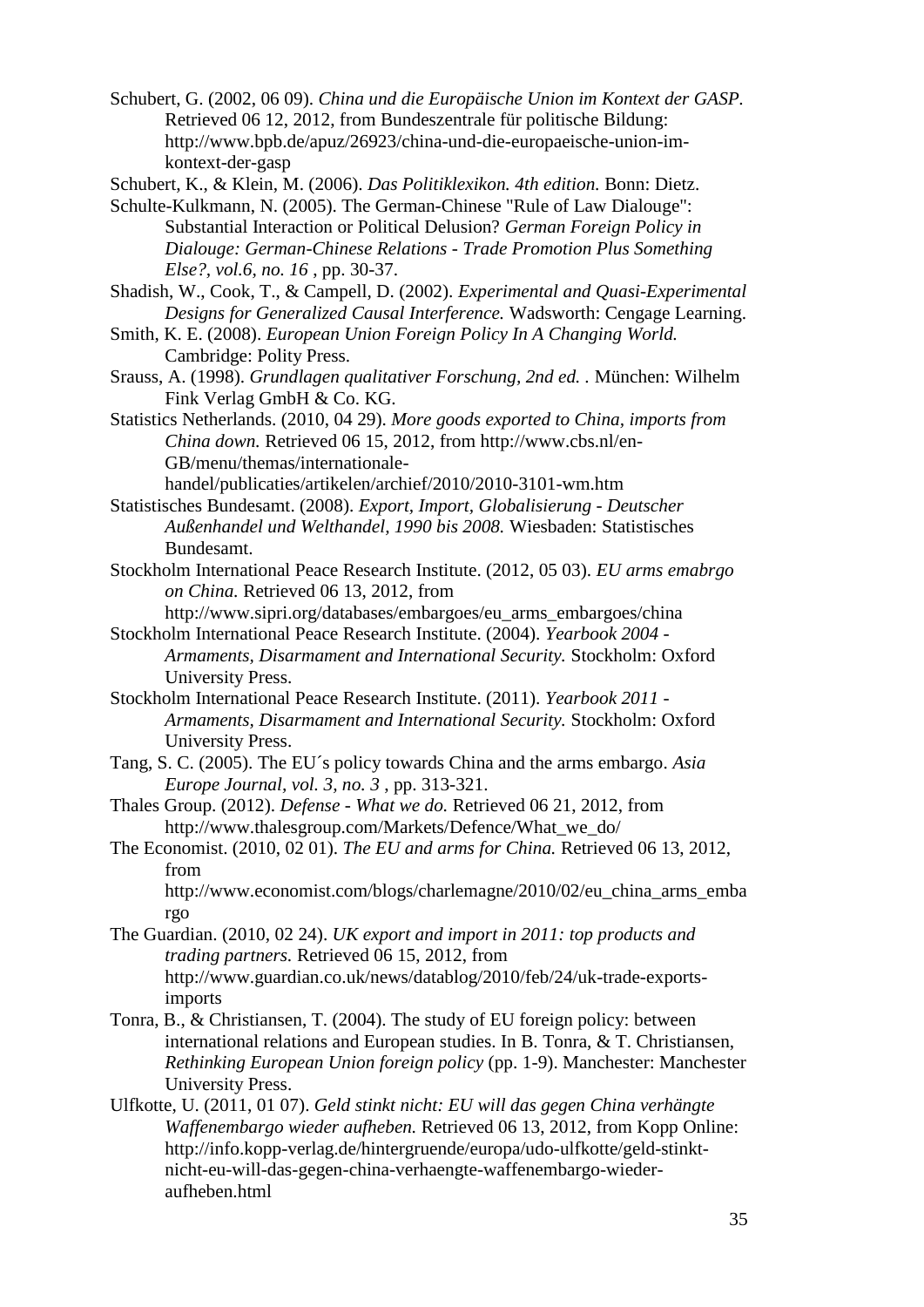Schubert, G. (2002, 06 09). *China und die Europäische Union im Kontext der GASP.* Retrieved 06 12, 2012, from Bundeszentrale für politische Bildung: http://www.bpb.de/apuz/26923/china-und-die-europaeische-union-im-kontext-der-gasp

Schubert, K., & Klein, M. (2006). *Das Politiklexikon. 4th edition.* Bonn: Dietz.

Schulte-Kulkmann, N. (2005). The German-Chinese "Rule of Law Dialouge": Substantial Interaction or Political Delusion? *German Foreign Policy in Dialouge: German-Chinese Relations - Trade Promotion Plus Something Else?, vol.6, no. 16* , pp. 30-37.

Shadish, W., Cook, T., & Campell, D. (2002). *Experimental and Quasi-Experimental Designs for Generalized Causal Interference.* Wadsworth: Cengage Learning.

Smith, K. E. (2008). *European Union Foreign Policy In A Changing World.* Cambridge: Polity Press.

Srauss, A. (1998). *Grundlagen qualitativer Forschung, 2nd ed.* . München: Wilhelm Fink Verlag GmbH & Co. KG.

Statistics Netherlands. (2010, 04 29). *More goods exported to China, imports from China down.* Retrieved 06 15, 2012, from http://www.cbs.nl/en-GB/menu/themas/internationale-handel/publicaties/artikelen/archief/2010/2010-3101-wm.htm

Statistisches Bundesamt. (2008). *Export, Import, Globalisierung - Deutscher Außenhandel und Welthandel, 1990 bis 2008.* Wiesbaden: Statistisches Bundesamt.

Stockholm International Peace Research Institute. (2012, 05 03). *EU arms emabrgo on China.* Retrieved 06 13, 2012, from http://www.sipri.org/databases/embargoes/eu_arms_embargoes/china

Stockholm International Peace Research Institute. (2004). *Yearbook 2004 - Armaments, Disarmament and International Security.* Stockholm: Oxford University Press.

Stockholm International Peace Research Institute. (2011). *Yearbook 2011 - Armaments, Disarmament and International Security.* Stockholm: Oxford University Press.

Tang, S. C. (2005). The EU´s policy towards China and the arms embargo. *Asia Europe Journal, vol. 3, no. 3* , pp. 313-321.

Thales Group. (2012). *Defense - What we do.* Retrieved 06 21, 2012, from http://www.thalesgroup.com/Markets/Defence/What_we_do/

The Economist. (2010, 02 01). *The EU and arms for China.* Retrieved 06 13, 2012, from http://www.economist.com/blogs/charlemagne/2010/02/eu_china_arms_embargo

The Guardian. (2010, 02 24). *UK export and import in 2011: top products and trading partners.* Retrieved 06 15, 2012, from http://www.guardian.co.uk/news/datablog/2010/feb/24/uk-trade-exports-imports

Tonra, B., & Christiansen, T. (2004). The study of EU foreign policy: between international relations and European studies. In B. Tonra, & T. Christiansen, *Rethinking European Union foreign policy* (pp. 1-9). Manchester: Manchester University Press.

Ulfkotte, U. (2011, 01 07). *Geld stinkt nicht: EU will das gegen China verhängte Waffenembargo wieder aufheben.* Retrieved 06 13, 2012, from Kopp Online: http://info.kopp-verlag.de/hintergruende/europa/udo-ulfkotte/geld-stinkt-nicht-eu-will-das-gegen-china-verhaengte-waffenembargo-wieder-aufheben.html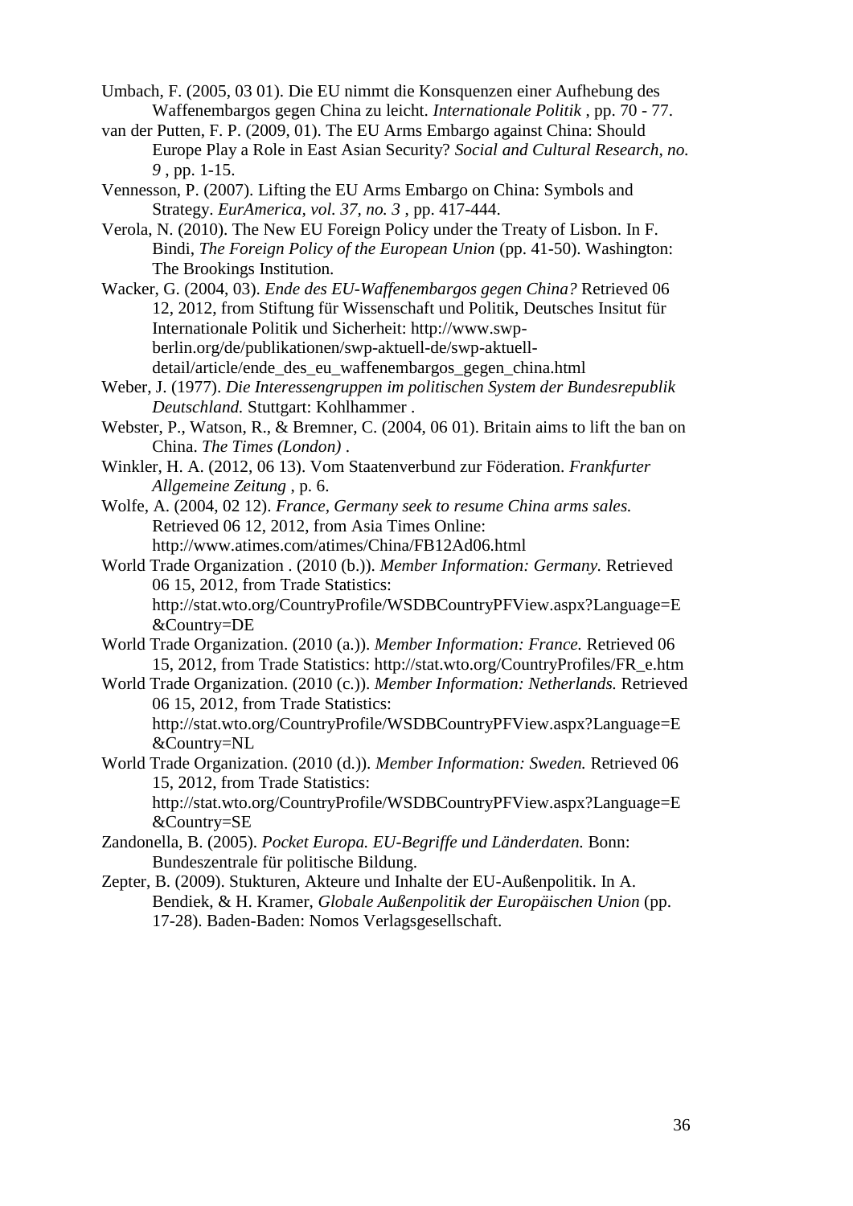Umbach, F. (2005, 03 01). Die EU nimmt die Konsquenzen einer Aufhebung des Waffenembargos gegen China zu leicht. *Internationale Politik* , pp. 70 - 77.

van der Putten, F. P. (2009, 01). The EU Arms Embargo against China: Should Europe Play a Role in East Asian Security? *Social and Cultural Research, no. 9* , pp. 1-15.

Vennesson, P. (2007). Lifting the EU Arms Embargo on China: Symbols and Strategy. *EurAmerica, vol. 37, no. 3* , pp. 417-444.

Verola, N. (2010). The New EU Foreign Policy under the Treaty of Lisbon. In F. Bindi, *The Foreign Policy of the European Union* (pp. 41-50). Washington: The Brookings Institution.

Wacker, G. (2004, 03). *Ende des EU-Waffenembargos gegen China?* Retrieved 06 12, 2012, from Stiftung für Wissenschaft und Politik, Deutsches Insitut für Internationale Politik und Sicherheit: http://www.swp-berlin.org/de/publikationen/swp-aktuell-de/swp-aktuell-detail/article/ende_des_eu_waffenembargos_gegen_china.html

Weber, J. (1977). *Die Interessengruppen im politischen System der Bundesrepublik Deutschland.* Stuttgart: Kohlhammer .

Webster, P., Watson, R., & Bremner, C. (2004, 06 01). Britain aims to lift the ban on China. *The Times (London)* .

Winkler, H. A. (2012, 06 13). Vom Staatenverbund zur Föderation. *Frankfurter Allgemeine Zeitung* , p. 6.

Wolfe, A. (2004, 02 12). *France, Germany seek to resume China arms sales.* Retrieved 06 12, 2012, from Asia Times Online: http://www.atimes.com/atimes/China/FB12Ad06.html

World Trade Organization . (2010 (b.)). *Member Information: Germany.* Retrieved 06 15, 2012, from Trade Statistics: http://stat.wto.org/CountryProfile/WSDBCountryPFView.aspx?Language=E&Country=DE

World Trade Organization. (2010 (a.)). *Member Information: France.* Retrieved 06 15, 2012, from Trade Statistics: http://stat.wto.org/CountryProfiles/FR_e.htm

World Trade Organization. (2010 (c.)). *Member Information: Netherlands.* Retrieved 06 15, 2012, from Trade Statistics: http://stat.wto.org/CountryProfile/WSDBCountryPFView.aspx?Language=E&Country=NL

World Trade Organization. (2010 (d.)). *Member Information: Sweden.* Retrieved 06 15, 2012, from Trade Statistics: http://stat.wto.org/CountryProfile/WSDBCountryPFView.aspx?Language=E&Country=SE

Zandonella, B. (2005). *Pocket Europa. EU-Begriffe und Länderdaten.* Bonn: Bundeszentrale für politische Bildung.

Zepter, B. (2009). Stukturen, Akteure und Inhalte der EU-Außenpolitik. In A. Bendiek, & H. Kramer, *Globale Außenpolitik der Europäischen Union* (pp. 17-28). Baden-Baden: Nomos Verlagsgesellschaft.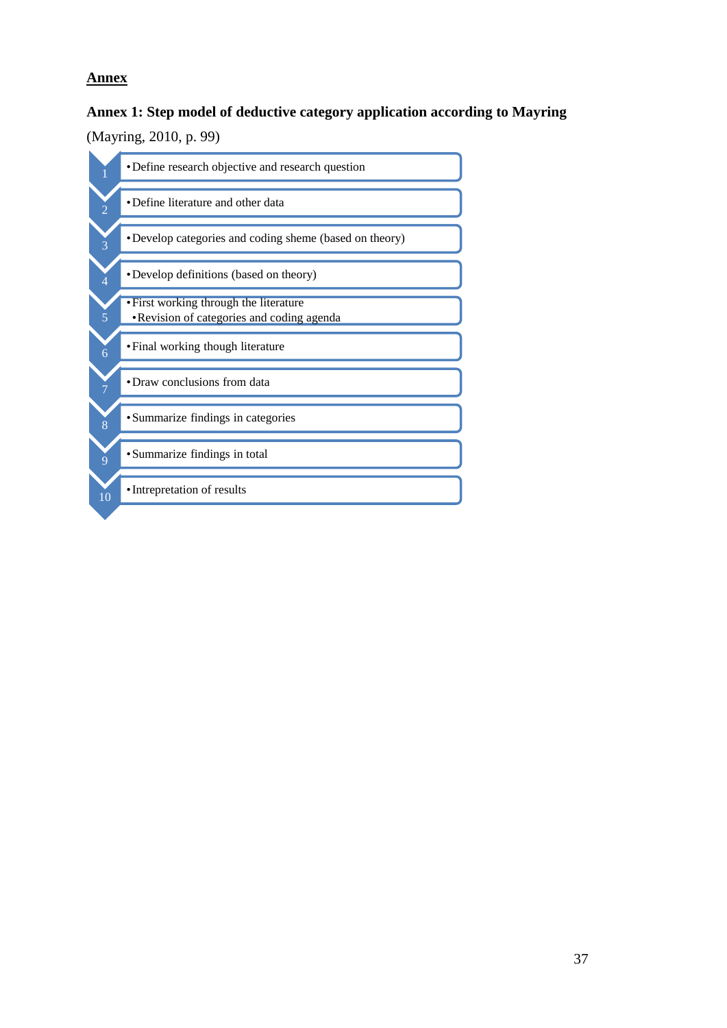# Annex

## Annex 1: Step model of deductive category application according to Mayring

(Mayring, 2010, p. 99)

1. • Define research objective and research question
2. • Define literature and other data
3. • Develop categories and coding sheme (based on theory)
4. • Develop definitions (based on theory)
5. • First working through the literature
   • Revision of categories and coding agenda
6. • Final working though literature
7. • Draw conclusions from data
8. • Summarize findings in categories
9. • Summarize findings in total
10. • Intrepretation of results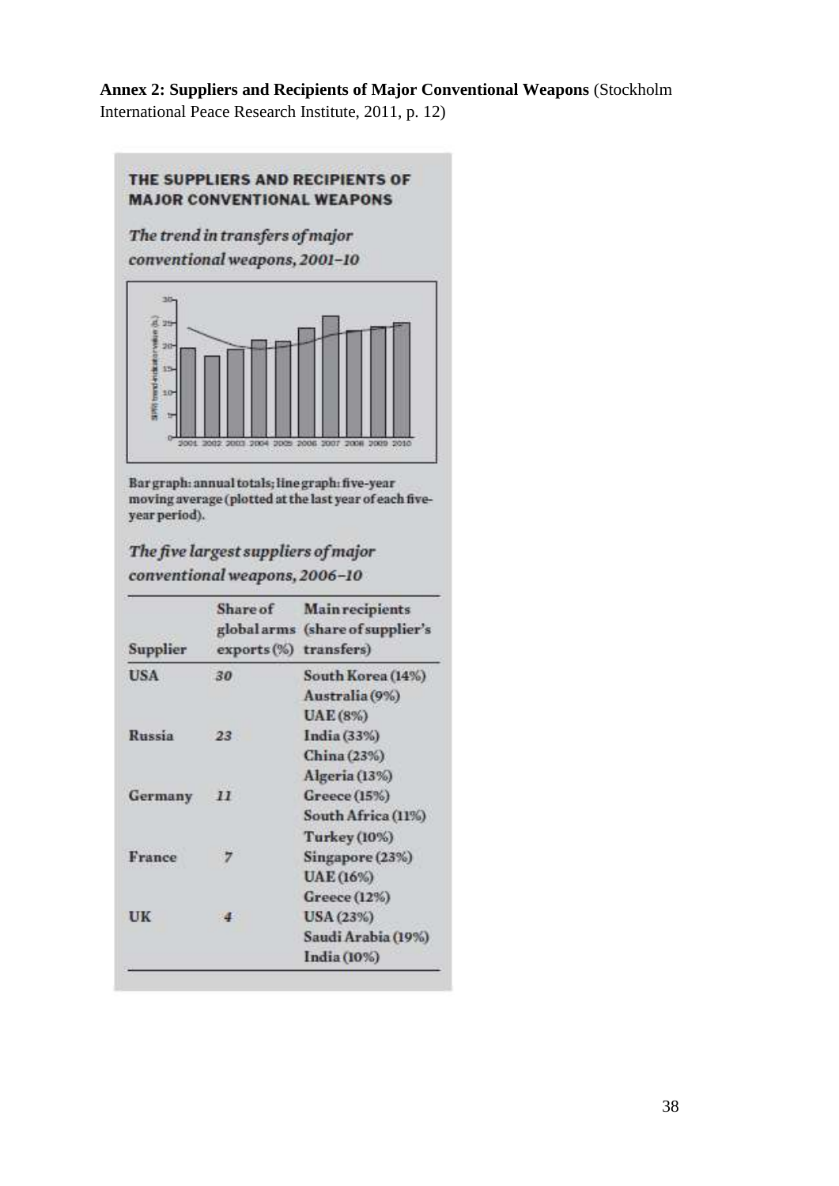**Annex 2: Suppliers and Recipients of Major Conventional Weapons** (Stockholm International Peace Research Institute, 2011, p. 12)

**THE SUPPLIERS AND RECIPIENTS OF MAJOR CONVENTIONAL WEAPONS**

*The trend in transfers of major conventional weapons, 2001–10*

Bar graph: annual totals; line graph: five-year moving average (plotted at the last year of each five-year period).

*The five largest suppliers of major conventional weapons, 2006–10*

| Supplier | Share of global arms exports (%) | Main recipients (share of supplier's transfers) |
|---|---|---|
| USA | 30 | South Korea (14%)<br>Australia (9%)<br>UAE (8%) |
| Russia | 23 | India (33%)<br>China (23%)<br>Algeria (13%) |
| Germany | 11 | Greece (15%)<br>South Africa (11%)<br>Turkey (10%) |
| France | 7 | Singapore (23%)<br>UAE (16%)<br>Greece (12%) |
| UK | 4 | USA (23%)<br>Saudi Arabia (19%)<br>India (10%) |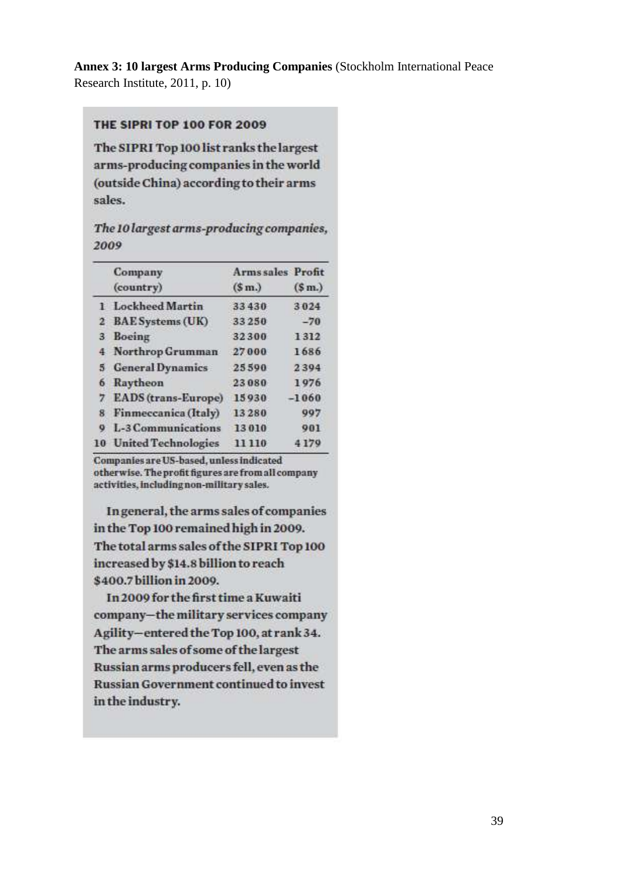**Annex 3: 10 largest Arms Producing Companies** (Stockholm International Peace Research Institute, 2011, p. 10)

**THE SIPRI TOP 100 FOR 2009**

**The SIPRI Top 100 list ranks the largest arms-producing companies in the world (outside China) according to their arms sales.**

***The 10 largest arms-producing companies, 2009***

| | Company (country) | Arms sales ($ m.) | Profit ($ m.) |
|---|---|---|---|
| 1 | Lockheed Martin | 33 430 | 3 024 |
| 2 | BAE Systems (UK) | 33 250 | −70 |
| 3 | Boeing | 32 300 | 1 312 |
| 4 | Northrop Grumman | 27 000 | 1 686 |
| 5 | General Dynamics | 25 590 | 2 394 |
| 6 | Raytheon | 23 080 | 1 976 |
| 7 | EADS (trans-Europe) | 15 930 | −1 060 |
| 8 | Finmeccanica (Italy) | 13 280 | 997 |
| 9 | L-3 Communications | 13 010 | 901 |
| 10 | United Technologies | 11 110 | 4 179 |

Companies are US-based, unless indicated otherwise. The profit figures are from all company activities, including non-military sales.

In general, the arms sales of companies in the Top 100 remained high in 2009. The total arms sales of the SIPRI Top 100 increased by $14.8 billion to reach $400.7 billion in 2009.

In 2009 for the first time a Kuwaiti company—the military services company Agility—entered the Top 100, at rank 34. The arms sales of some of the largest Russian arms producers fell, even as the Russian Government continued to invest in the industry.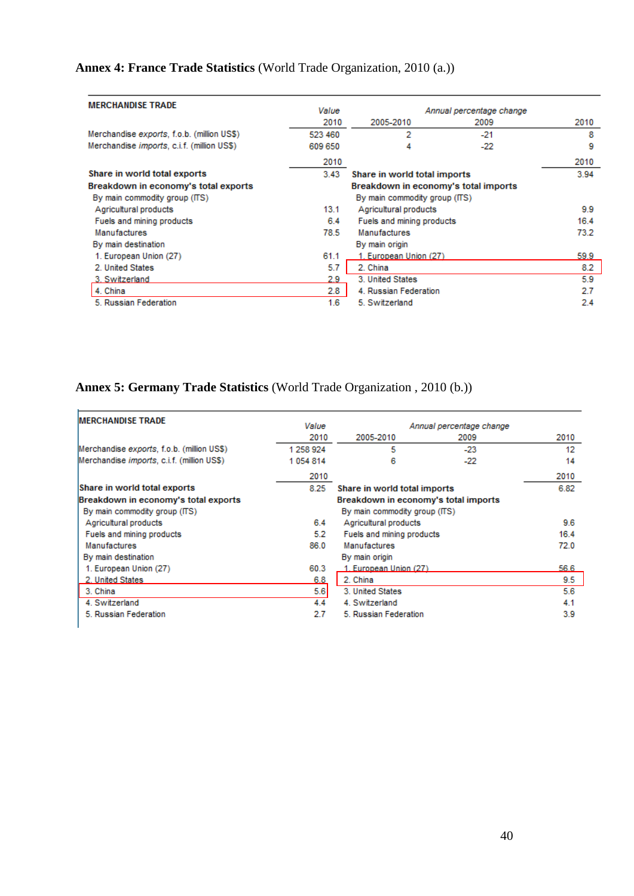**Annex 4: France Trade Statistics** (World Trade Organization, 2010 (a.))

| MERCHANDISE TRADE | Value | Annual percentage change | | |
|---|---|---|---|---|
| | 2010 | 2005-2010 | 2009 | 2010 |
| Merchandise *exports*, f.o.b. (million US$) | 523 460 | 2 | -21 | 8 |
| Merchandise *imports*, c.i.f. (million US$) | 609 650 | 4 | -22 | 9 |

| | 2010 | | 2010 |
|---|---|---|---|
| **Share in world total exports** | 3.43 | **Share in world total imports** | 3.94 |
| **Breakdown in economy's total exports** | | **Breakdown in economy's total imports** | |
| By main commodity group (ITS) | | By main commodity group (ITS) | |
| Agricultural products | 13.1 | Agricultural products | 9.9 |
| Fuels and mining products | 6.4 | Fuels and mining products | 16.4 |
| Manufactures | 78.5 | Manufactures | 73.2 |
| By main destination | | By main origin | |
| 1. European Union (27) | 61.1 | 1. European Union (27) | 59.9 |
| 2. United States | 5.7 | 2. China | 8.2 |
| 3. Switzerland | 2.9 | 3. United States | 5.9 |
| 4. China | 2.8 | 4. Russian Federation | 2.7 |
| 5. Russian Federation | 1.6 | 5. Switzerland | 2.4 |

**Annex 5: Germany Trade Statistics** (World Trade Organization , 2010 (b.))

| MERCHANDISE TRADE | Value | Annual percentage change | | |
|---|---|---|---|---|
| | 2010 | 2005-2010 | 2009 | 2010 |
| Merchandise *exports*, f.o.b. (million US$) | 1 258 924 | 5 | -23 | 12 |
| Merchandise *imports*, c.i.f. (million US$) | 1 054 814 | 6 | -22 | 14 |

| | 2010 | | 2010 |
|---|---|---|---|
| **Share in world total exports** | 8.25 | **Share in world total imports** | 6.82 |
| **Breakdown in economy's total exports** | | **Breakdown in economy's total imports** | |
| By main commodity group (ITS) | | By main commodity group (ITS) | |
| Agricultural products | 6.4 | Agricultural products | 9.6 |
| Fuels and mining products | 5.2 | Fuels and mining products | 16.4 |
| Manufactures | 86.0 | Manufactures | 72.0 |
| By main destination | | By main origin | |
| 1. European Union (27) | 60.3 | 1. European Union (27) | 56.6 |
| 2. United States | 6.8 | 2. China | 9.5 |
| 3. China | 5.6 | 3. United States | 5.6 |
| 4. Switzerland | 4.4 | 4. Switzerland | 4.1 |
| 5. Russian Federation | 2.7 | 5. Russian Federation | 3.9 |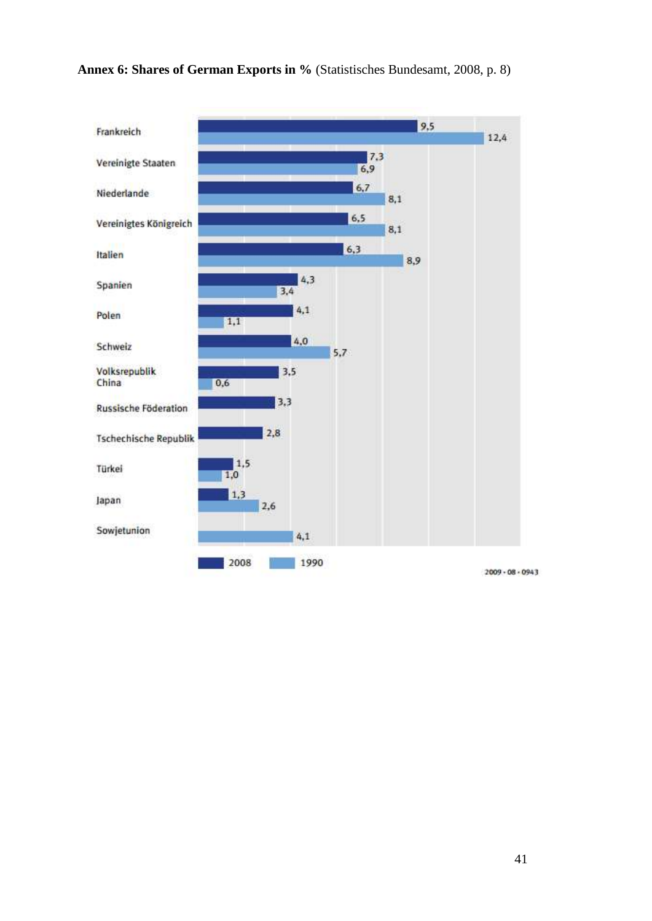**Annex 6: Shares of German Exports in %** (Statistisches Bundesamt, 2008, p. 8)

| | 2008 | 1990 |
|---|---|---|
| Frankreich | 9,5 | 12,4 |
| Vereinigte Staaten | 7,3 | 6,9 |
| Niederlande | 6,7 | 8,1 |
| Vereinigtes Königreich | 6,5 | 8,1 |
| Italien | 6,3 | 8,9 |
| Spanien | 4,3 | 3,4 |
| Polen | 4,1 | 1,1 |
| Schweiz | 4,0 | 5,7 |
| Volksrepublik China | 3,5 | 0,6 |
| Russische Föderation | 3,3 | |
| Tschechische Republik | 2,8 | |
| Türkei | 1,5 | 1,0 |
| Japan | 1,3 | 2,6 |
| Sowjetunion | | 4,1 |

2009 - 08 - 0943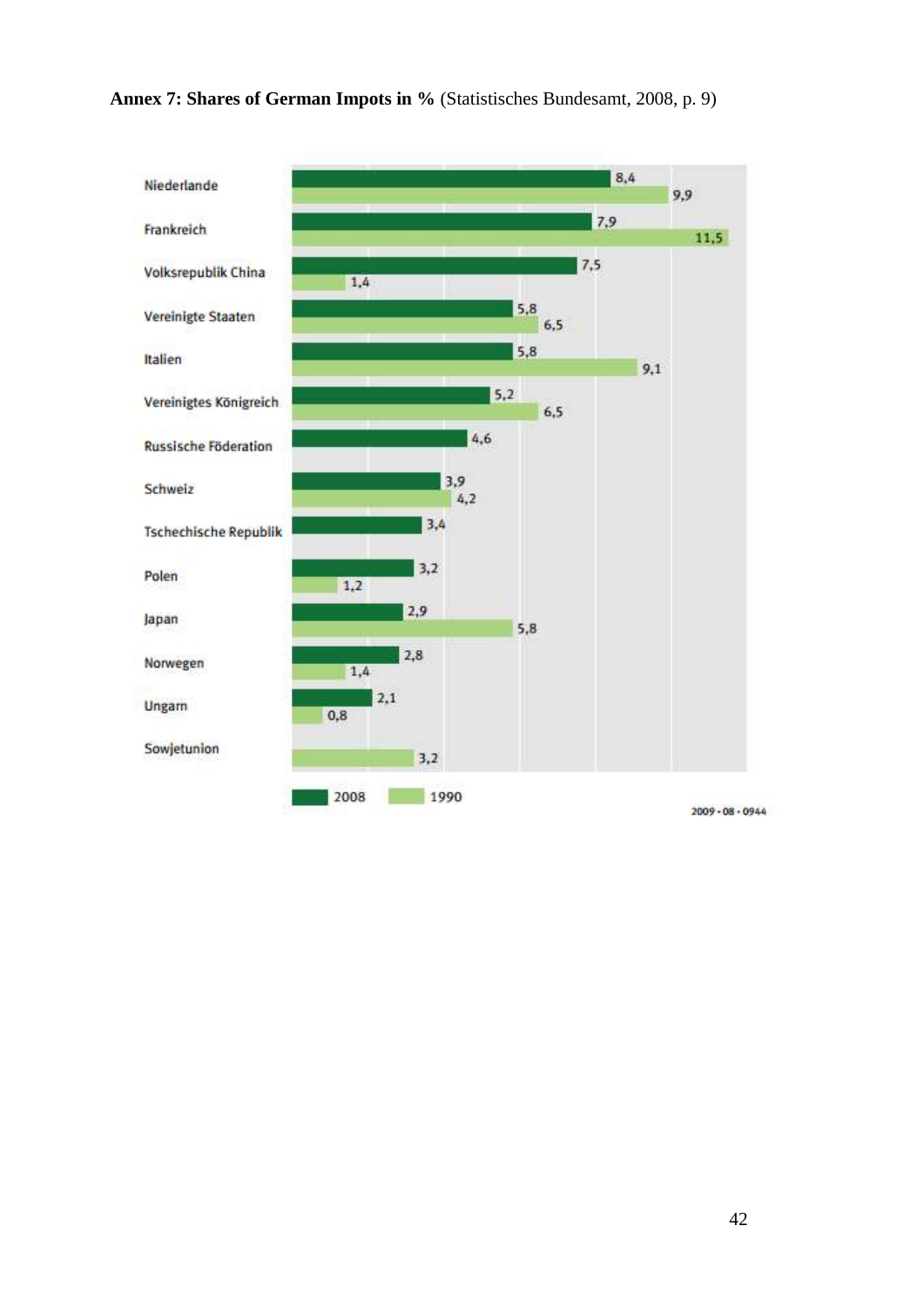**Annex 7: Shares of German Impots in %** (Statistisches Bundesamt, 2008, p. 9)

| | 2008 | 1990 |
|---|---|---|
| Niederlande | 8,4 | 9,9 |
| Frankreich | 7,9 | 11,5 |
| Volksrepublik China | 7,5 | 1,4 |
| Vereinigte Staaten | 5,8 | 6,5 |
| Italien | 5,8 | 9,1 |
| Vereinigtes Königreich | 5,2 | 6,5 |
| Russische Föderation | 4,6 | |
| Schweiz | 3,9 | 4,2 |
| Tschechische Republik | 3,4 | |
| Polen | 3,2 | 1,2 |
| Japan | 2,9 | 5,8 |
| Norwegen | 2,8 | 1,4 |
| Ungarn | 2,1 | 0,8 |
| Sowjetunion | | 3,2 |

2009 - 08 - 0944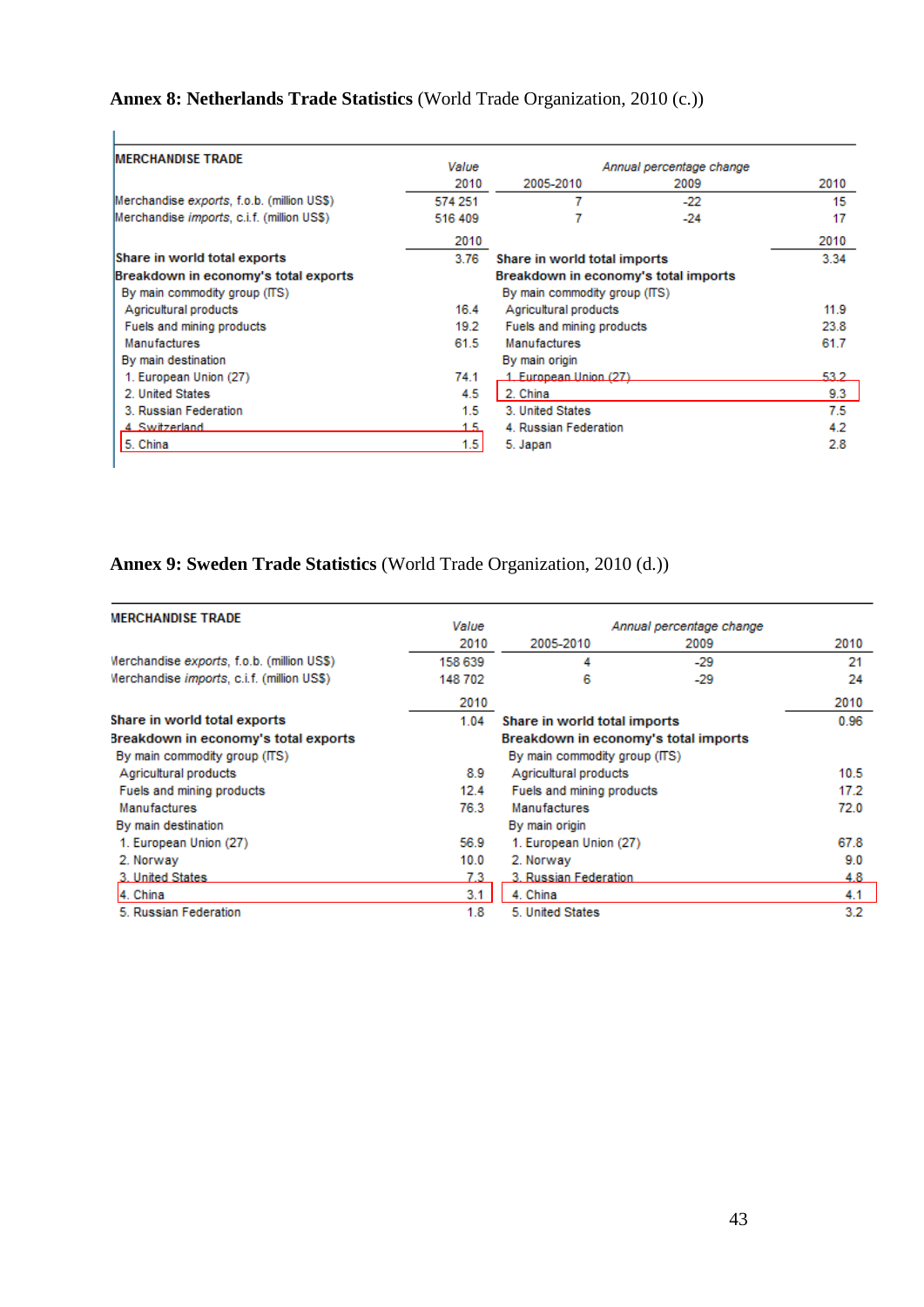**Annex 8: Netherlands Trade Statistics** (World Trade Organization, 2010 (c.))

| MERCHANDISE TRADE | Value | Annual percentage change | | |
|---|---|---|---|---|
| | 2010 | 2005-2010 | 2009 | 2010 |
| Merchandise *exports*, f.o.b. (million US$) | 574 251 | 7 | -22 | 15 |
| Merchandise *imports*, c.i.f. (million US$) | 516 409 | 7 | -24 | 17 |

| | 2010 | | 2010 |
|---|---|---|---|
| **Share in world total exports** | 3.76 | **Share in world total imports** | 3.34 |
| **Breakdown in economy's total exports** | | **Breakdown in economy's total imports** | |
| By main commodity group (ITS) | | By main commodity group (ITS) | |
| Agricultural products | 16.4 | Agricultural products | 11.9 |
| Fuels and mining products | 19.2 | Fuels and mining products | 23.8 |
| Manufactures | 61.5 | Manufactures | 61.7 |
| By main destination | | By main origin | |
| 1. European Union (27) | 74.1 | 1. European Union (27) | 53.2 |
| 2. United States | 4.5 | 2. China | 9.3 |
| 3. Russian Federation | 1.5 | 3. United States | 7.5 |
| 4. Switzerland | 1.5 | 4. Russian Federation | 4.2 |
| 5. China | 1.5 | 5. Japan | 2.8 |

**Annex 9: Sweden Trade Statistics** (World Trade Organization, 2010 (d.))

| MERCHANDISE TRADE | Value | Annual percentage change | | |
|---|---|---|---|---|
| | 2010 | 2005-2010 | 2009 | 2010 |
| Merchandise *exports*, f.o.b. (million US$) | 158 639 | 4 | -29 | 21 |
| Merchandise *imports*, c.i.f. (million US$) | 148 702 | 6 | -29 | 24 |

| | 2010 | | 2010 |
|---|---|---|---|
| **Share in world total exports** | 1.04 | **Share in world total imports** | 0.96 |
| **Breakdown in economy's total exports** | | **Breakdown in economy's total imports** | |
| By main commodity group (ITS) | | By main commodity group (ITS) | |
| Agricultural products | 8.9 | Agricultural products | 10.5 |
| Fuels and mining products | 12.4 | Fuels and mining products | 17.2 |
| Manufactures | 76.3 | Manufactures | 72.0 |
| By main destination | | By main origin | |
| 1. European Union (27) | 56.9 | 1. European Union (27) | 67.8 |
| 2. Norway | 10.0 | 2. Norway | 9.0 |
| 3. United States | 7.3 | 3. Russian Federation | 4.8 |
| 4. China | 3.1 | 4. China | 4.1 |
| 5. Russian Federation | 1.8 | 5. United States | 3.2 |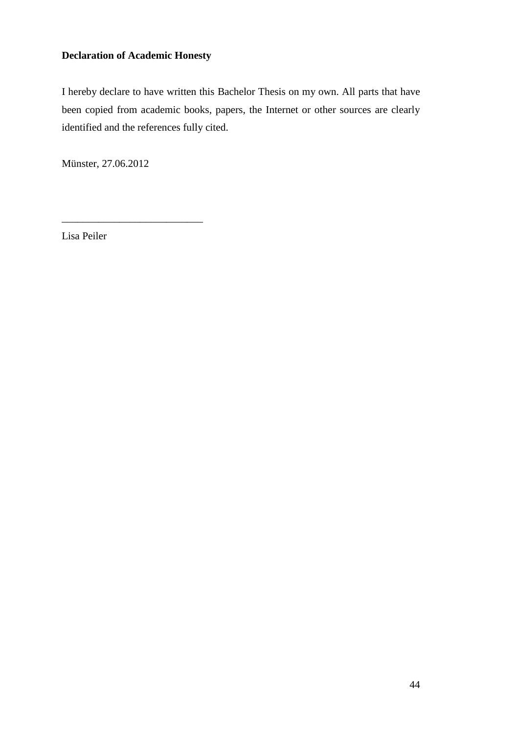**Declaration of Academic Honesty**

I hereby declare to have written this Bachelor Thesis on my own. All parts that have been copied from academic books, papers, the Internet or other sources are clearly identified and the references fully cited.

Münster, 27.06.2012

___________________________

Lisa Peiler